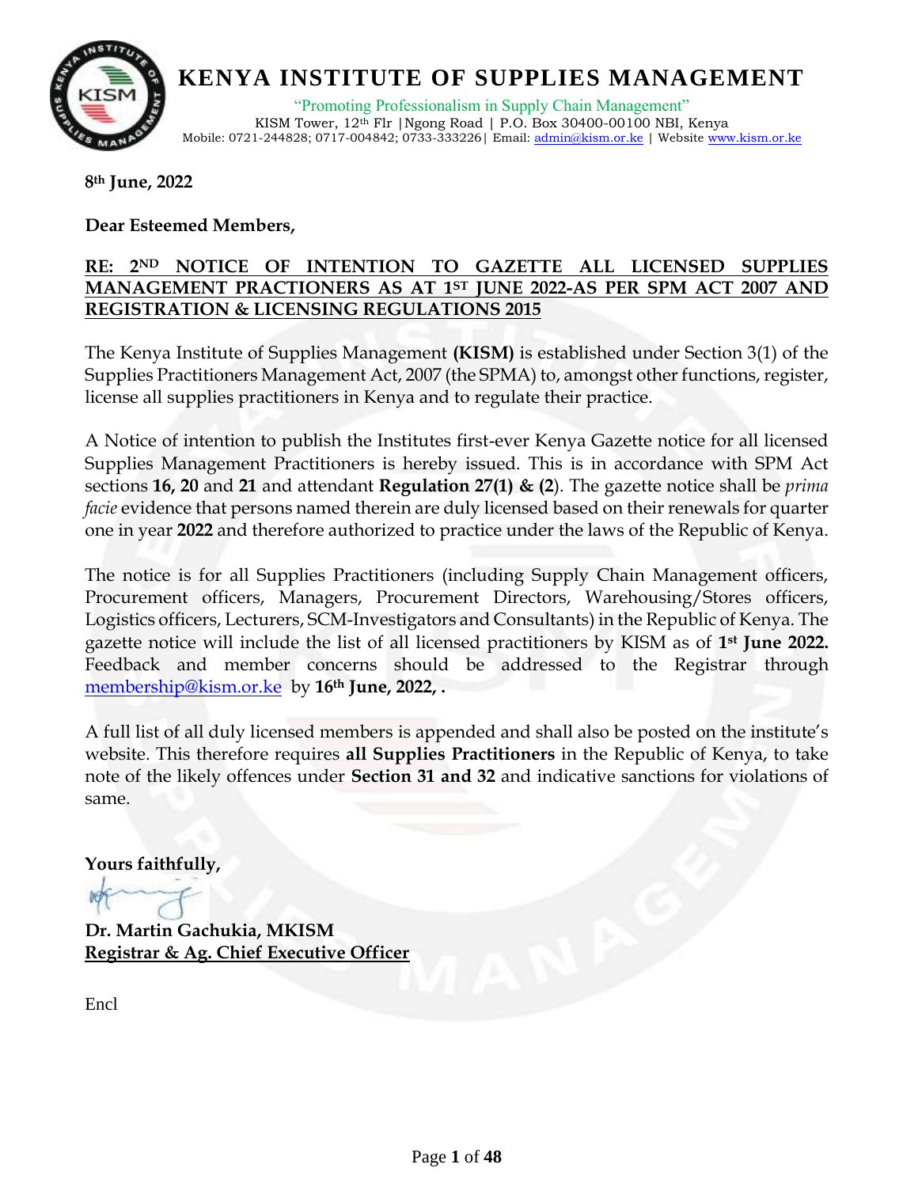# KENYA INSTITUTE OF SUPPLIES MANAGEMENT

"Promoting Professionalism in Supply Chain Management"

KISM Tower, 12th Flr |Ngong Road | P.O. Box 30400-00100 NBI, Kenya

Mobile: 0721-244828; 0717-004842; 0733-333226| Email: admin@kism.or.ke | Website www.kism.or.ke

**8th June, 2022**

**Dear Esteemed Members,**

**RE: 2ND NOTICE OF INTENTION TO GAZETTE ALL LICENSED SUPPLIES MANAGEMENT PRACTIONERS AS AT 1ST JUNE 2022-AS PER SPM ACT 2007 AND REGISTRATION & LICENSING REGULATIONS 2015**

The Kenya Institute of Supplies Management **(KISM)** is established under Section 3(1) of the Supplies Practitioners Management Act, 2007 (the SPMA) to, amongst other functions, register, license all supplies practitioners in Kenya and to regulate their practice.

A Notice of intention to publish the Institutes first-ever Kenya Gazette notice for all licensed Supplies Management Practitioners is hereby issued. This is in accordance with SPM Act sections **16, 20** and **21** and attendant **Regulation 27(1) & (2**). The gazette notice shall be *prima facie* evidence that persons named therein are duly licensed based on their renewals for quarter one in year **2022** and therefore authorized to practice under the laws of the Republic of Kenya.

The notice is for all Supplies Practitioners (including Supply Chain Management officers, Procurement officers, Managers, Procurement Directors, Warehousing/Stores officers, Logistics officers, Lecturers, SCM-Investigators and Consultants) in the Republic of Kenya. The gazette notice will include the list of all licensed practitioners by KISM as of **1st June 2022.** Feedback and member concerns should be addressed to the Registrar through membership@kism.or.ke by **16th June, 2022, .**

A full list of all duly licensed members is appended and shall also be posted on the institute's website. This therefore requires **all Supplies Practitioners** in the Republic of Kenya, to take note of the likely offences under **Section 31 and 32** and indicative sanctions for violations of same.

**Yours faithfully,**

**Dr. Martin Gachukia, MKISM**
**Registrar & Ag. Chief Executive Officer**

Encl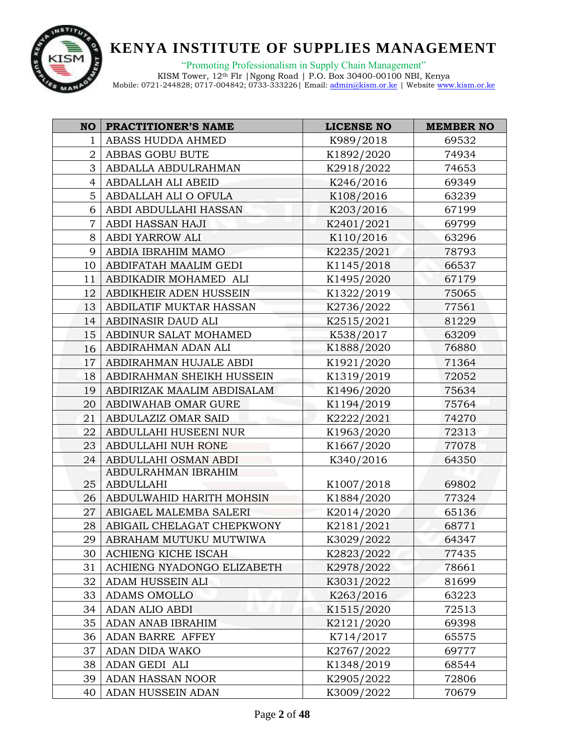# KENYA INSTITUTE OF SUPPLIES MANAGEMENT

"Promoting Professionalism in Supply Chain Management"

KISM Tower, 12th Flr |Ngong Road | P.O. Box 30400-00100 NBI, Kenya

Mobile: 0721-244828; 0717-004842; 0733-333226| Email: admin@kism.or.ke | Website www.kism.or.ke

| NO | PRACTITIONER'S NAME | LICENSE NO | MEMBER NO |
|---|---|---|---|
| 1 | ABASS HUDDA AHMED | K989/2018 | 69532 |
| 2 | ABBAS GOBU BUTE | K1892/2020 | 74934 |
| 3 | ABDALLA ABDULRAHMAN | K2918/2022 | 74653 |
| 4 | ABDALLAH ALI ABEID | K246/2016 | 69349 |
| 5 | ABDALLAH ALI O OFULA | K108/2016 | 63239 |
| 6 | ABDI ABDULLAHI HASSAN | K203/2016 | 67199 |
| 7 | ABDI HASSAN HAJI | K2401/2021 | 69799 |
| 8 | ABDI YARROW ALI | K110/2016 | 63296 |
| 9 | ABDIA IBRAHIM MAMO | K2235/2021 | 78793 |
| 10 | ABDIFATAH MAALIM GEDI | K1145/2018 | 66537 |
| 11 | ABDIKADIR MOHAMED ALI | K1495/2020 | 67179 |
| 12 | ABDIKHEIR ADEN HUSSEIN | K1322/2019 | 75065 |
| 13 | ABDILATIF MUKTAR HASSAN | K2736/2022 | 77561 |
| 14 | ABDINASIR DAUD ALI | K2515/2021 | 81229 |
| 15 | ABDINUR SALAT MOHAMED | K538/2017 | 63209 |
| 16 | ABDIRAHMAN ADAN ALI | K1888/2020 | 76880 |
| 17 | ABDIRAHMAN HUJALE ABDI | K1921/2020 | 71364 |
| 18 | ABDIRAHMAN SHEIKH HUSSEIN | K1319/2019 | 72052 |
| 19 | ABDIRIZAK MAALIM ABDISALAM | K1496/2020 | 75634 |
| 20 | ABDIWAHAB OMAR GURE | K1194/2019 | 75764 |
| 21 | ABDULAZIZ OMAR SAID | K2222/2021 | 74270 |
| 22 | ABDULLAHI HUSEENI NUR | K1963/2020 | 72313 |
| 23 | ABDULLAHI NUH RONE | K1667/2020 | 77078 |
| 24 | ABDULLAHI OSMAN ABDI | K340/2016 | 64350 |
| 25 | ABDULRAHMAN IBRAHIM ABDULLAHI | K1007/2018 | 69802 |
| 26 | ABDULWAHID HARITH MOHSIN | K1884/2020 | 77324 |
| 27 | ABIGAEL MALEMBA SALERI | K2014/2020 | 65136 |
| 28 | ABIGAIL CHELAGAT CHEPKWONY | K2181/2021 | 68771 |
| 29 | ABRAHAM MUTUKU MUTWIWA | K3029/2022 | 64347 |
| 30 | ACHIENG KICHE ISCAH | K2823/2022 | 77435 |
| 31 | ACHIENG NYADONGO ELIZABETH | K2978/2022 | 78661 |
| 32 | ADAM HUSSEIN ALI | K3031/2022 | 81699 |
| 33 | ADAMS OMOLLO | K263/2016 | 63223 |
| 34 | ADAN ALIO ABDI | K1515/2020 | 72513 |
| 35 | ADAN ANAB IBRAHIM | K2121/2020 | 69398 |
| 36 | ADAN BARRE AFFEY | K714/2017 | 65575 |
| 37 | ADAN DIDA WAKO | K2767/2022 | 69777 |
| 38 | ADAN GEDI ALI | K1348/2019 | 68544 |
| 39 | ADAN HASSAN NOOR | K2905/2022 | 72806 |
| 40 | ADAN HUSSEIN ADAN | K3009/2022 | 70679 |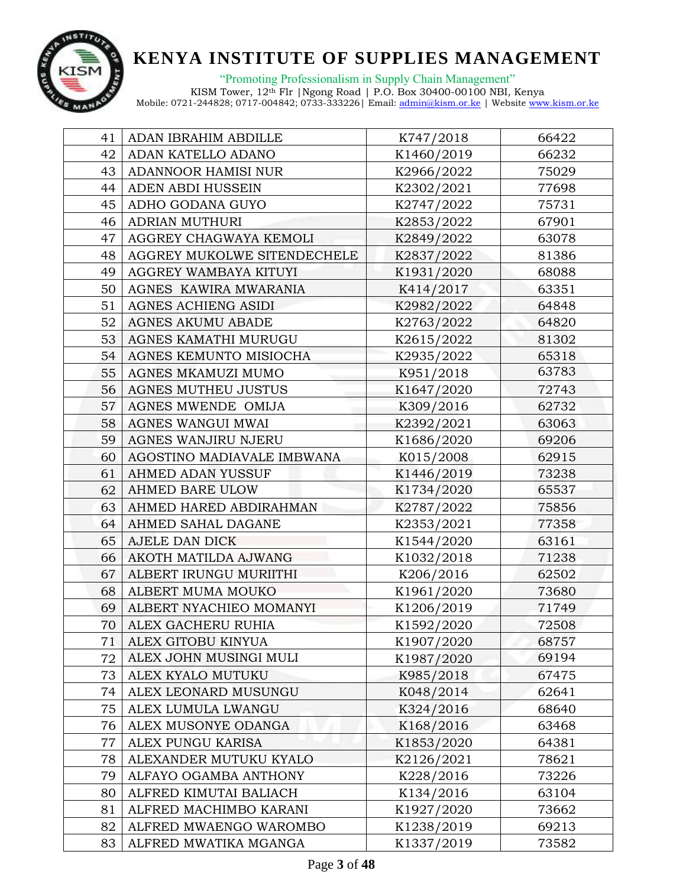# KENYA INSTITUTE OF SUPPLIES MANAGEMENT

"Promoting Professionalism in Supply Chain Management"

KISM Tower, 12th Flr |Ngong Road | P.O. Box 30400-00100 NBI, Kenya

Mobile: 0721-244828; 0717-004842; 0733-333226| Email: admin@kism.or.ke | Website www.kism.or.ke

| | | | |
|---|---|---|---|
| 41 | ADAN IBRAHIM ABDILLE | K747/2018 | 66422 |
| 42 | ADAN KATELLO ADANO | K1460/2019 | 66232 |
| 43 | ADANNOOR HAMISI NUR | K2966/2022 | 75029 |
| 44 | ADEN ABDI HUSSEIN | K2302/2021 | 77698 |
| 45 | ADHO GODANA GUYO | K2747/2022 | 75731 |
| 46 | ADRIAN MUTHURI | K2853/2022 | 67901 |
| 47 | AGGREY CHAGWAYA KEMOLI | K2849/2022 | 63078 |
| 48 | AGGREY MUKOLWE SITENDECHELE | K2837/2022 | 81386 |
| 49 | AGGREY WAMBAYA KITUYI | K1931/2020 | 68088 |
| 50 | AGNES KAWIRA MWARANIA | K414/2017 | 63351 |
| 51 | AGNES ACHIENG ASIDI | K2982/2022 | 64848 |
| 52 | AGNES AKUMU ABADE | K2763/2022 | 64820 |
| 53 | AGNES KAMATHI MURUGU | K2615/2022 | 81302 |
| 54 | AGNES KEMUNTO MISIOCHA | K2935/2022 | 65318 |
| 55 | AGNES MKAMUZI MUMO | K951/2018 | 63783 |
| 56 | AGNES MUTHEU JUSTUS | K1647/2020 | 72743 |
| 57 | AGNES MWENDE OMIJA | K309/2016 | 62732 |
| 58 | AGNES WANGUI MWAI | K2392/2021 | 63063 |
| 59 | AGNES WANJIRU NJERU | K1686/2020 | 69206 |
| 60 | AGOSTINO MADIAVALE IMBWANA | K015/2008 | 62915 |
| 61 | AHMED ADAN YUSSUF | K1446/2019 | 73238 |
| 62 | AHMED BARE ULOW | K1734/2020 | 65537 |
| 63 | AHMED HARED ABDIRAHMAN | K2787/2022 | 75856 |
| 64 | AHMED SAHAL DAGANE | K2353/2021 | 77358 |
| 65 | AJELE DAN DICK | K1544/2020 | 63161 |
| 66 | AKOTH MATILDA AJWANG | K1032/2018 | 71238 |
| 67 | ALBERT IRUNGU MURIITHI | K206/2016 | 62502 |
| 68 | ALBERT MUMA MOUKO | K1961/2020 | 73680 |
| 69 | ALBERT NYACHIEO MOMANYI | K1206/2019 | 71749 |
| 70 | ALEX GACHERU RUHIA | K1592/2020 | 72508 |
| 71 | ALEX GITOBU KINYUA | K1907/2020 | 68757 |
| 72 | ALEX JOHN MUSINGI MULI | K1987/2020 | 69194 |
| 73 | ALEX KYALO MUTUKU | K985/2018 | 67475 |
| 74 | ALEX LEONARD MUSUNGU | K048/2014 | 62641 |
| 75 | ALEX LUMULA LWANGU | K324/2016 | 68640 |
| 76 | ALEX MUSONYE ODANGA | K168/2016 | 63468 |
| 77 | ALEX PUNGU KARISA | K1853/2020 | 64381 |
| 78 | ALEXANDER MUTUKU KYALO | K2126/2021 | 78621 |
| 79 | ALFAYO OGAMBA ANTHONY | K228/2016 | 73226 |
| 80 | ALFRED KIMUTAI BALIACH | K134/2016 | 63104 |
| 81 | ALFRED MACHIMBO KARANI | K1927/2020 | 73662 |
| 82 | ALFRED MWAENGO WAROMBO | K1238/2019 | 69213 |
| 83 | ALFRED MWATIKA MGANGA | K1337/2019 | 73582 |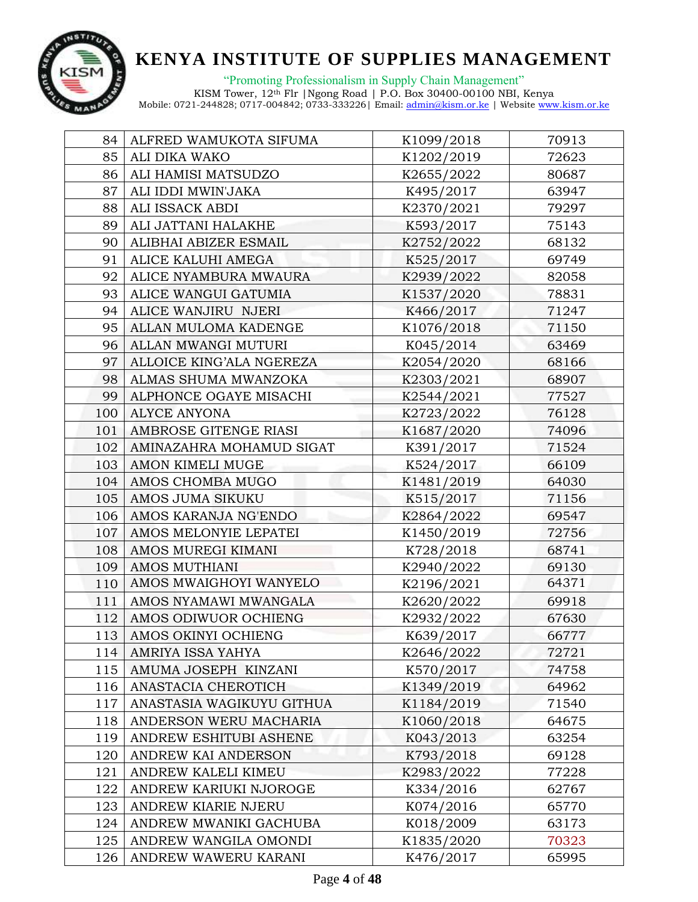| | | | |
|---|---|---|---|
| 84 | ALFRED WAMUKOTA SIFUMA | K1099/2018 | 70913 |
| 85 | ALI DIKA WAKO | K1202/2019 | 72623 |
| 86 | ALI HAMISI MATSUDZO | K2655/2022 | 80687 |
| 87 | ALI IDDI MWIN'JAKA | K495/2017 | 63947 |
| 88 | ALI ISSACK ABDI | K2370/2021 | 79297 |
| 89 | ALI JATTANI HALAKHE | K593/2017 | 75143 |
| 90 | ALIBHAI ABIZER ESMAIL | K2752/2022 | 68132 |
| 91 | ALICE KALUHI AMEGA | K525/2017 | 69749 |
| 92 | ALICE NYAMBURA MWAURA | K2939/2022 | 82058 |
| 93 | ALICE WANGUI GATUMIA | K1537/2020 | 78831 |
| 94 | ALICE WANJIRU NJERI | K466/2017 | 71247 |
| 95 | ALLAN MULOMA KADENGE | K1076/2018 | 71150 |
| 96 | ALLAN MWANGI MUTURI | K045/2014 | 63469 |
| 97 | ALLOICE KING'ALA NGEREZA | K2054/2020 | 68166 |
| 98 | ALMAS SHUMA MWANZOKA | K2303/2021 | 68907 |
| 99 | ALPHONCE OGAYE MISACHI | K2544/2021 | 77527 |
| 100 | ALYCE ANYONA | K2723/2022 | 76128 |
| 101 | AMBROSE GITENGE RIASI | K1687/2020 | 74096 |
| 102 | AMINAZAHRA MOHAMUD SIGAT | K391/2017 | 71524 |
| 103 | AMON KIMELI MUGE | K524/2017 | 66109 |
| 104 | AMOS CHOMBA MUGO | K1481/2019 | 64030 |
| 105 | AMOS JUMA SIKUKU | K515/2017 | 71156 |
| 106 | AMOS KARANJA NG'ENDO | K2864/2022 | 69547 |
| 107 | AMOS MELONYIE LEPATEI | K1450/2019 | 72756 |
| 108 | AMOS MUREGI KIMANI | K728/2018 | 68741 |
| 109 | AMOS MUTHIANI | K2940/2022 | 69130 |
| 110 | AMOS MWAIGHOYI WANYELO | K2196/2021 | 64371 |
| 111 | AMOS NYAMAWI MWANGALA | K2620/2022 | 69918 |
| 112 | AMOS ODIWUOR OCHIENG | K2932/2022 | 67630 |
| 113 | AMOS OKINYI OCHIENG | K639/2017 | 66777 |
| 114 | AMRIYA ISSA YAHYA | K2646/2022 | 72721 |
| 115 | AMUMA JOSEPH KINZANI | K570/2017 | 74758 |
| 116 | ANASTACIA CHEROTICH | K1349/2019 | 64962 |
| 117 | ANASTASIA WAGIKUYU GITHUA | K1184/2019 | 71540 |
| 118 | ANDERSON WERU MACHARIA | K1060/2018 | 64675 |
| 119 | ANDREW ESHITUBI ASHENE | K043/2013 | 63254 |
| 120 | ANDREW KAI ANDERSON | K793/2018 | 69128 |
| 121 | ANDREW KALELI KIMEU | K2983/2022 | 77228 |
| 122 | ANDREW KARIUKI NJOROGE | K334/2016 | 62767 |
| 123 | ANDREW KIARIE NJERU | K074/2016 | 65770 |
| 124 | ANDREW MWANIKI GACHUBA | K018/2009 | 63173 |
| 125 | ANDREW WANGILA OMONDI | K1835/2020 | 70323 |
| 126 | ANDREW WAWERU KARANI | K476/2017 | 65995 |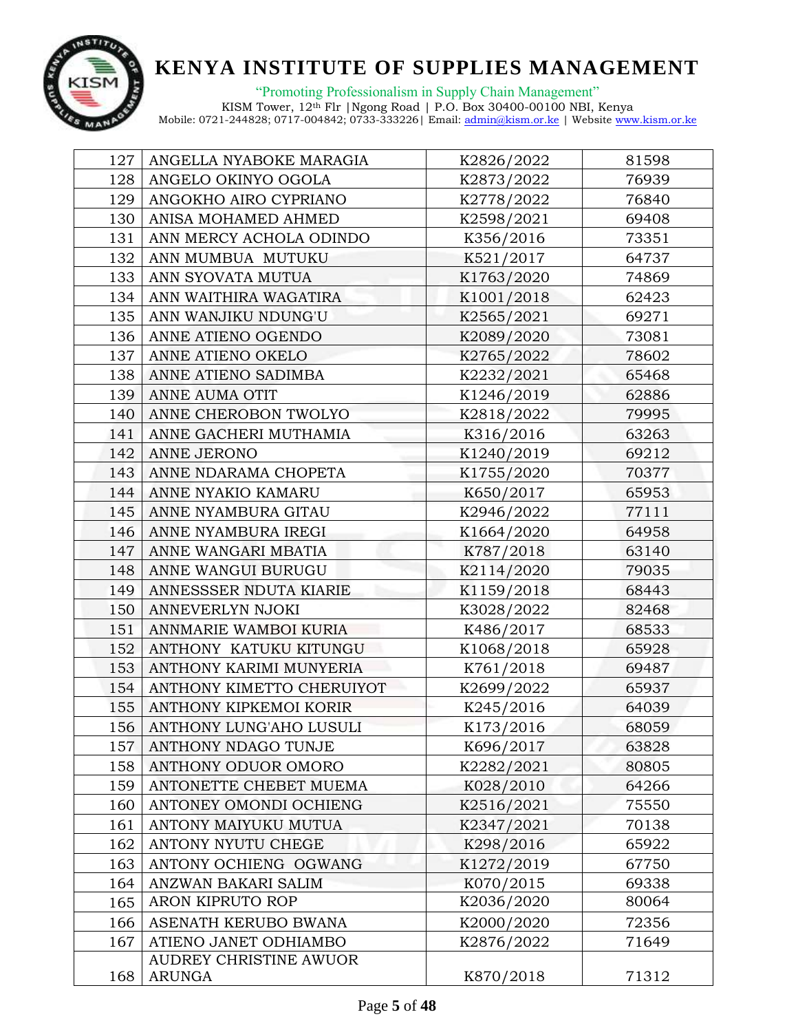| 127 | ANGELLA NYABOKE MARAGIA | K2826/2022 | 81598 |
|---|---|---|---|
| 128 | ANGELO OKINYO OGOLA | K2873/2022 | 76939 |
| 129 | ANGOKHO AIRO CYPRIANO | K2778/2022 | 76840 |
| 130 | ANISA MOHAMED AHMED | K2598/2021 | 69408 |
| 131 | ANN MERCY ACHOLA ODINDO | K356/2016 | 73351 |
| 132 | ANN MUMBUA MUTUKU | K521/2017 | 64737 |
| 133 | ANN SYOVATA MUTUA | K1763/2020 | 74869 |
| 134 | ANN WAITHIRA WAGATIRA | K1001/2018 | 62423 |
| 135 | ANN WANJIKU NDUNG'U | K2565/2021 | 69271 |
| 136 | ANNE ATIENO OGENDO | K2089/2020 | 73081 |
| 137 | ANNE ATIENO OKELO | K2765/2022 | 78602 |
| 138 | ANNE ATIENO SADIMBA | K2232/2021 | 65468 |
| 139 | ANNE AUMA OTIT | K1246/2019 | 62886 |
| 140 | ANNE CHEROBON TWOLYO | K2818/2022 | 79995 |
| 141 | ANNE GACHERI MUTHAMIA | K316/2016 | 63263 |
| 142 | ANNE JERONO | K1240/2019 | 69212 |
| 143 | ANNE NDARAMA CHOPETA | K1755/2020 | 70377 |
| 144 | ANNE NYAKIO KAMARU | K650/2017 | 65953 |
| 145 | ANNE NYAMBURA GITAU | K2946/2022 | 77111 |
| 146 | ANNE NYAMBURA IREGI | K1664/2020 | 64958 |
| 147 | ANNE WANGARI MBATIA | K787/2018 | 63140 |
| 148 | ANNE WANGUI BURUGU | K2114/2020 | 79035 |
| 149 | ANNESSSER NDUTA KIARIE | K1159/2018 | 68443 |
| 150 | ANNEVERLYN NJOKI | K3028/2022 | 82468 |
| 151 | ANNMARIE WAMBOI KURIA | K486/2017 | 68533 |
| 152 | ANTHONY KATUKU KITUNGU | K1068/2018 | 65928 |
| 153 | ANTHONY KARIMI MUNYERIA | K761/2018 | 69487 |
| 154 | ANTHONY KIMETTO CHERUIYOT | K2699/2022 | 65937 |
| 155 | ANTHONY KIPKEMOI KORIR | K245/2016 | 64039 |
| 156 | ANTHONY LUNG'AHO LUSULI | K173/2016 | 68059 |
| 157 | ANTHONY NDAGO TUNJE | K696/2017 | 63828 |
| 158 | ANTHONY ODUOR OMORO | K2282/2021 | 80805 |
| 159 | ANTONETTE CHEBET MUEMA | K028/2010 | 64266 |
| 160 | ANTONEY OMONDI OCHIENG | K2516/2021 | 75550 |
| 161 | ANTONY MAIYUKU MUTUA | K2347/2021 | 70138 |
| 162 | ANTONY NYUTU CHEGE | K298/2016 | 65922 |
| 163 | ANTONY OCHIENG OGWANG | K1272/2019 | 67750 |
| 164 | ANZWAN BAKARI SALIM | K070/2015 | 69338 |
| 165 | ARON KIPRUTO ROP | K2036/2020 | 80064 |
| 166 | ASENATH KERUBO BWANA | K2000/2020 | 72356 |
| 167 | ATIENO JANET ODHIAMBO | K2876/2022 | 71649 |
| 168 | AUDREY CHRISTINE AWUOR ARUNGA | K870/2018 | 71312 |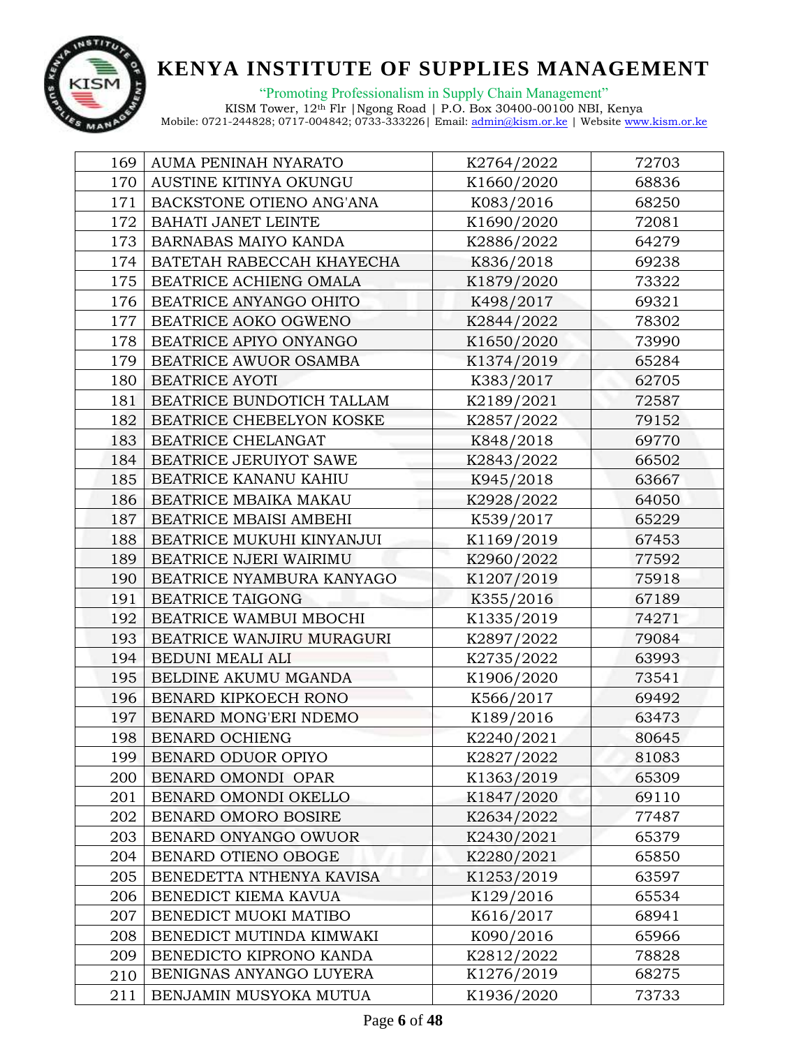# KENYA INSTITUTE OF SUPPLIES MANAGEMENT

"Promoting Professionalism in Supply Chain Management"

KISM Tower, 12th Flr |Ngong Road | P.O. Box 30400-00100 NBI, Kenya
Mobile: 0721-244828; 0717-004842; 0733-333226| Email: admin@kism.or.ke | Website www.kism.or.ke

| 169 | AUMA PENINAH NYARATO | K2764/2022 | 72703 |
|---|---|---|---|
| 170 | AUSTINE KITINYA OKUNGU | K1660/2020 | 68836 |
| 171 | BACKSTONE OTIENO ANG'ANA | K083/2016 | 68250 |
| 172 | BAHATI JANET LEINTE | K1690/2020 | 72081 |
| 173 | BARNABAS MAIYO KANDA | K2886/2022 | 64279 |
| 174 | BATETAH RABECCAH KHAYECHA | K836/2018 | 69238 |
| 175 | BEATRICE ACHIENG OMALA | K1879/2020 | 73322 |
| 176 | BEATRICE ANYANGO OHITO | K498/2017 | 69321 |
| 177 | BEATRICE AOKO OGWENO | K2844/2022 | 78302 |
| 178 | BEATRICE APIYO ONYANGO | K1650/2020 | 73990 |
| 179 | BEATRICE AWUOR OSAMBA | K1374/2019 | 65284 |
| 180 | BEATRICE AYOTI | K383/2017 | 62705 |
| 181 | BEATRICE BUNDOTICH TALLAM | K2189/2021 | 72587 |
| 182 | BEATRICE CHEBELYON KOSKE | K2857/2022 | 79152 |
| 183 | BEATRICE CHELANGAT | K848/2018 | 69770 |
| 184 | BEATRICE JERUIYOT SAWE | K2843/2022 | 66502 |
| 185 | BEATRICE KANANU KAHIU | K945/2018 | 63667 |
| 186 | BEATRICE MBAIKA MAKAU | K2928/2022 | 64050 |
| 187 | BEATRICE MBAISI AMBEHI | K539/2017 | 65229 |
| 188 | BEATRICE MUKUHI KINYANJUI | K1169/2019 | 67453 |
| 189 | BEATRICE NJERI WAIRIMU | K2960/2022 | 77592 |
| 190 | BEATRICE NYAMBURA KANYAGO | K1207/2019 | 75918 |
| 191 | BEATRICE TAIGONG | K355/2016 | 67189 |
| 192 | BEATRICE WAMBUI MBOCHI | K1335/2019 | 74271 |
| 193 | BEATRICE WANJIRU MURAGURI | K2897/2022 | 79084 |
| 194 | BEDUNI MEALI ALI | K2735/2022 | 63993 |
| 195 | BELDINE AKUMU MGANDA | K1906/2020 | 73541 |
| 196 | BENARD KIPKOECH RONO | K566/2017 | 69492 |
| 197 | BENARD MONG'ERI NDEMO | K189/2016 | 63473 |
| 198 | BENARD OCHIENG | K2240/2021 | 80645 |
| 199 | BENARD ODUOR OPIYO | K2827/2022 | 81083 |
| 200 | BENARD OMONDI OPAR | K1363/2019 | 65309 |
| 201 | BENARD OMONDI OKELLO | K1847/2020 | 69110 |
| 202 | BENARD OMORO BOSIRE | K2634/2022 | 77487 |
| 203 | BENARD ONYANGO OWUOR | K2430/2021 | 65379 |
| 204 | BENARD OTIENO OBOGE | K2280/2021 | 65850 |
| 205 | BENEDETTA NTHENYA KAVISA | K1253/2019 | 63597 |
| 206 | BENEDICT KIEMA KAVUA | K129/2016 | 65534 |
| 207 | BENEDICT MUOKI MATIBO | K616/2017 | 68941 |
| 208 | BENEDICT MUTINDA KIMWAKI | K090/2016 | 65966 |
| 209 | BENEDICTO KIPRONO KANDA | K2812/2022 | 78828 |
| 210 | BENIGNAS ANYANGO LUYERA | K1276/2019 | 68275 |
| 211 | BENJAMIN MUSYOKA MUTUA | K1936/2020 | 73733 |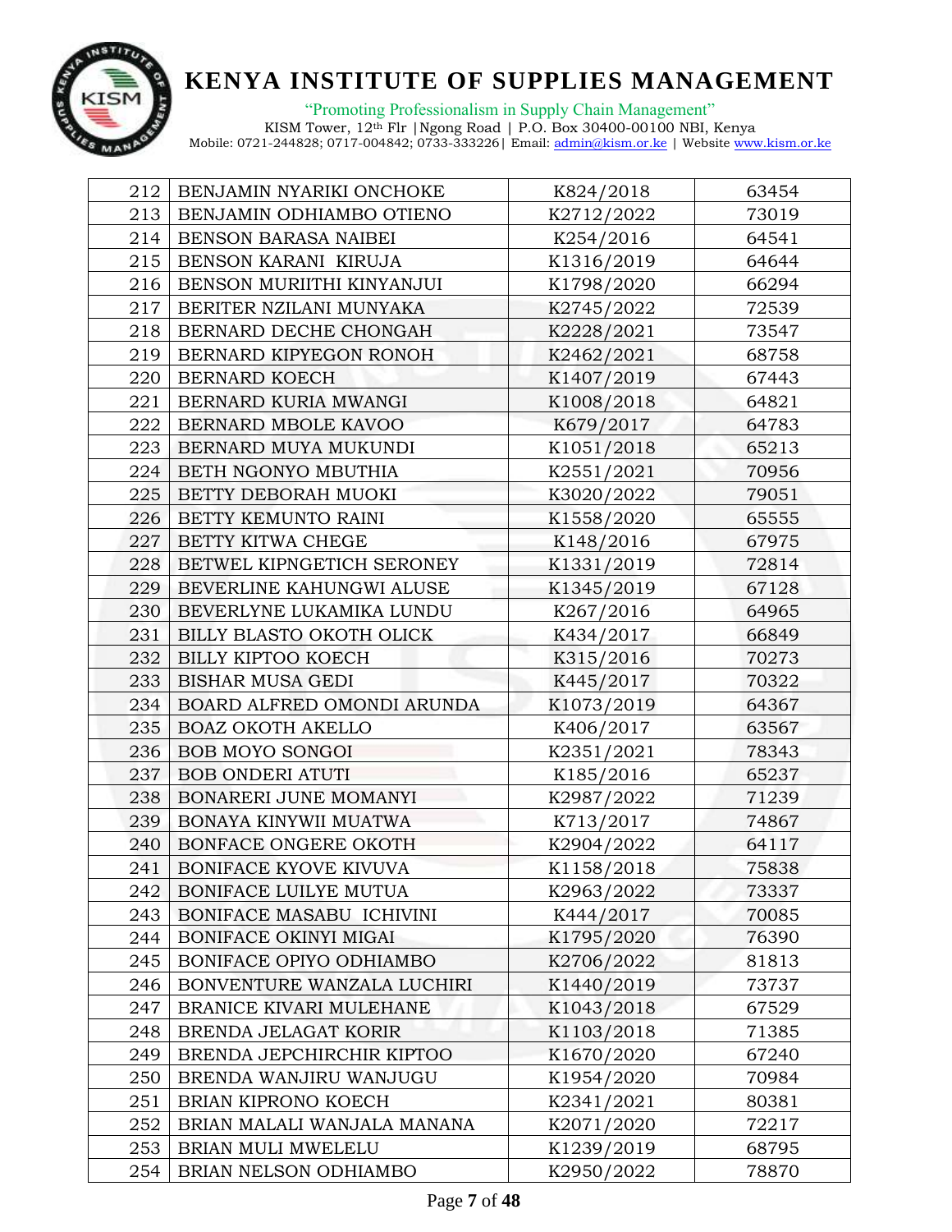| 212 | BENJAMIN NYARIKI ONCHOKE | K824/2018 | 63454 |
|---|---|---|---|
| 213 | BENJAMIN ODHIAMBO OTIENO | K2712/2022 | 73019 |
| 214 | BENSON BARASA NAIBEI | K254/2016 | 64541 |
| 215 | BENSON KARANI KIRUJA | K1316/2019 | 64644 |
| 216 | BENSON MURIITHI KINYANJUI | K1798/2020 | 66294 |
| 217 | BERITER NZILANI MUNYAKA | K2745/2022 | 72539 |
| 218 | BERNARD DECHE CHONGAH | K2228/2021 | 73547 |
| 219 | BERNARD KIPYEGON RONOH | K2462/2021 | 68758 |
| 220 | BERNARD KOECH | K1407/2019 | 67443 |
| 221 | BERNARD KURIA MWANGI | K1008/2018 | 64821 |
| 222 | BERNARD MBOLE KAVOO | K679/2017 | 64783 |
| 223 | BERNARD MUYA MUKUNDI | K1051/2018 | 65213 |
| 224 | BETH NGONYO MBUTHIA | K2551/2021 | 70956 |
| 225 | BETTY DEBORAH MUOKI | K3020/2022 | 79051 |
| 226 | BETTY KEMUNTO RAINI | K1558/2020 | 65555 |
| 227 | BETTY KITWA CHEGE | K148/2016 | 67975 |
| 228 | BETWEL KIPNGETICH SERONEY | K1331/2019 | 72814 |
| 229 | BEVERLINE KAHUNGWI ALUSE | K1345/2019 | 67128 |
| 230 | BEVERLYNE LUKAMIKA LUNDU | K267/2016 | 64965 |
| 231 | BILLY BLASTO OKOTH OLICK | K434/2017 | 66849 |
| 232 | BILLY KIPTOO KOECH | K315/2016 | 70273 |
| 233 | BISHAR MUSA GEDI | K445/2017 | 70322 |
| 234 | BOARD ALFRED OMONDI ARUNDA | K1073/2019 | 64367 |
| 235 | BOAZ OKOTH AKELLO | K406/2017 | 63567 |
| 236 | BOB MOYO SONGOI | K2351/2021 | 78343 |
| 237 | BOB ONDERI ATUTI | K185/2016 | 65237 |
| 238 | BONARERI JUNE MOMANYI | K2987/2022 | 71239 |
| 239 | BONAYA KINYWII MUATWA | K713/2017 | 74867 |
| 240 | BONFACE ONGERE OKOTH | K2904/2022 | 64117 |
| 241 | BONIFACE KYOVE KIVUVA | K1158/2018 | 75838 |
| 242 | BONIFACE LUILYE MUTUA | K2963/2022 | 73337 |
| 243 | BONIFACE MASABU ICHIVINI | K444/2017 | 70085 |
| 244 | BONIFACE OKINYI MIGAI | K1795/2020 | 76390 |
| 245 | BONIFACE OPIYO ODHIAMBO | K2706/2022 | 81813 |
| 246 | BONVENTURE WANZALA LUCHIRI | K1440/2019 | 73737 |
| 247 | BRANICE KIVARI MULEHANE | K1043/2018 | 67529 |
| 248 | BRENDA JELAGAT KORIR | K1103/2018 | 71385 |
| 249 | BRENDA JEPCHIRCHIR KIPTOO | K1670/2020 | 67240 |
| 250 | BRENDA WANJIRU WANJUGU | K1954/2020 | 70984 |
| 251 | BRIAN KIPRONO KOECH | K2341/2021 | 80381 |
| 252 | BRIAN MALALI WANJALA MANANA | K2071/2020 | 72217 |
| 253 | BRIAN MULI MWELELU | K1239/2019 | 68795 |
| 254 | BRIAN NELSON ODHIAMBO | K2950/2022 | 78870 |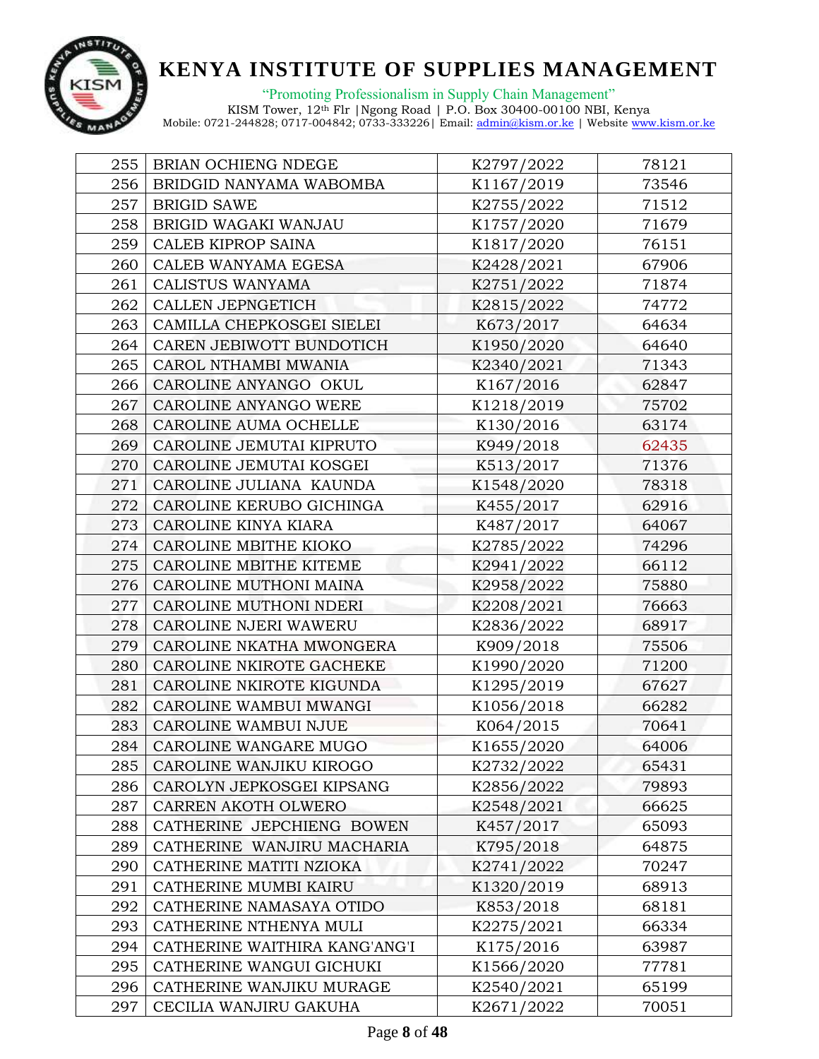| 255 | BRIAN OCHIENG NDEGE | K2797/2022 | 78121 |
|---|---|---|---|
| 256 | BRIDGID NANYAMA WABOMBA | K1167/2019 | 73546 |
| 257 | BRIGID SAWE | K2755/2022 | 71512 |
| 258 | BRIGID WAGAKI WANJAU | K1757/2020 | 71679 |
| 259 | CALEB KIPROP SAINA | K1817/2020 | 76151 |
| 260 | CALEB WANYAMA EGESA | K2428/2021 | 67906 |
| 261 | CALISTUS WANYAMA | K2751/2022 | 71874 |
| 262 | CALLEN JEPNGETICH | K2815/2022 | 74772 |
| 263 | CAMILLA CHEPKOSGEI SIELEI | K673/2017 | 64634 |
| 264 | CAREN JEBIWOTT BUNDOTICH | K1950/2020 | 64640 |
| 265 | CAROL NTHAMBI MWANIA | K2340/2021 | 71343 |
| 266 | CAROLINE ANYANGO OKUL | K167/2016 | 62847 |
| 267 | CAROLINE ANYANGO WERE | K1218/2019 | 75702 |
| 268 | CAROLINE AUMA OCHELLE | K130/2016 | 63174 |
| 269 | CAROLINE JEMUTAI KIPRUTO | K949/2018 | 62435 |
| 270 | CAROLINE JEMUTAI KOSGEI | K513/2017 | 71376 |
| 271 | CAROLINE JULIANA KAUNDA | K1548/2020 | 78318 |
| 272 | CAROLINE KERUBO GICHINGA | K455/2017 | 62916 |
| 273 | CAROLINE KINYA KIARA | K487/2017 | 64067 |
| 274 | CAROLINE MBITHE KIOKO | K2785/2022 | 74296 |
| 275 | CAROLINE MBITHE KITEME | K2941/2022 | 66112 |
| 276 | CAROLINE MUTHONI MAINA | K2958/2022 | 75880 |
| 277 | CAROLINE MUTHONI NDERI | K2208/2021 | 76663 |
| 278 | CAROLINE NJERI WAWERU | K2836/2022 | 68917 |
| 279 | CAROLINE NKATHA MWONGERA | K909/2018 | 75506 |
| 280 | CAROLINE NKIROTE GACHEKE | K1990/2020 | 71200 |
| 281 | CAROLINE NKIROTE KIGUNDA | K1295/2019 | 67627 |
| 282 | CAROLINE WAMBUI MWANGI | K1056/2018 | 66282 |
| 283 | CAROLINE WAMBUI NJUE | K064/2015 | 70641 |
| 284 | CAROLINE WANGARE MUGO | K1655/2020 | 64006 |
| 285 | CAROLINE WANJIKU KIROGO | K2732/2022 | 65431 |
| 286 | CAROLYN JEPKOSGEI KIPSANG | K2856/2022 | 79893 |
| 287 | CARREN AKOTH OLWERO | K2548/2021 | 66625 |
| 288 | CATHERINE JEPCHIENG BOWEN | K457/2017 | 65093 |
| 289 | CATHERINE WANJIRU MACHARIA | K795/2018 | 64875 |
| 290 | CATHERINE MATITI NZIOKA | K2741/2022 | 70247 |
| 291 | CATHERINE MUMBI KAIRU | K1320/2019 | 68913 |
| 292 | CATHERINE NAMASAYA OTIDO | K853/2018 | 68181 |
| 293 | CATHERINE NTHENYA MULI | K2275/2021 | 66334 |
| 294 | CATHERINE WAITHIRA KANG'ANG'I | K175/2016 | 63987 |
| 295 | CATHERINE WANGUI GICHUKI | K1566/2020 | 77781 |
| 296 | CATHERINE WANJIKU MURAGE | K2540/2021 | 65199 |
| 297 | CECILIA WANJIRU GAKUHA | K2671/2022 | 70051 |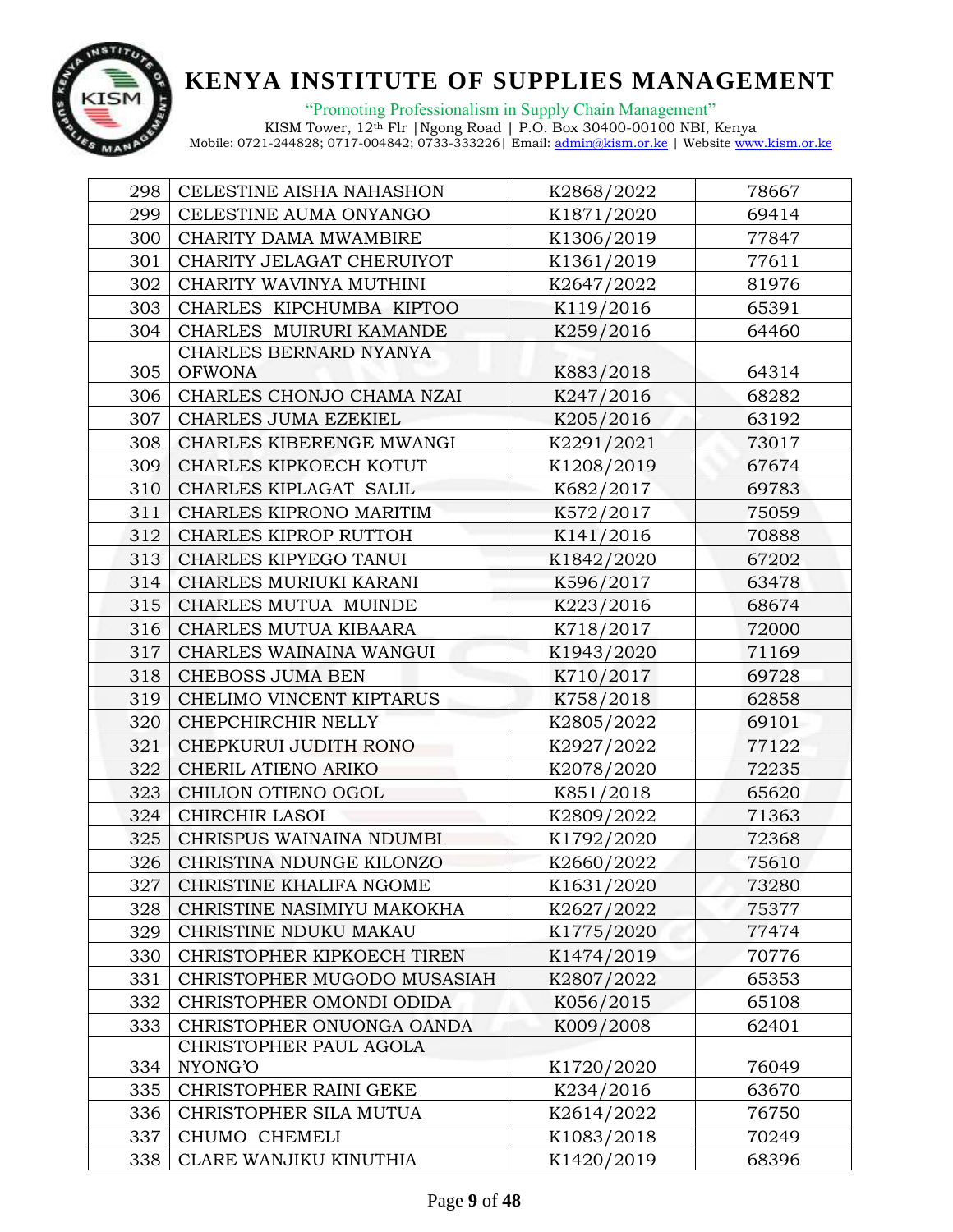# KENYA INSTITUTE OF SUPPLIES MANAGEMENT

"Promoting Professionalism in Supply Chain Management"

KISM Tower, 12th Flr |Ngong Road | P.O. Box 30400-00100 NBI, Kenya
Mobile: 0721-244828; 0717-004842; 0733-333226| Email: admin@kism.or.ke | Website www.kism.or.ke

| | | | |
|---|---|---|---|
| 298 | CELESTINE AISHA NAHASHON | K2868/2022 | 78667 |
| 299 | CELESTINE AUMA ONYANGO | K1871/2020 | 69414 |
| 300 | CHARITY DAMA MWAMBIRE | K1306/2019 | 77847 |
| 301 | CHARITY JELAGAT CHERUIYOT | K1361/2019 | 77611 |
| 302 | CHARITY WAVINYA MUTHINI | K2647/2022 | 81976 |
| 303 | CHARLES KIPCHUMBA KIPTOO | K119/2016 | 65391 |
| 304 | CHARLES MUIRURI KAMANDE | K259/2016 | 64460 |
| 305 | CHARLES BERNARD NYANYA OFWONA | K883/2018 | 64314 |
| 306 | CHARLES CHONJO CHAMA NZAI | K247/2016 | 68282 |
| 307 | CHARLES JUMA EZEKIEL | K205/2016 | 63192 |
| 308 | CHARLES KIBERENGE MWANGI | K2291/2021 | 73017 |
| 309 | CHARLES KIPKOECH KOTUT | K1208/2019 | 67674 |
| 310 | CHARLES KIPLAGAT SALIL | K682/2017 | 69783 |
| 311 | CHARLES KIPRONO MARITIM | K572/2017 | 75059 |
| 312 | CHARLES KIPROP RUTTOH | K141/2016 | 70888 |
| 313 | CHARLES KIPYEGO TANUI | K1842/2020 | 67202 |
| 314 | CHARLES MURIUKI KARANI | K596/2017 | 63478 |
| 315 | CHARLES MUTUA MUINDE | K223/2016 | 68674 |
| 316 | CHARLES MUTUA KIBAARA | K718/2017 | 72000 |
| 317 | CHARLES WAINAINA WANGUI | K1943/2020 | 71169 |
| 318 | CHEBOSS JUMA BEN | K710/2017 | 69728 |
| 319 | CHELIMO VINCENT KIPTARUS | K758/2018 | 62858 |
| 320 | CHEPCHIRCHIR NELLY | K2805/2022 | 69101 |
| 321 | CHEPKURUI JUDITH RONO | K2927/2022 | 77122 |
| 322 | CHERIL ATIENO ARIKO | K2078/2020 | 72235 |
| 323 | CHILION OTIENO OGOL | K851/2018 | 65620 |
| 324 | CHIRCHIR LASOI | K2809/2022 | 71363 |
| 325 | CHRISPUS WAINAINA NDUMBI | K1792/2020 | 72368 |
| 326 | CHRISTINA NDUNGE KILONZO | K2660/2022 | 75610 |
| 327 | CHRISTINE KHALIFA NGOME | K1631/2020 | 73280 |
| 328 | CHRISTINE NASIMIYU MAKOKHA | K2627/2022 | 75377 |
| 329 | CHRISTINE NDUKU MAKAU | K1775/2020 | 77474 |
| 330 | CHRISTOPHER KIPKOECH TIREN | K1474/2019 | 70776 |
| 331 | CHRISTOPHER MUGODO MUSASIAH | K2807/2022 | 65353 |
| 332 | CHRISTOPHER OMONDI ODIDA | K056/2015 | 65108 |
| 333 | CHRISTOPHER ONUONGA OANDA | K009/2008 | 62401 |
| 334 | CHRISTOPHER PAUL AGOLA NYONG'O | K1720/2020 | 76049 |
| 335 | CHRISTOPHER RAINI GEKE | K234/2016 | 63670 |
| 336 | CHRISTOPHER SILA MUTUA | K2614/2022 | 76750 |
| 337 | CHUMO CHEMELI | K1083/2018 | 70249 |
| 338 | CLARE WANJIKU KINUTHIA | K1420/2019 | 68396 |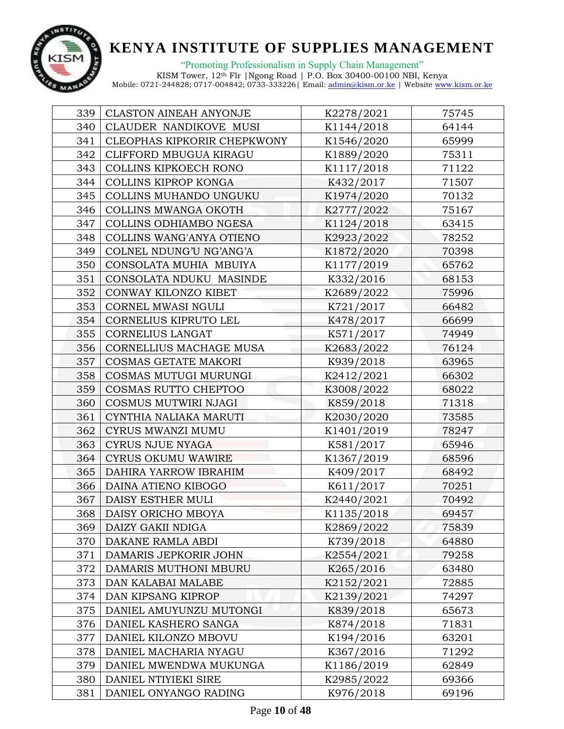# KENYA INSTITUTE OF SUPPLIES MANAGEMENT

"Promoting Professionalism in Supply Chain Management"

KISM Tower, 12th Flr |Ngong Road | P.O. Box 30400-00100 NBI, Kenya
Mobile: 0721-244828; 0717-004842; 0733-333226| Email: admin@kism.or.ke | Website www.kism.or.ke

| | | | |
|---|---|---|---|
| 339 | CLASTON AINEAH ANYONJE | K2278/2021 | 75745 |
| 340 | CLAUDER NANDIKOVE MUSI | K1144/2018 | 64144 |
| 341 | CLEOPHAS KIPKORIR CHEPKWONY | K1546/2020 | 65999 |
| 342 | CLIFFORD MBUGUA KIRAGU | K1889/2020 | 75311 |
| 343 | COLLINS KIPKOECH RONO | K1117/2018 | 71122 |
| 344 | COLLINS KIPROP KONGA | K432/2017 | 71507 |
| 345 | COLLINS MUHANDO UNGUKU | K1974/2020 | 70132 |
| 346 | COLLINS MWANGA OKOTH | K2777/2022 | 75167 |
| 347 | COLLINS ODHIAMBO NGESA | K1124/2018 | 63415 |
| 348 | COLLINS WANG'ANYA OTIENO | K2923/2022 | 78252 |
| 349 | COLNEL NDUNG'U NG'ANG'A | K1872/2020 | 70398 |
| 350 | CONSOLATA MUHIA MBUIYA | K1177/2019 | 65762 |
| 351 | CONSOLATA NDUKU MASINDE | K332/2016 | 68153 |
| 352 | CONWAY KILONZO KIBET | K2689/2022 | 75996 |
| 353 | CORNEL MWASI NGULI | K721/2017 | 66482 |
| 354 | CORNELIUS KIPRUTO LEL | K478/2017 | 66699 |
| 355 | CORNELIUS LANGAT | K571/2017 | 74949 |
| 356 | CORNELLIUS MACHAGE MUSA | K2683/2022 | 76124 |
| 357 | COSMAS GETATE MAKORI | K939/2018 | 63965 |
| 358 | COSMAS MUTUGI MURUNGI | K2412/2021 | 66302 |
| 359 | COSMAS RUTTO CHEPTOO | K3008/2022 | 68022 |
| 360 | COSMUS MUTWIRI NJAGI | K859/2018 | 71318 |
| 361 | CYNTHIA NALIAKA MARUTI | K2030/2020 | 73585 |
| 362 | CYRUS MWANZI MUMU | K1401/2019 | 78247 |
| 363 | CYRUS NJUE NYAGA | K581/2017 | 65946 |
| 364 | CYRUS OKUMU WAWIRE | K1367/2019 | 68596 |
| 365 | DAHIRA YARROW IBRAHIM | K409/2017 | 68492 |
| 366 | DAINA ATIENO KIBOGO | K611/2017 | 70251 |
| 367 | DAISY ESTHER MULI | K2440/2021 | 70492 |
| 368 | DAISY ORICHO MBOYA | K1135/2018 | 69457 |
| 369 | DAIZY GAKII NDIGA | K2869/2022 | 75839 |
| 370 | DAKANE RAMLA ABDI | K739/2018 | 64880 |
| 371 | DAMARIS JEPKORIR JOHN | K2554/2021 | 79258 |
| 372 | DAMARIS MUTHONI MBURU | K265/2016 | 63480 |
| 373 | DAN KALABAI MALABE | K2152/2021 | 72885 |
| 374 | DAN KIPSANG KIPROP | K2139/2021 | 74297 |
| 375 | DANIEL AMUYUNZU MUTONGI | K839/2018 | 65673 |
| 376 | DANIEL KASHERO SANGA | K874/2018 | 71831 |
| 377 | DANIEL KILONZO MBOVU | K194/2016 | 63201 |
| 378 | DANIEL MACHARIA NYAGU | K367/2016 | 71292 |
| 379 | DANIEL MWENDWA MUKUNGA | K1186/2019 | 62849 |
| 380 | DANIEL NTIYIEKI SIRE | K2985/2022 | 69366 |
| 381 | DANIEL ONYANGO RADING | K976/2018 | 69196 |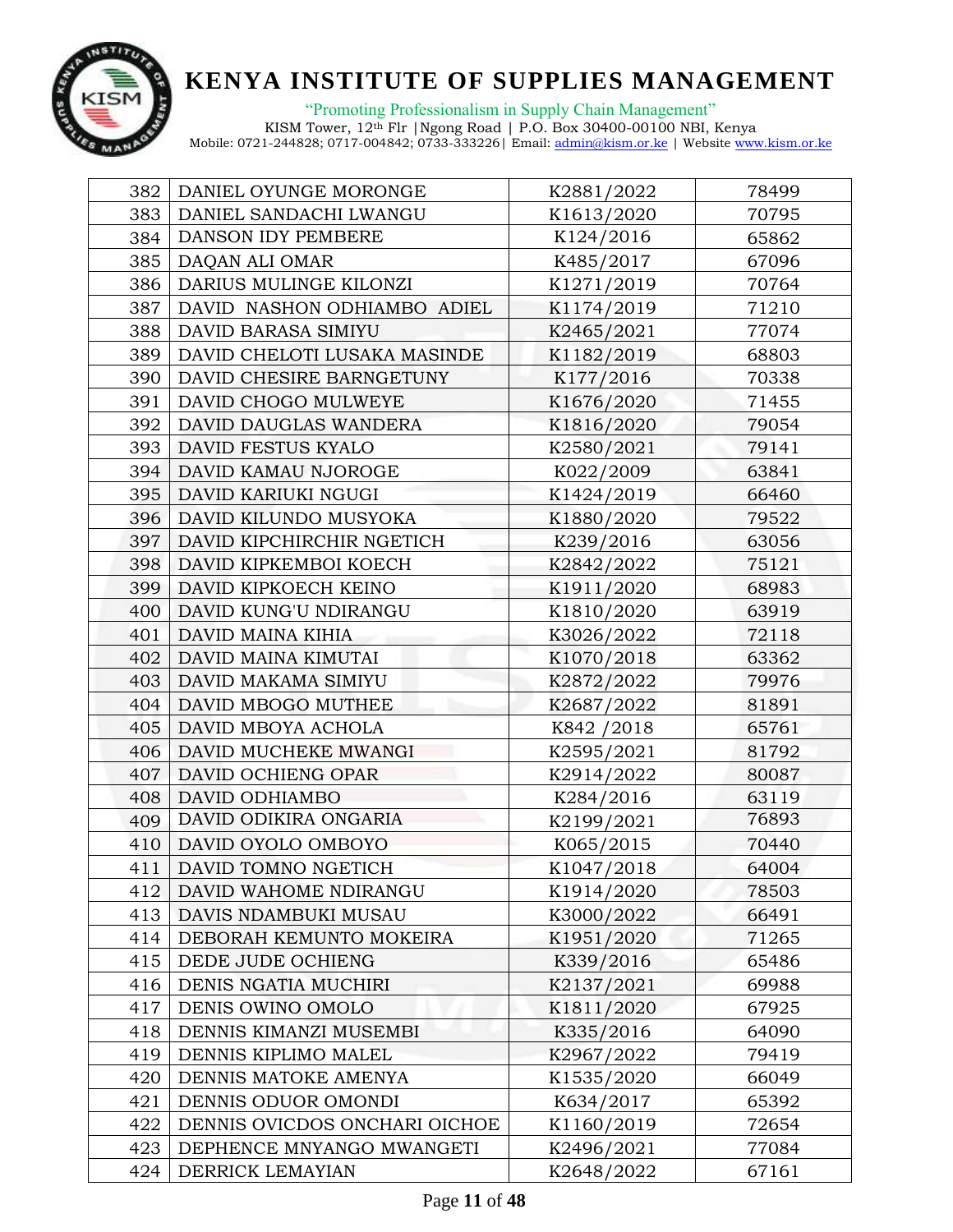# KENYA INSTITUTE OF SUPPLIES MANAGEMENT

"Promoting Professionalism in Supply Chain Management"

KISM Tower, 12th Flr |Ngong Road | P.O. Box 30400-00100 NBI, Kenya
Mobile: 0721-244828; 0717-004842; 0733-333226| Email: admin@kism.or.ke | Website www.kism.or.ke

| | | | |
|---|---|---|---|
| 382 | DANIEL OYUNGE MORONGE | K2881/2022 | 78499 |
| 383 | DANIEL SANDACHI LWANGU | K1613/2020 | 70795 |
| 384 | DANSON IDY PEMBERE | K124/2016 | 65862 |
| 385 | DAQAN ALI OMAR | K485/2017 | 67096 |
| 386 | DARIUS MULINGE KILONZI | K1271/2019 | 70764 |
| 387 | DAVID NASHON ODHIAMBO ADIEL | K1174/2019 | 71210 |
| 388 | DAVID BARASA SIMIYU | K2465/2021 | 77074 |
| 389 | DAVID CHELOTI LUSAKA MASINDE | K1182/2019 | 68803 |
| 390 | DAVID CHESIRE BARNGETUNY | K177/2016 | 70338 |
| 391 | DAVID CHOGO MULWEYE | K1676/2020 | 71455 |
| 392 | DAVID DAUGLAS WANDERA | K1816/2020 | 79054 |
| 393 | DAVID FESTUS KYALO | K2580/2021 | 79141 |
| 394 | DAVID KAMAU NJOROGE | K022/2009 | 63841 |
| 395 | DAVID KARIUKI NGUGI | K1424/2019 | 66460 |
| 396 | DAVID KILUNDO MUSYOKA | K1880/2020 | 79522 |
| 397 | DAVID KIPCHIRCHIR NGETICH | K239/2016 | 63056 |
| 398 | DAVID KIPKEMBOI KOECH | K2842/2022 | 75121 |
| 399 | DAVID KIPKOECH KEINO | K1911/2020 | 68983 |
| 400 | DAVID KUNG'U NDIRANGU | K1810/2020 | 63919 |
| 401 | DAVID MAINA KIHIA | K3026/2022 | 72118 |
| 402 | DAVID MAINA KIMUTAI | K1070/2018 | 63362 |
| 403 | DAVID MAKAMA SIMIYU | K2872/2022 | 79976 |
| 404 | DAVID MBOGO MUTHEE | K2687/2022 | 81891 |
| 405 | DAVID MBOYA ACHOLA | K842 /2018 | 65761 |
| 406 | DAVID MUCHEKE MWANGI | K2595/2021 | 81792 |
| 407 | DAVID OCHIENG OPAR | K2914/2022 | 80087 |
| 408 | DAVID ODHIAMBO | K284/2016 | 63119 |
| 409 | DAVID ODIKIRA ONGARIA | K2199/2021 | 76893 |
| 410 | DAVID OYOLO OMBOYO | K065/2015 | 70440 |
| 411 | DAVID TOMNO NGETICH | K1047/2018 | 64004 |
| 412 | DAVID WAHOME NDIRANGU | K1914/2020 | 78503 |
| 413 | DAVIS NDAMBUKI MUSAU | K3000/2022 | 66491 |
| 414 | DEBORAH KEMUNTO MOKEIRA | K1951/2020 | 71265 |
| 415 | DEDE JUDE OCHIENG | K339/2016 | 65486 |
| 416 | DENIS NGATIA MUCHIRI | K2137/2021 | 69988 |
| 417 | DENIS OWINO OMOLO | K1811/2020 | 67925 |
| 418 | DENNIS KIMANZI MUSEMBI | K335/2016 | 64090 |
| 419 | DENNIS KIPLIMO MALEL | K2967/2022 | 79419 |
| 420 | DENNIS MATOKE AMENYA | K1535/2020 | 66049 |
| 421 | DENNIS ODUOR OMONDI | K634/2017 | 65392 |
| 422 | DENNIS OVICDOS ONCHARI OICHOE | K1160/2019 | 72654 |
| 423 | DEPHENCE MNYANGO MWANGETI | K2496/2021 | 77084 |
| 424 | DERRICK LEMAYIAN | K2648/2022 | 67161 |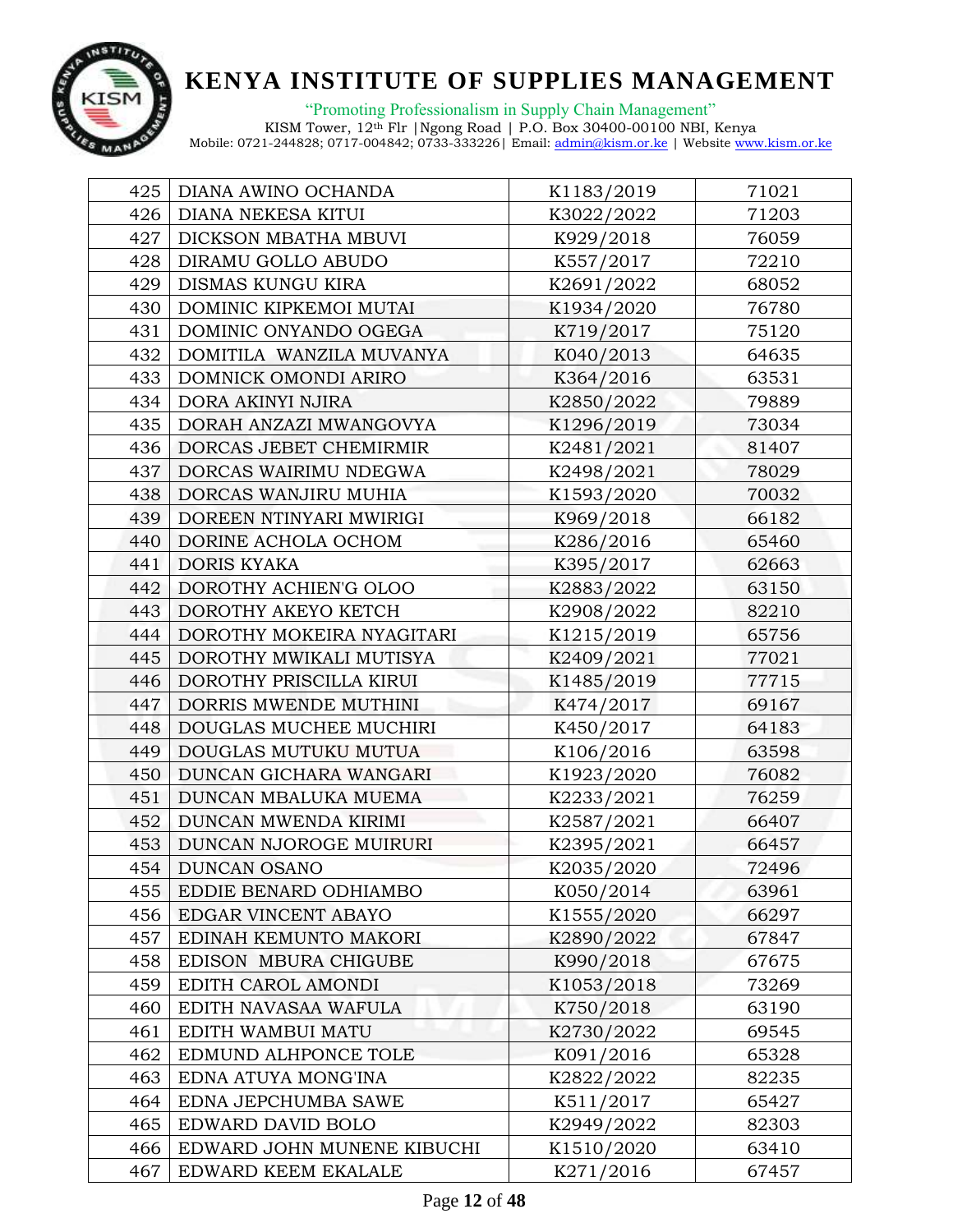# KENYA INSTITUTE OF SUPPLIES MANAGEMENT

"Promoting Professionalism in Supply Chain Management"

KISM Tower, 12th Flr |Ngong Road | P.O. Box 30400-00100 NBI, Kenya
Mobile: 0721-244828; 0717-004842; 0733-333226| Email: admin@kism.or.ke | Website www.kism.or.ke

| | | | |
|---|---|---|---|
| 425 | DIANA AWINO OCHANDA | K1183/2019 | 71021 |
| 426 | DIANA NEKESA KITUI | K3022/2022 | 71203 |
| 427 | DICKSON MBATHA MBUVI | K929/2018 | 76059 |
| 428 | DIRAMU GOLLO ABUDO | K557/2017 | 72210 |
| 429 | DISMAS KUNGU KIRA | K2691/2022 | 68052 |
| 430 | DOMINIC KIPKEMOI MUTAI | K1934/2020 | 76780 |
| 431 | DOMINIC ONYANDO OGEGA | K719/2017 | 75120 |
| 432 | DOMITILA WANZILA MUVANYA | K040/2013 | 64635 |
| 433 | DOMNICK OMONDI ARIRO | K364/2016 | 63531 |
| 434 | DORA AKINYI NJIRA | K2850/2022 | 79889 |
| 435 | DORAH ANZAZI MWANGOVYA | K1296/2019 | 73034 |
| 436 | DORCAS JEBET CHEMIRMIR | K2481/2021 | 81407 |
| 437 | DORCAS WAIRIMU NDEGWA | K2498/2021 | 78029 |
| 438 | DORCAS WANJIRU MUHIA | K1593/2020 | 70032 |
| 439 | DOREEN NTINYARI MWIRIGI | K969/2018 | 66182 |
| 440 | DORINE ACHOLA OCHOM | K286/2016 | 65460 |
| 441 | DORIS KYAKA | K395/2017 | 62663 |
| 442 | DOROTHY ACHIEN'G OLOO | K2883/2022 | 63150 |
| 443 | DOROTHY AKEYO KETCH | K2908/2022 | 82210 |
| 444 | DOROTHY MOKEIRA NYAGITARI | K1215/2019 | 65756 |
| 445 | DOROTHY MWIKALI MUTISYA | K2409/2021 | 77021 |
| 446 | DOROTHY PRISCILLA KIRUI | K1485/2019 | 77715 |
| 447 | DORRIS MWENDE MUTHINI | K474/2017 | 69167 |
| 448 | DOUGLAS MUCHEE MUCHIRI | K450/2017 | 64183 |
| 449 | DOUGLAS MUTUKU MUTUA | K106/2016 | 63598 |
| 450 | DUNCAN GICHARA WANGARI | K1923/2020 | 76082 |
| 451 | DUNCAN MBALUKA MUEMA | K2233/2021 | 76259 |
| 452 | DUNCAN MWENDA KIRIMI | K2587/2021 | 66407 |
| 453 | DUNCAN NJOROGE MUIRURI | K2395/2021 | 66457 |
| 454 | DUNCAN OSANO | K2035/2020 | 72496 |
| 455 | EDDIE BENARD ODHIAMBO | K050/2014 | 63961 |
| 456 | EDGAR VINCENT ABAYO | K1555/2020 | 66297 |
| 457 | EDINAH KEMUNTO MAKORI | K2890/2022 | 67847 |
| 458 | EDISON MBURA CHIGUBE | K990/2018 | 67675 |
| 459 | EDITH CAROL AMONDI | K1053/2018 | 73269 |
| 460 | EDITH NAVASAA WAFULA | K750/2018 | 63190 |
| 461 | EDITH WAMBUI MATU | K2730/2022 | 69545 |
| 462 | EDMUND ALHPONCE TOLE | K091/2016 | 65328 |
| 463 | EDNA ATUYA MONG'INA | K2822/2022 | 82235 |
| 464 | EDNA JEPCHUMBA SAWE | K511/2017 | 65427 |
| 465 | EDWARD DAVID BOLO | K2949/2022 | 82303 |
| 466 | EDWARD JOHN MUNENE KIBUCHI | K1510/2020 | 63410 |
| 467 | EDWARD KEEM EKALALE | K271/2016 | 67457 |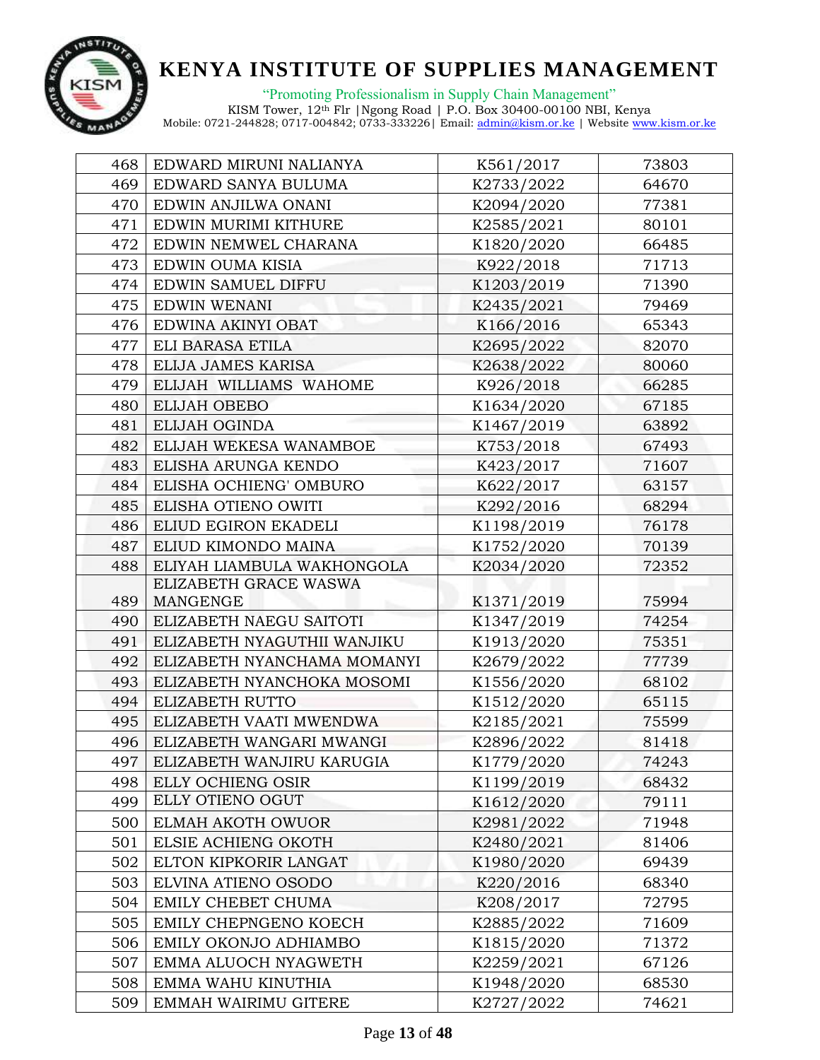| 468 | EDWARD MIRUNI NALIANYA | K561/2017 | 73803 |
|---|---|---|---|
| 469 | EDWARD SANYA BULUMA | K2733/2022 | 64670 |
| 470 | EDWIN ANJILWA ONANI | K2094/2020 | 77381 |
| 471 | EDWIN MURIMI KITHURE | K2585/2021 | 80101 |
| 472 | EDWIN NEMWEL CHARANA | K1820/2020 | 66485 |
| 473 | EDWIN OUMA KISIA | K922/2018 | 71713 |
| 474 | EDWIN SAMUEL DIFFU | K1203/2019 | 71390 |
| 475 | EDWIN WENANI | K2435/2021 | 79469 |
| 476 | EDWINA AKINYI OBAT | K166/2016 | 65343 |
| 477 | ELI BARASA ETILA | K2695/2022 | 82070 |
| 478 | ELIJA JAMES KARISA | K2638/2022 | 80060 |
| 479 | ELIJAH WILLIAMS WAHOME | K926/2018 | 66285 |
| 480 | ELIJAH OBEBO | K1634/2020 | 67185 |
| 481 | ELIJAH OGINDA | K1467/2019 | 63892 |
| 482 | ELIJAH WEKESA WANAMBOE | K753/2018 | 67493 |
| 483 | ELISHA ARUNGA KENDO | K423/2017 | 71607 |
| 484 | ELISHA OCHIENG' OMBURO | K622/2017 | 63157 |
| 485 | ELISHA OTIENO OWITI | K292/2016 | 68294 |
| 486 | ELIUD EGIRON EKADELI | K1198/2019 | 76178 |
| 487 | ELIUD KIMONDO MAINA | K1752/2020 | 70139 |
| 488 | ELIYAH LIAMBULA WAKHONGOLA | K2034/2020 | 72352 |
| 489 | ELIZABETH GRACE WASWA MANGENGE | K1371/2019 | 75994 |
| 490 | ELIZABETH NAEGU SAITOTI | K1347/2019 | 74254 |
| 491 | ELIZABETH NYAGUTHII WANJIKU | K1913/2020 | 75351 |
| 492 | ELIZABETH NYANCHAMA MOMANYI | K2679/2022 | 77739 |
| 493 | ELIZABETH NYANCHOKA MOSOMI | K1556/2020 | 68102 |
| 494 | ELIZABETH RUTTO | K1512/2020 | 65115 |
| 495 | ELIZABETH VAATI MWENDWA | K2185/2021 | 75599 |
| 496 | ELIZABETH WANGARI MWANGI | K2896/2022 | 81418 |
| 497 | ELIZABETH WANJIRU KARUGIA | K1779/2020 | 74243 |
| 498 | ELLY OCHIENG OSIR | K1199/2019 | 68432 |
| 499 | ELLY OTIENO OGUT | K1612/2020 | 79111 |
| 500 | ELMAH AKOTH OWUOR | K2981/2022 | 71948 |
| 501 | ELSIE ACHIENG OKOTH | K2480/2021 | 81406 |
| 502 | ELTON KIPKORIR LANGAT | K1980/2020 | 69439 |
| 503 | ELVINA ATIENO OSODO | K220/2016 | 68340 |
| 504 | EMILY CHEBET CHUMA | K208/2017 | 72795 |
| 505 | EMILY CHEPNGENO KOECH | K2885/2022 | 71609 |
| 506 | EMILY OKONJO ADHIAMBO | K1815/2020 | 71372 |
| 507 | EMMA ALUOCH NYAGWETH | K2259/2021 | 67126 |
| 508 | EMMA WAHU KINUTHIA | K1948/2020 | 68530 |
| 509 | EMMAH WAIRIMU GITERE | K2727/2022 | 74621 |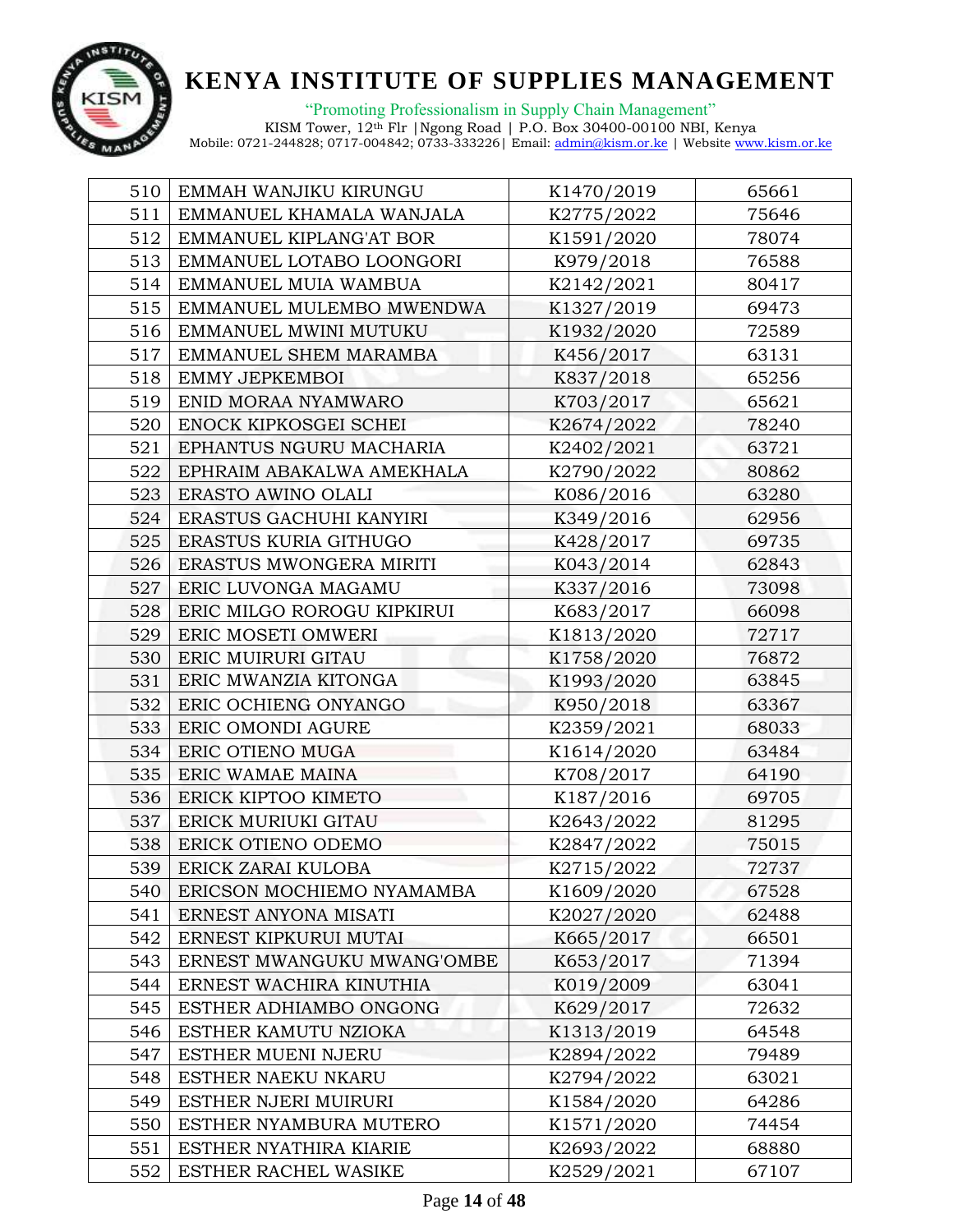| 510 | EMMAH WANJIKU KIRUNGU | K1470/2019 | 65661 |
|---|---|---|---|
| 511 | EMMANUEL KHAMALA WANJALA | K2775/2022 | 75646 |
| 512 | EMMANUEL KIPLANG'AT BOR | K1591/2020 | 78074 |
| 513 | EMMANUEL LOTABO LOONGORI | K979/2018 | 76588 |
| 514 | EMMANUEL MUIA WAMBUA | K2142/2021 | 80417 |
| 515 | EMMANUEL MULEMBO MWENDWA | K1327/2019 | 69473 |
| 516 | EMMANUEL MWINI MUTUKU | K1932/2020 | 72589 |
| 517 | EMMANUEL SHEM MARAMBA | K456/2017 | 63131 |
| 518 | EMMY JEPKEMBOI | K837/2018 | 65256 |
| 519 | ENID MORAA NYAMWARO | K703/2017 | 65621 |
| 520 | ENOCK KIPKOSGEI SCHEI | K2674/2022 | 78240 |
| 521 | EPHANTUS NGURU MACHARIA | K2402/2021 | 63721 |
| 522 | EPHRAIM ABAKALWA AMEKHALA | K2790/2022 | 80862 |
| 523 | ERASTO AWINO OLALI | K086/2016 | 63280 |
| 524 | ERASTUS GACHUHI KANYIRI | K349/2016 | 62956 |
| 525 | ERASTUS KURIA GITHUGO | K428/2017 | 69735 |
| 526 | ERASTUS MWONGERA MIRITI | K043/2014 | 62843 |
| 527 | ERIC LUVONGA MAGAMU | K337/2016 | 73098 |
| 528 | ERIC MILGO ROROGU KIPKIRUI | K683/2017 | 66098 |
| 529 | ERIC MOSETI OMWERI | K1813/2020 | 72717 |
| 530 | ERIC MUIRURI GITAU | K1758/2020 | 76872 |
| 531 | ERIC MWANZIA KITONGA | K1993/2020 | 63845 |
| 532 | ERIC OCHIENG ONYANGO | K950/2018 | 63367 |
| 533 | ERIC OMONDI AGURE | K2359/2021 | 68033 |
| 534 | ERIC OTIENO MUGA | K1614/2020 | 63484 |
| 535 | ERIC WAMAE MAINA | K708/2017 | 64190 |
| 536 | ERICK KIPTOO KIMETO | K187/2016 | 69705 |
| 537 | ERICK MURIUKI GITAU | K2643/2022 | 81295 |
| 538 | ERICK OTIENO ODEMO | K2847/2022 | 75015 |
| 539 | ERICK ZARAI KULOBA | K2715/2022 | 72737 |
| 540 | ERICSON MOCHIEMO NYAMAMBA | K1609/2020 | 67528 |
| 541 | ERNEST ANYONA MISATI | K2027/2020 | 62488 |
| 542 | ERNEST KIPKURUI MUTAI | K665/2017 | 66501 |
| 543 | ERNEST MWANGUKU MWANG'OMBE | K653/2017 | 71394 |
| 544 | ERNEST WACHIRA KINUTHIA | K019/2009 | 63041 |
| 545 | ESTHER ADHIAMBO ONGONG | K629/2017 | 72632 |
| 546 | ESTHER KAMUTU NZIOKA | K1313/2019 | 64548 |
| 547 | ESTHER MUENI NJERU | K2894/2022 | 79489 |
| 548 | ESTHER NAEKU NKARU | K2794/2022 | 63021 |
| 549 | ESTHER NJERI MUIRURI | K1584/2020 | 64286 |
| 550 | ESTHER NYAMBURA MUTERO | K1571/2020 | 74454 |
| 551 | ESTHER NYATHIRA KIARIE | K2693/2022 | 68880 |
| 552 | ESTHER RACHEL WASIKE | K2529/2021 | 67107 |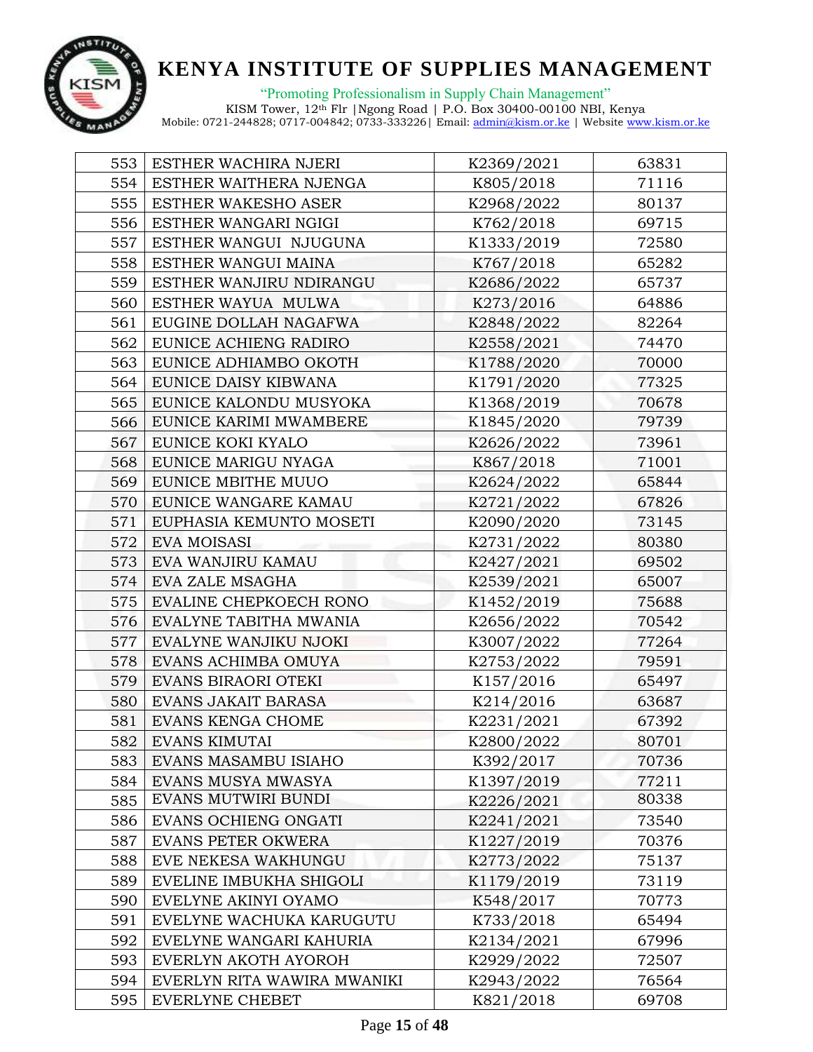| 553 | ESTHER WACHIRA NJERI | K2369/2021 | 63831 |
|---|---|---|---|
| 554 | ESTHER WAITHERA NJENGA | K805/2018 | 71116 |
| 555 | ESTHER WAKESHO ASER | K2968/2022 | 80137 |
| 556 | ESTHER WANGARI NGIGI | K762/2018 | 69715 |
| 557 | ESTHER WANGUI NJUGUNA | K1333/2019 | 72580 |
| 558 | ESTHER WANGUI MAINA | K767/2018 | 65282 |
| 559 | ESTHER WANJIRU NDIRANGU | K2686/2022 | 65737 |
| 560 | ESTHER WAYUA MULWA | K273/2016 | 64886 |
| 561 | EUGINE DOLLAH NAGAFWA | K2848/2022 | 82264 |
| 562 | EUNICE ACHIENG RADIRO | K2558/2021 | 74470 |
| 563 | EUNICE ADHIAMBO OKOTH | K1788/2020 | 70000 |
| 564 | EUNICE DAISY KIBWANA | K1791/2020 | 77325 |
| 565 | EUNICE KALONDU MUSYOKA | K1368/2019 | 70678 |
| 566 | EUNICE KARIMI MWAMBERE | K1845/2020 | 79739 |
| 567 | EUNICE KOKI KYALO | K2626/2022 | 73961 |
| 568 | EUNICE MARIGU NYAGA | K867/2018 | 71001 |
| 569 | EUNICE MBITHE MUUO | K2624/2022 | 65844 |
| 570 | EUNICE WANGARE KAMAU | K2721/2022 | 67826 |
| 571 | EUPHASIA KEMUNTO MOSETI | K2090/2020 | 73145 |
| 572 | EVA MOISASI | K2731/2022 | 80380 |
| 573 | EVA WANJIRU KAMAU | K2427/2021 | 69502 |
| 574 | EVA ZALE MSAGHA | K2539/2021 | 65007 |
| 575 | EVALINE CHEPKOECH RONO | K1452/2019 | 75688 |
| 576 | EVALYNE TABITHA MWANIA | K2656/2022 | 70542 |
| 577 | EVALYNE WANJIKU NJOKI | K3007/2022 | 77264 |
| 578 | EVANS ACHIMBA OMUYA | K2753/2022 | 79591 |
| 579 | EVANS BIRAORI OTEKI | K157/2016 | 65497 |
| 580 | EVANS JAKAIT BARASA | K214/2016 | 63687 |
| 581 | EVANS KENGA CHOME | K2231/2021 | 67392 |
| 582 | EVANS KIMUTAI | K2800/2022 | 80701 |
| 583 | EVANS MASAMBU ISIAHO | K392/2017 | 70736 |
| 584 | EVANS MUSYA MWASYA | K1397/2019 | 77211 |
| 585 | EVANS MUTWIRI BUNDI | K2226/2021 | 80338 |
| 586 | EVANS OCHIENG ONGATI | K2241/2021 | 73540 |
| 587 | EVANS PETER OKWERA | K1227/2019 | 70376 |
| 588 | EVE NEKESA WAKHUNGU | K2773/2022 | 75137 |
| 589 | EVELINE IMBUKHA SHIGOLI | K1179/2019 | 73119 |
| 590 | EVELYNE AKINYI OYAMO | K548/2017 | 70773 |
| 591 | EVELYNE WACHUKA KARUGUTU | K733/2018 | 65494 |
| 592 | EVELYNE WANGARI KAHURIA | K2134/2021 | 67996 |
| 593 | EVERLYN AKOTH AYOROH | K2929/2022 | 72507 |
| 594 | EVERLYN RITA WAWIRA MWANIKI | K2943/2022 | 76564 |
| 595 | EVERLYNE CHEBET | K821/2018 | 69708 |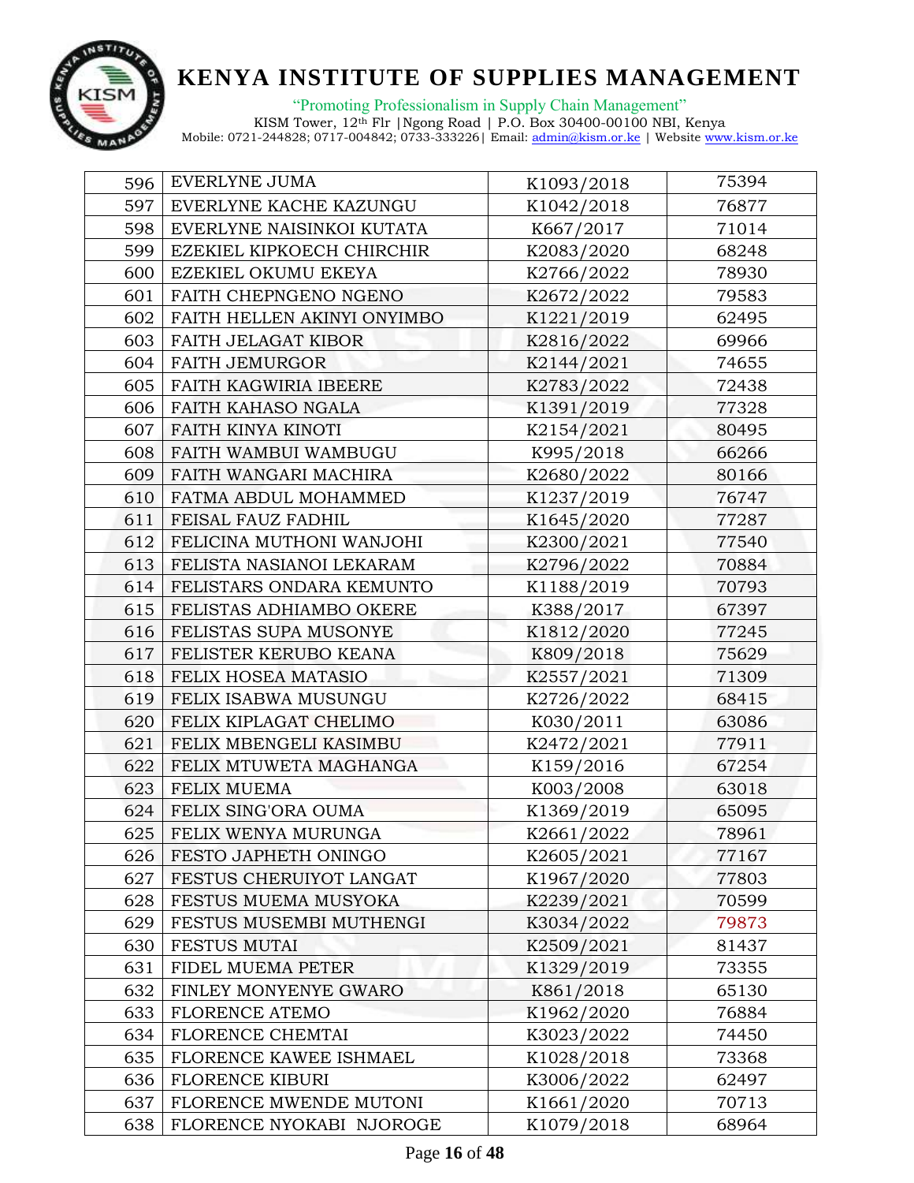| 596 | EVERLYNE JUMA | K1093/2018 | 75394 |
|---|---|---|---|
| 597 | EVERLYNE KACHE KAZUNGU | K1042/2018 | 76877 |
| 598 | EVERLYNE NAISINKOI KUTATA | K667/2017 | 71014 |
| 599 | EZEKIEL KIPKOECH CHIRCHIR | K2083/2020 | 68248 |
| 600 | EZEKIEL OKUMU EKEYA | K2766/2022 | 78930 |
| 601 | FAITH CHEPNGENO NGENO | K2672/2022 | 79583 |
| 602 | FAITH HELLEN AKINYI ONYIMBO | K1221/2019 | 62495 |
| 603 | FAITH JELAGAT KIBOR | K2816/2022 | 69966 |
| 604 | FAITH JEMURGOR | K2144/2021 | 74655 |
| 605 | FAITH KAGWIRIA IBEERE | K2783/2022 | 72438 |
| 606 | FAITH KAHASO NGALA | K1391/2019 | 77328 |
| 607 | FAITH KINYA KINOTI | K2154/2021 | 80495 |
| 608 | FAITH WAMBUI WAMBUGU | K995/2018 | 66266 |
| 609 | FAITH WANGARI MACHIRA | K2680/2022 | 80166 |
| 610 | FATMA ABDUL MOHAMMED | K1237/2019 | 76747 |
| 611 | FEISAL FAUZ FADHIL | K1645/2020 | 77287 |
| 612 | FELICINA MUTHONI WANJOHI | K2300/2021 | 77540 |
| 613 | FELISTA NASIANOI LEKARAM | K2796/2022 | 70884 |
| 614 | FELISTARS ONDARA KEMUNTO | K1188/2019 | 70793 |
| 615 | FELISTAS ADHIAMBO OKERE | K388/2017 | 67397 |
| 616 | FELISTAS SUPA MUSONYE | K1812/2020 | 77245 |
| 617 | FELISTER KERUBO KEANA | K809/2018 | 75629 |
| 618 | FELIX HOSEA MATASIO | K2557/2021 | 71309 |
| 619 | FELIX ISABWA MUSUNGU | K2726/2022 | 68415 |
| 620 | FELIX KIPLAGAT CHELIMO | K030/2011 | 63086 |
| 621 | FELIX MBENGELI KASIMBU | K2472/2021 | 77911 |
| 622 | FELIX MTUWETA MAGHANGA | K159/2016 | 67254 |
| 623 | FELIX MUEMA | K003/2008 | 63018 |
| 624 | FELIX SING'ORA OUMA | K1369/2019 | 65095 |
| 625 | FELIX WENYA MURUNGA | K2661/2022 | 78961 |
| 626 | FESTO JAPHETH ONINGO | K2605/2021 | 77167 |
| 627 | FESTUS CHERUIYOT LANGAT | K1967/2020 | 77803 |
| 628 | FESTUS MUEMA MUSYOKA | K2239/2021 | 70599 |
| 629 | FESTUS MUSEMBI MUTHENGI | K3034/2022 | 79873 |
| 630 | FESTUS MUTAI | K2509/2021 | 81437 |
| 631 | FIDEL MUEMA PETER | K1329/2019 | 73355 |
| 632 | FINLEY MONYENYE GWARO | K861/2018 | 65130 |
| 633 | FLORENCE ATEMO | K1962/2020 | 76884 |
| 634 | FLORENCE CHEMTAI | K3023/2022 | 74450 |
| 635 | FLORENCE KAWEE ISHMAEL | K1028/2018 | 73368 |
| 636 | FLORENCE KIBURI | K3006/2022 | 62497 |
| 637 | FLORENCE MWENDE MUTONI | K1661/2020 | 70713 |
| 638 | FLORENCE NYOKABI NJOROGE | K1079/2018 | 68964 |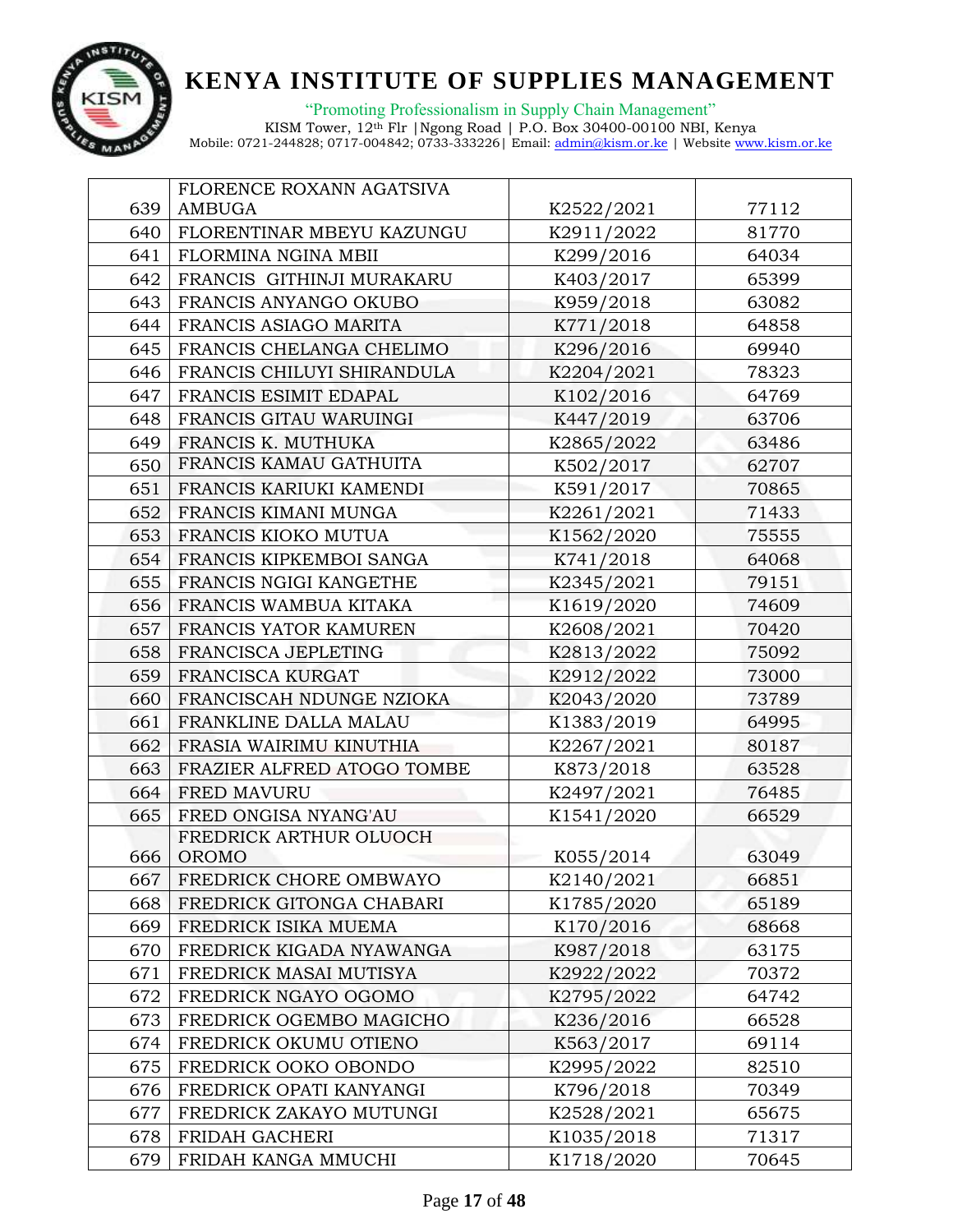| 639 | FLORENCE ROXANN AGATSIVA AMBUGA | K2522/2021 | 77112 |
|---|---|---|---|
| 640 | FLORENTINAR MBEYU KAZUNGU | K2911/2022 | 81770 |
| 641 | FLORMINA NGINA MBII | K299/2016 | 64034 |
| 642 | FRANCIS GITHINJI MURAKARU | K403/2017 | 65399 |
| 643 | FRANCIS ANYANGO OKUBO | K959/2018 | 63082 |
| 644 | FRANCIS ASIAGO MARITA | K771/2018 | 64858 |
| 645 | FRANCIS CHELANGA CHELIMO | K296/2016 | 69940 |
| 646 | FRANCIS CHILUYI SHIRANDULA | K2204/2021 | 78323 |
| 647 | FRANCIS ESIMIT EDAPAL | K102/2016 | 64769 |
| 648 | FRANCIS GITAU WARUINGI | K447/2019 | 63706 |
| 649 | FRANCIS K. MUTHUKA | K2865/2022 | 63486 |
| 650 | FRANCIS KAMAU GATHUITA | K502/2017 | 62707 |
| 651 | FRANCIS KARIUKI KAMENDI | K591/2017 | 70865 |
| 652 | FRANCIS KIMANI MUNGA | K2261/2021 | 71433 |
| 653 | FRANCIS KIOKO MUTUA | K1562/2020 | 75555 |
| 654 | FRANCIS KIPKEMBOI SANGA | K741/2018 | 64068 |
| 655 | FRANCIS NGIGI KANGETHE | K2345/2021 | 79151 |
| 656 | FRANCIS WAMBUA KITAKA | K1619/2020 | 74609 |
| 657 | FRANCIS YATOR KAMUREN | K2608/2021 | 70420 |
| 658 | FRANCISCA JEPLETING | K2813/2022 | 75092 |
| 659 | FRANCISCA KURGAT | K2912/2022 | 73000 |
| 660 | FRANCISCAH NDUNGE NZIOKA | K2043/2020 | 73789 |
| 661 | FRANKLINE DALLA MALAU | K1383/2019 | 64995 |
| 662 | FRASIA WAIRIMU KINUTHIA | K2267/2021 | 80187 |
| 663 | FRAZIER ALFRED ATOGO TOMBE | K873/2018 | 63528 |
| 664 | FRED MAVURU | K2497/2021 | 76485 |
| 665 | FRED ONGISA NYANG'AU | K1541/2020 | 66529 |
| 666 | FREDRICK ARTHUR OLUOCH OROMO | K055/2014 | 63049 |
| 667 | FREDRICK CHORE OMBWAYO | K2140/2021 | 66851 |
| 668 | FREDRICK GITONGA CHABARI | K1785/2020 | 65189 |
| 669 | FREDRICK ISIKA MUEMA | K170/2016 | 68668 |
| 670 | FREDRICK KIGADA NYAWANGA | K987/2018 | 63175 |
| 671 | FREDRICK MASAI MUTISYA | K2922/2022 | 70372 |
| 672 | FREDRICK NGAYO OGOMO | K2795/2022 | 64742 |
| 673 | FREDRICK OGEMBO MAGICHO | K236/2016 | 66528 |
| 674 | FREDRICK OKUMU OTIENO | K563/2017 | 69114 |
| 675 | FREDRICK OOKO OBONDO | K2995/2022 | 82510 |
| 676 | FREDRICK OPATI KANYANGI | K796/2018 | 70349 |
| 677 | FREDRICK ZAKAYO MUTUNGI | K2528/2021 | 65675 |
| 678 | FRIDAH GACHERI | K1035/2018 | 71317 |
| 679 | FRIDAH KANGA MMUCHI | K1718/2020 | 70645 |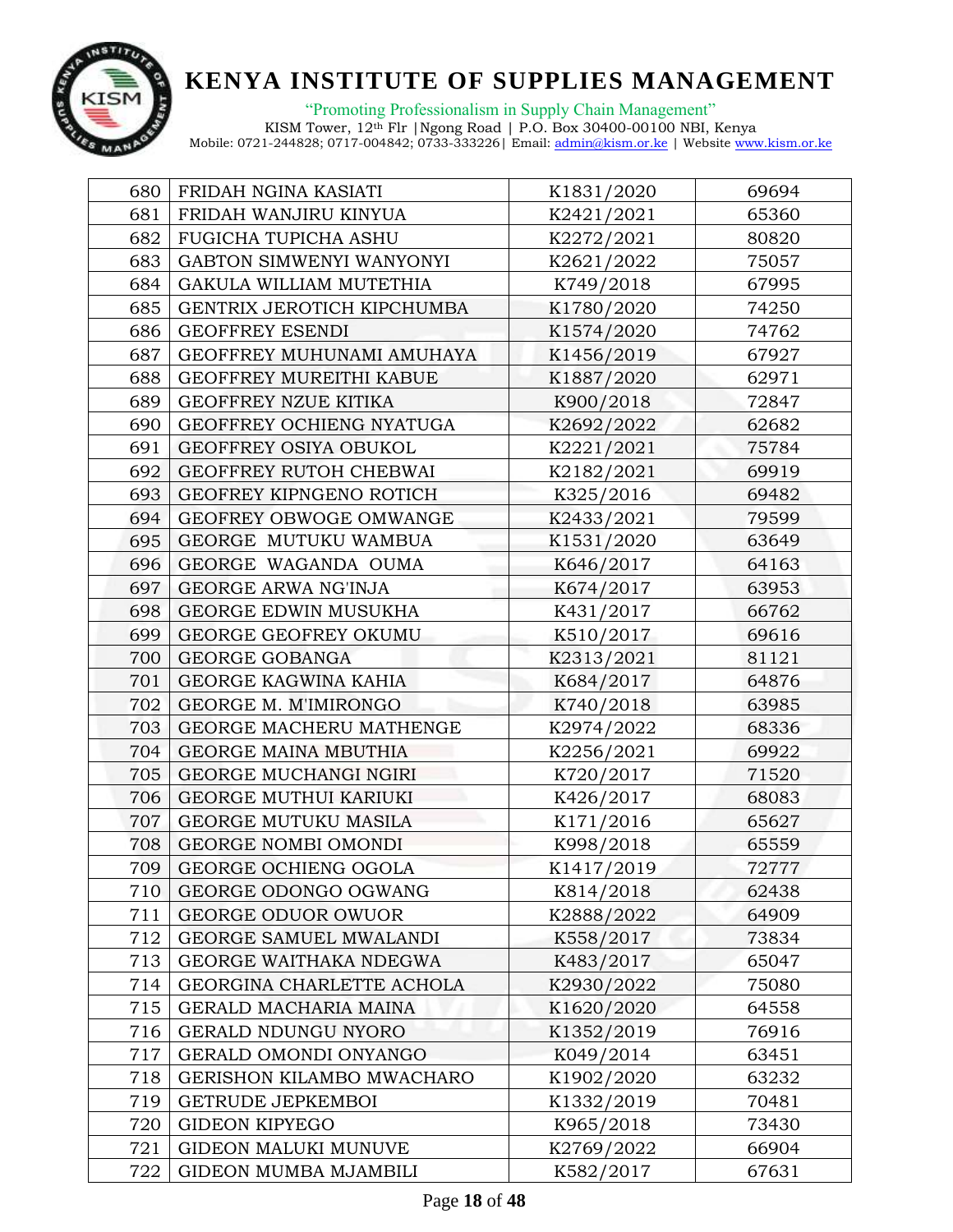| 680 | FRIDAH NGINA KASIATI | K1831/2020 | 69694 |
|---|---|---|---|
| 681 | FRIDAH WANJIRU KINYUA | K2421/2021 | 65360 |
| 682 | FUGICHA TUPICHA ASHU | K2272/2021 | 80820 |
| 683 | GABTON SIMWENYI WANYONYI | K2621/2022 | 75057 |
| 684 | GAKULA WILLIAM MUTETHIA | K749/2018 | 67995 |
| 685 | GENTRIX JEROTICH KIPCHUMBA | K1780/2020 | 74250 |
| 686 | GEOFFREY ESENDI | K1574/2020 | 74762 |
| 687 | GEOFFREY MUHUNAMI AMUHAYA | K1456/2019 | 67927 |
| 688 | GEOFFREY MUREITHI KABUE | K1887/2020 | 62971 |
| 689 | GEOFFREY NZUE KITIKA | K900/2018 | 72847 |
| 690 | GEOFFREY OCHIENG NYATUGA | K2692/2022 | 62682 |
| 691 | GEOFFREY OSIYA OBUKOL | K2221/2021 | 75784 |
| 692 | GEOFFREY RUTOH CHEBWAI | K2182/2021 | 69919 |
| 693 | GEOFREY KIPNGENO ROTICH | K325/2016 | 69482 |
| 694 | GEOFREY OBWOGE OMWANGE | K2433/2021 | 79599 |
| 695 | GEORGE MUTUKU WAMBUA | K1531/2020 | 63649 |
| 696 | GEORGE WAGANDA OUMA | K646/2017 | 64163 |
| 697 | GEORGE ARWA NG'INJA | K674/2017 | 63953 |
| 698 | GEORGE EDWIN MUSUKHA | K431/2017 | 66762 |
| 699 | GEORGE GEOFREY OKUMU | K510/2017 | 69616 |
| 700 | GEORGE GOBANGA | K2313/2021 | 81121 |
| 701 | GEORGE KAGWINA KAHIA | K684/2017 | 64876 |
| 702 | GEORGE M. M'IMIRONGO | K740/2018 | 63985 |
| 703 | GEORGE MACHERU MATHENGE | K2974/2022 | 68336 |
| 704 | GEORGE MAINA MBUTHIA | K2256/2021 | 69922 |
| 705 | GEORGE MUCHANGI NGIRI | K720/2017 | 71520 |
| 706 | GEORGE MUTHUI KARIUKI | K426/2017 | 68083 |
| 707 | GEORGE MUTUKU MASILA | K171/2016 | 65627 |
| 708 | GEORGE NOMBI OMONDI | K998/2018 | 65559 |
| 709 | GEORGE OCHIENG OGOLA | K1417/2019 | 72777 |
| 710 | GEORGE ODONGO OGWANG | K814/2018 | 62438 |
| 711 | GEORGE ODUOR OWUOR | K2888/2022 | 64909 |
| 712 | GEORGE SAMUEL MWALANDI | K558/2017 | 73834 |
| 713 | GEORGE WAITHAKA NDEGWA | K483/2017 | 65047 |
| 714 | GEORGINA CHARLETTE ACHOLA | K2930/2022 | 75080 |
| 715 | GERALD MACHARIA MAINA | K1620/2020 | 64558 |
| 716 | GERALD NDUNGU NYORO | K1352/2019 | 76916 |
| 717 | GERALD OMONDI ONYANGO | K049/2014 | 63451 |
| 718 | GERISHON KILAMBO MWACHARO | K1902/2020 | 63232 |
| 719 | GETRUDE JEPKEMBOI | K1332/2019 | 70481 |
| 720 | GIDEON KIPYEGO | K965/2018 | 73430 |
| 721 | GIDEON MALUKI MUNUVE | K2769/2022 | 66904 |
| 722 | GIDEON MUMBA MJAMBILI | K582/2017 | 67631 |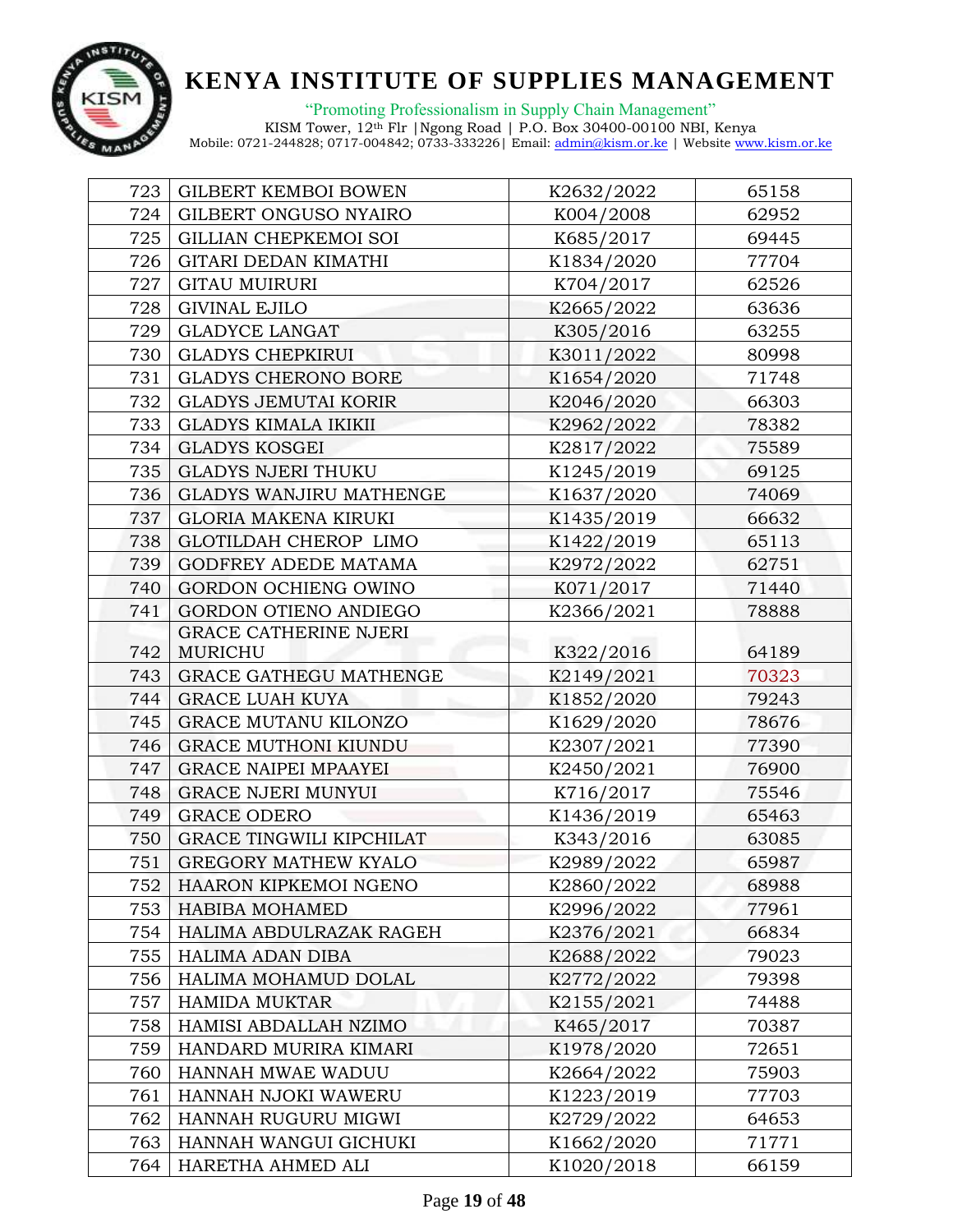| 723 | GILBERT KEMBOI BOWEN | K2632/2022 | 65158 |
|---|---|---|---|
| 724 | GILBERT ONGUSO NYAIRO | K004/2008 | 62952 |
| 725 | GILLIAN CHEPKEMOI SOI | K685/2017 | 69445 |
| 726 | GITARI DEDAN KIMATHI | K1834/2020 | 77704 |
| 727 | GITAU MUIRURI | K704/2017 | 62526 |
| 728 | GIVINAL EJILO | K2665/2022 | 63636 |
| 729 | GLADYCE LANGAT | K305/2016 | 63255 |
| 730 | GLADYS CHEPKIRUI | K3011/2022 | 80998 |
| 731 | GLADYS CHERONO BORE | K1654/2020 | 71748 |
| 732 | GLADYS JEMUTAI KORIR | K2046/2020 | 66303 |
| 733 | GLADYS KIMALA IKIKII | K2962/2022 | 78382 |
| 734 | GLADYS KOSGEI | K2817/2022 | 75589 |
| 735 | GLADYS NJERI THUKU | K1245/2019 | 69125 |
| 736 | GLADYS WANJIRU MATHENGE | K1637/2020 | 74069 |
| 737 | GLORIA MAKENA KIRUKI | K1435/2019 | 66632 |
| 738 | GLOTILDAH CHEROP LIMO | K1422/2019 | 65113 |
| 739 | GODFREY ADEDE MATAMA | K2972/2022 | 62751 |
| 740 | GORDON OCHIENG OWINO | K071/2017 | 71440 |
| 741 | GORDON OTIENO ANDIEGO | K2366/2021 | 78888 |
| 742 | GRACE CATHERINE NJERI MURICHU | K322/2016 | 64189 |
| 743 | GRACE GATHEGU MATHENGE | K2149/2021 | 70323 |
| 744 | GRACE LUAH KUYA | K1852/2020 | 79243 |
| 745 | GRACE MUTANU KILONZO | K1629/2020 | 78676 |
| 746 | GRACE MUTHONI KIUNDU | K2307/2021 | 77390 |
| 747 | GRACE NAIPEI MPAAYEI | K2450/2021 | 76900 |
| 748 | GRACE NJERI MUNYUI | K716/2017 | 75546 |
| 749 | GRACE ODERO | K1436/2019 | 65463 |
| 750 | GRACE TINGWILI KIPCHILAT | K343/2016 | 63085 |
| 751 | GREGORY MATHEW KYALO | K2989/2022 | 65987 |
| 752 | HAARON KIPKEMOI NGENO | K2860/2022 | 68988 |
| 753 | HABIBA MOHAMED | K2996/2022 | 77961 |
| 754 | HALIMA ABDULRAZAK RAGEH | K2376/2021 | 66834 |
| 755 | HALIMA ADAN DIBA | K2688/2022 | 79023 |
| 756 | HALIMA MOHAMUD DOLAL | K2772/2022 | 79398 |
| 757 | HAMIDA MUKTAR | K2155/2021 | 74488 |
| 758 | HAMISI ABDALLAH NZIMO | K465/2017 | 70387 |
| 759 | HANDARD MURIRA KIMARI | K1978/2020 | 72651 |
| 760 | HANNAH MWAE WADUU | K2664/2022 | 75903 |
| 761 | HANNAH NJOKI WAWERU | K1223/2019 | 77703 |
| 762 | HANNAH RUGURU MIGWI | K2729/2022 | 64653 |
| 763 | HANNAH WANGUI GICHUKI | K1662/2020 | 71771 |
| 764 | HARETHA AHMED ALI | K1020/2018 | 66159 |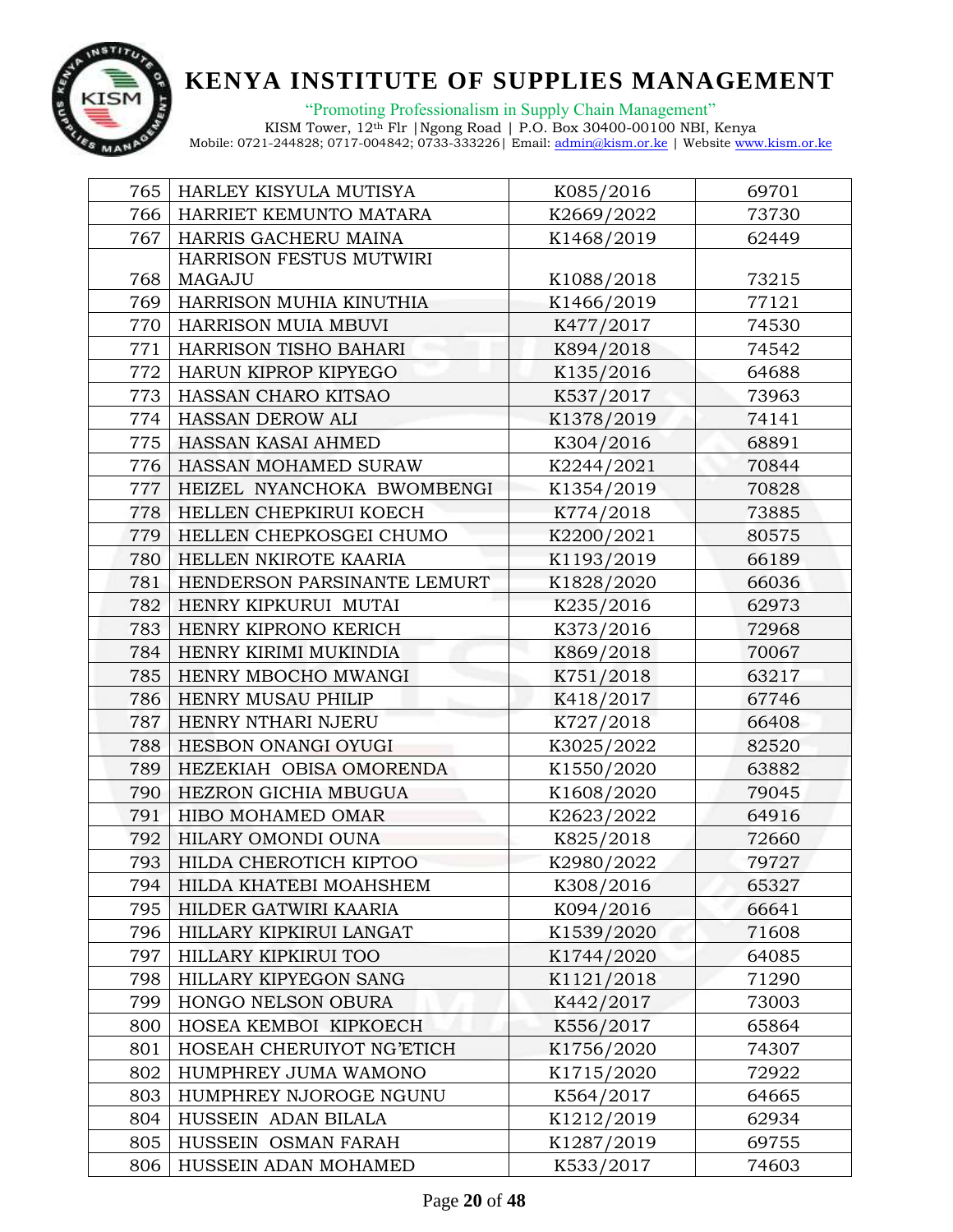# KENYA INSTITUTE OF SUPPLIES MANAGEMENT

"Promoting Professionalism in Supply Chain Management"
KISM Tower, 12th Flr |Ngong Road | P.O. Box 30400-00100 NBI, Kenya
Mobile: 0721-244828; 0717-004842; 0733-333226| Email: admin@kism.or.ke | Website www.kism.or.ke

| | | | |
|---|---|---|---|
| 765 | HARLEY KISYULA MUTISYA | K085/2016 | 69701 |
| 766 | HARRIET KEMUNTO MATARA | K2669/2022 | 73730 |
| 767 | HARRIS GACHERU MAINA | K1468/2019 | 62449 |
| 768 | HARRISON FESTUS MUTWIRI MAGAJU | K1088/2018 | 73215 |
| 769 | HARRISON MUHIA KINUTHIA | K1466/2019 | 77121 |
| 770 | HARRISON MUIA MBUVI | K477/2017 | 74530 |
| 771 | HARRISON TISHO BAHARI | K894/2018 | 74542 |
| 772 | HARUN KIPROP KIPYEGO | K135/2016 | 64688 |
| 773 | HASSAN CHARO KITSAO | K537/2017 | 73963 |
| 774 | HASSAN DEROW ALI | K1378/2019 | 74141 |
| 775 | HASSAN KASAI AHMED | K304/2016 | 68891 |
| 776 | HASSAN MOHAMED SURAW | K2244/2021 | 70844 |
| 777 | HEIZEL NYANCHOKA BWOMBENGI | K1354/2019 | 70828 |
| 778 | HELLEN CHEPKIRUI KOECH | K774/2018 | 73885 |
| 779 | HELLEN CHEPKOSGEI CHUMO | K2200/2021 | 80575 |
| 780 | HELLEN NKIROTE KAARIA | K1193/2019 | 66189 |
| 781 | HENDERSON PARSINANTE LEMURT | K1828/2020 | 66036 |
| 782 | HENRY KIPKURUI MUTAI | K235/2016 | 62973 |
| 783 | HENRY KIPRONO KERICH | K373/2016 | 72968 |
| 784 | HENRY KIRIMI MUKINDIA | K869/2018 | 70067 |
| 785 | HENRY MBOCHO MWANGI | K751/2018 | 63217 |
| 786 | HENRY MUSAU PHILIP | K418/2017 | 67746 |
| 787 | HENRY NTHARI NJERU | K727/2018 | 66408 |
| 788 | HESBON ONANGI OYUGI | K3025/2022 | 82520 |
| 789 | HEZEKIAH OBISA OMORENDA | K1550/2020 | 63882 |
| 790 | HEZRON GICHIA MBUGUA | K1608/2020 | 79045 |
| 791 | HIBO MOHAMED OMAR | K2623/2022 | 64916 |
| 792 | HILARY OMONDI OUNA | K825/2018 | 72660 |
| 793 | HILDA CHEROTICH KIPTOO | K2980/2022 | 79727 |
| 794 | HILDA KHATEBI MOAHSHEM | K308/2016 | 65327 |
| 795 | HILDER GATWIRI KAARIA | K094/2016 | 66641 |
| 796 | HILLARY KIPKIRUI LANGAT | K1539/2020 | 71608 |
| 797 | HILLARY KIPKIRUI TOO | K1744/2020 | 64085 |
| 798 | HILLARY KIPYEGON SANG | K1121/2018 | 71290 |
| 799 | HONGO NELSON OBURA | K442/2017 | 73003 |
| 800 | HOSEA KEMBOI KIPKOECH | K556/2017 | 65864 |
| 801 | HOSEAH CHERUIYOT NG'ETICH | K1756/2020 | 74307 |
| 802 | HUMPHREY JUMA WAMONO | K1715/2020 | 72922 |
| 803 | HUMPHREY NJOROGE NGUNU | K564/2017 | 64665 |
| 804 | HUSSEIN ADAN BILALA | K1212/2019 | 62934 |
| 805 | HUSSEIN OSMAN FARAH | K1287/2019 | 69755 |
| 806 | HUSSEIN ADAN MOHAMED | K533/2017 | 74603 |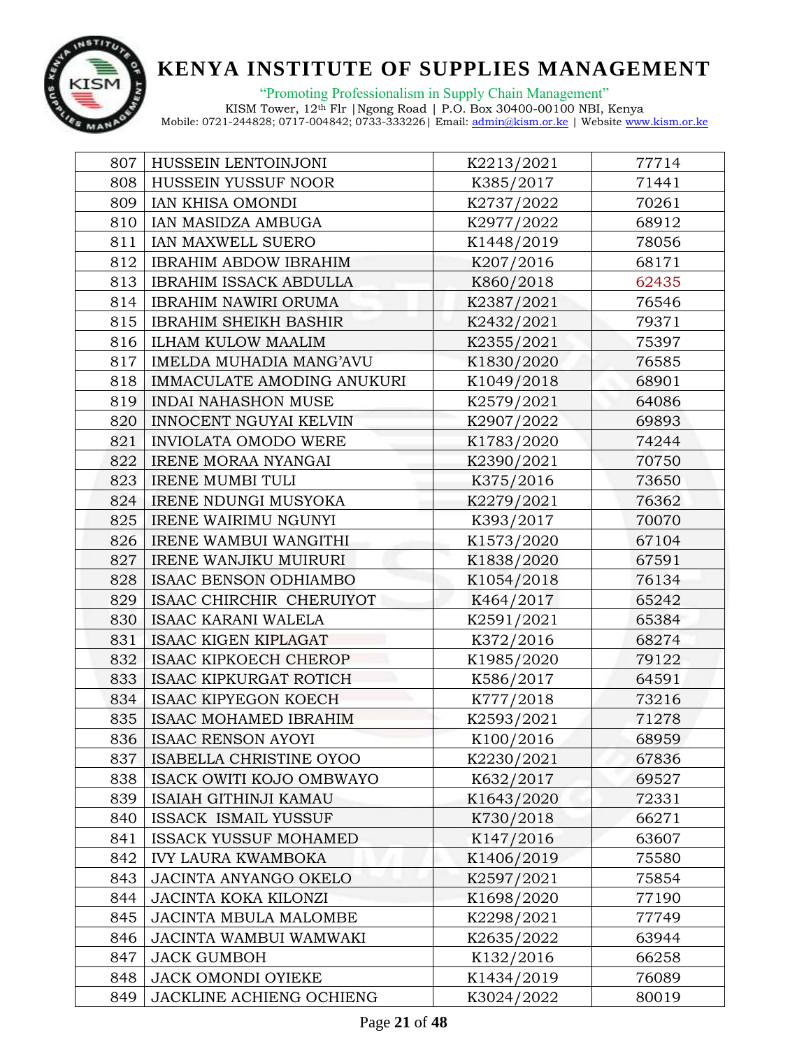# KENYA INSTITUTE OF SUPPLIES MANAGEMENT

"Promoting Professionalism in Supply Chain Management"

KISM Tower, 12th Flr |Ngong Road | P.O. Box 30400-00100 NBI, Kenya
Mobile: 0721-244828; 0717-004842; 0733-333226| Email: admin@kism.or.ke | Website www.kism.or.ke

| | | | |
|---|---|---|---|
| 807 | HUSSEIN LENTOINJONI | K2213/2021 | 77714 |
| 808 | HUSSEIN YUSSUF NOOR | K385/2017 | 71441 |
| 809 | IAN KHISA OMONDI | K2737/2022 | 70261 |
| 810 | IAN MASIDZA AMBUGA | K2977/2022 | 68912 |
| 811 | IAN MAXWELL SUERO | K1448/2019 | 78056 |
| 812 | IBRAHIM ABDOW IBRAHIM | K207/2016 | 68171 |
| 813 | IBRAHIM ISSACK ABDULLA | K860/2018 | 62435 |
| 814 | IBRAHIM NAWIRI ORUMA | K2387/2021 | 76546 |
| 815 | IBRAHIM SHEIKH BASHIR | K2432/2021 | 79371 |
| 816 | ILHAM KULOW MAALIM | K2355/2021 | 75397 |
| 817 | IMELDA MUHADIA MANG'AVU | K1830/2020 | 76585 |
| 818 | IMMACULATE AMODING ANUKURI | K1049/2018 | 68901 |
| 819 | INDAI NAHASHON MUSE | K2579/2021 | 64086 |
| 820 | INNOCENT NGUYAI KELVIN | K2907/2022 | 69893 |
| 821 | INVIOLATA OMODO WERE | K1783/2020 | 74244 |
| 822 | IRENE MORAA NYANGAI | K2390/2021 | 70750 |
| 823 | IRENE MUMBI TULI | K375/2016 | 73650 |
| 824 | IRENE NDUNGI MUSYOKA | K2279/2021 | 76362 |
| 825 | IRENE WAIRIMU NGUNYI | K393/2017 | 70070 |
| 826 | IRENE WAMBUI WANGITHI | K1573/2020 | 67104 |
| 827 | IRENE WANJIKU MUIRURI | K1838/2020 | 67591 |
| 828 | ISAAC BENSON ODHIAMBO | K1054/2018 | 76134 |
| 829 | ISAAC CHIRCHIR CHERUIYOT | K464/2017 | 65242 |
| 830 | ISAAC KARANI WALELA | K2591/2021 | 65384 |
| 831 | ISAAC KIGEN KIPLAGAT | K372/2016 | 68274 |
| 832 | ISAAC KIPKOECH CHEROP | K1985/2020 | 79122 |
| 833 | ISAAC KIPKURGAT ROTICH | K586/2017 | 64591 |
| 834 | ISAAC KIPYEGON KOECH | K777/2018 | 73216 |
| 835 | ISAAC MOHAMED IBRAHIM | K2593/2021 | 71278 |
| 836 | ISAAC RENSON AYOYI | K100/2016 | 68959 |
| 837 | ISABELLA CHRISTINE OYOO | K2230/2021 | 67836 |
| 838 | ISACK OWITI KOJO OMBWAYO | K632/2017 | 69527 |
| 839 | ISAIAH GITHINJI KAMAU | K1643/2020 | 72331 |
| 840 | ISSACK ISMAIL YUSSUF | K730/2018 | 66271 |
| 841 | ISSACK YUSSUF MOHAMED | K147/2016 | 63607 |
| 842 | IVY LAURA KWAMBOKA | K1406/2019 | 75580 |
| 843 | JACINTA ANYANGO OKELO | K2597/2021 | 75854 |
| 844 | JACINTA KOKA KILONZI | K1698/2020 | 77190 |
| 845 | JACINTA MBULA MALOMBE | K2298/2021 | 77749 |
| 846 | JACINTA WAMBUI WAMWAKI | K2635/2022 | 63944 |
| 847 | JACK GUMBOH | K132/2016 | 66258 |
| 848 | JACK OMONDI OYIEKE | K1434/2019 | 76089 |
| 849 | JACKLINE ACHIENG OCHIENG | K3024/2022 | 80019 |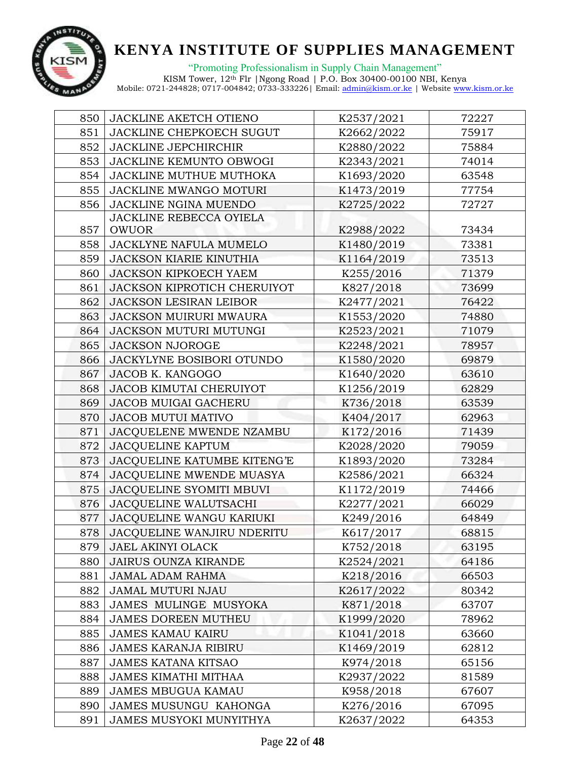| 850 | JACKLINE AKETCH OTIENO | K2537/2021 | 72227 |
|---|---|---|---|
| 851 | JACKLINE CHEPKOECH SUGUT | K2662/2022 | 75917 |
| 852 | JACKLINE JEPCHIRCHIR | K2880/2022 | 75884 |
| 853 | JACKLINE KEMUNTO OBWOGI | K2343/2021 | 74014 |
| 854 | JACKLINE MUTHUE MUTHOKA | K1693/2020 | 63548 |
| 855 | JACKLINE MWANGO MOTURI | K1473/2019 | 77754 |
| 856 | JACKLINE NGINA MUENDO | K2725/2022 | 72727 |
| 857 | JACKLINE REBECCA OYIELA OWUOR | K2988/2022 | 73434 |
| 858 | JACKLYNE NAFULA MUMELO | K1480/2019 | 73381 |
| 859 | JACKSON KIARIE KINUTHIA | K1164/2019 | 73513 |
| 860 | JACKSON KIPKOECH YAEM | K255/2016 | 71379 |
| 861 | JACKSON KIPROTICH CHERUIYOT | K827/2018 | 73699 |
| 862 | JACKSON LESIRAN LEIBOR | K2477/2021 | 76422 |
| 863 | JACKSON MUIRURI MWAURA | K1553/2020 | 74880 |
| 864 | JACKSON MUTURI MUTUNGI | K2523/2021 | 71079 |
| 865 | JACKSON NJOROGE | K2248/2021 | 78957 |
| 866 | JACKYLYNE BOSIBORI OTUNDO | K1580/2020 | 69879 |
| 867 | JACOB K. KANGOGO | K1640/2020 | 63610 |
| 868 | JACOB KIMUTAI CHERUIYOT | K1256/2019 | 62829 |
| 869 | JACOB MUIGAI GACHERU | K736/2018 | 63539 |
| 870 | JACOB MUTUI MATIVO | K404/2017 | 62963 |
| 871 | JACQUELENE MWENDE NZAMBU | K172/2016 | 71439 |
| 872 | JACQUELINE KAPTUM | K2028/2020 | 79059 |
| 873 | JACQUELINE KATUMBE KITENG'E | K1893/2020 | 73284 |
| 874 | JACQUELINE MWENDE MUASYA | K2586/2021 | 66324 |
| 875 | JACQUELINE SYOMITI MBUVI | K1172/2019 | 74466 |
| 876 | JACQUELINE WALUTSACHI | K2277/2021 | 66029 |
| 877 | JACQUELINE WANGU KARIUKI | K249/2016 | 64849 |
| 878 | JACQUELINE WANJIRU NDERITU | K617/2017 | 68815 |
| 879 | JAEL AKINYI OLACK | K752/2018 | 63195 |
| 880 | JAIRUS OUNZA KIRANDE | K2524/2021 | 64186 |
| 881 | JAMAL ADAM RAHMA | K218/2016 | 66503 |
| 882 | JAMAL MUTURI NJAU | K2617/2022 | 80342 |
| 883 | JAMES MULINGE MUSYOKA | K871/2018 | 63707 |
| 884 | JAMES DOREEN MUTHEU | K1999/2020 | 78962 |
| 885 | JAMES KAMAU KAIRU | K1041/2018 | 63660 |
| 886 | JAMES KARANJA RIBIRU | K1469/2019 | 62812 |
| 887 | JAMES KATANA KITSAO | K974/2018 | 65156 |
| 888 | JAMES KIMATHI MITHAA | K2937/2022 | 81589 |
| 889 | JAMES MBUGUA KAMAU | K958/2018 | 67607 |
| 890 | JAMES MUSUNGU KAHONGA | K276/2016 | 67095 |
| 891 | JAMES MUSYOKI MUNYITHYA | K2637/2022 | 64353 |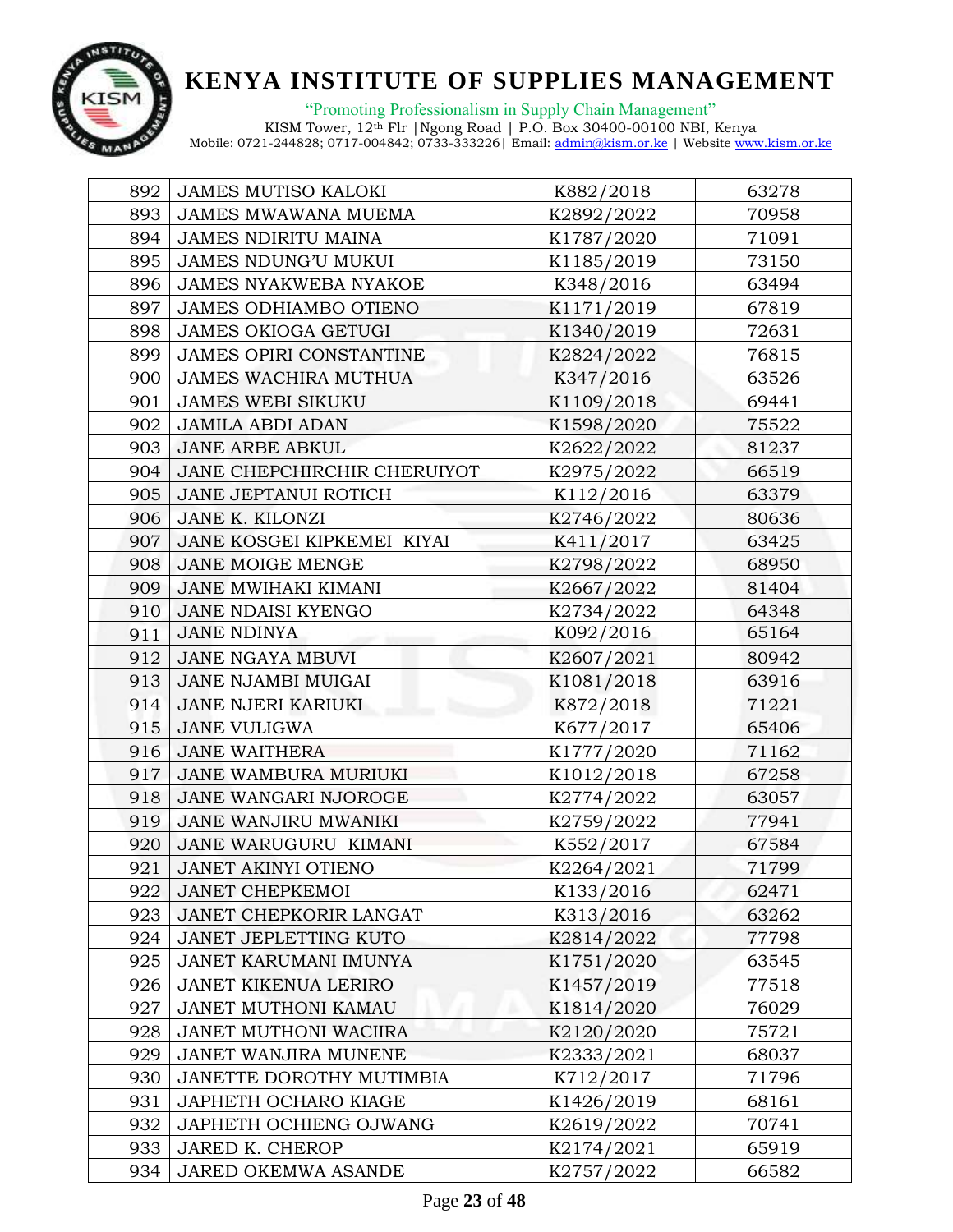| 892 | JAMES MUTISO KALOKI | K882/2018 | 63278 |
|---|---|---|---|
| 893 | JAMES MWAWANA MUEMA | K2892/2022 | 70958 |
| 894 | JAMES NDIRITU MAINA | K1787/2020 | 71091 |
| 895 | JAMES NDUNG'U MUKUI | K1185/2019 | 73150 |
| 896 | JAMES NYAKWEBA NYAKOE | K348/2016 | 63494 |
| 897 | JAMES ODHIAMBO OTIENO | K1171/2019 | 67819 |
| 898 | JAMES OKIOGA GETUGI | K1340/2019 | 72631 |
| 899 | JAMES OPIRI CONSTANTINE | K2824/2022 | 76815 |
| 900 | JAMES WACHIRA MUTHUA | K347/2016 | 63526 |
| 901 | JAMES WEBI SIKUKU | K1109/2018 | 69441 |
| 902 | JAMILA ABDI ADAN | K1598/2020 | 75522 |
| 903 | JANE ARBE ABKUL | K2622/2022 | 81237 |
| 904 | JANE CHEPCHIRCHIR CHERUIYOT | K2975/2022 | 66519 |
| 905 | JANE JEPTANUI ROTICH | K112/2016 | 63379 |
| 906 | JANE K. KILONZI | K2746/2022 | 80636 |
| 907 | JANE KOSGEI KIPKEMEI KIYAI | K411/2017 | 63425 |
| 908 | JANE MOIGE MENGE | K2798/2022 | 68950 |
| 909 | JANE MWIHAKI KIMANI | K2667/2022 | 81404 |
| 910 | JANE NDAISI KYENGO | K2734/2022 | 64348 |
| 911 | JANE NDINYA | K092/2016 | 65164 |
| 912 | JANE NGAYA MBUVI | K2607/2021 | 80942 |
| 913 | JANE NJAMBI MUIGAI | K1081/2018 | 63916 |
| 914 | JANE NJERI KARIUKI | K872/2018 | 71221 |
| 915 | JANE VULIGWA | K677/2017 | 65406 |
| 916 | JANE WAITHERA | K1777/2020 | 71162 |
| 917 | JANE WAMBURA MURIUKI | K1012/2018 | 67258 |
| 918 | JANE WANGARI NJOROGE | K2774/2022 | 63057 |
| 919 | JANE WANJIRU MWANIKI | K2759/2022 | 77941 |
| 920 | JANE WARUGURU KIMANI | K552/2017 | 67584 |
| 921 | JANET AKINYI OTIENO | K2264/2021 | 71799 |
| 922 | JANET CHEPKEMOI | K133/2016 | 62471 |
| 923 | JANET CHEPKORIR LANGAT | K313/2016 | 63262 |
| 924 | JANET JEPLETTING KUTO | K2814/2022 | 77798 |
| 925 | JANET KARUMANI IMUNYA | K1751/2020 | 63545 |
| 926 | JANET KIKENUA LERIRO | K1457/2019 | 77518 |
| 927 | JANET MUTHONI KAMAU | K1814/2020 | 76029 |
| 928 | JANET MUTHONI WACIIRA | K2120/2020 | 75721 |
| 929 | JANET WANJIRA MUNENE | K2333/2021 | 68037 |
| 930 | JANETTE DOROTHY MUTIMBIA | K712/2017 | 71796 |
| 931 | JAPHETH OCHARO KIAGE | K1426/2019 | 68161 |
| 932 | JAPHETH OCHIENG OJWANG | K2619/2022 | 70741 |
| 933 | JARED K. CHEROP | K2174/2021 | 65919 |
| 934 | JARED OKEMWA ASANDE | K2757/2022 | 66582 |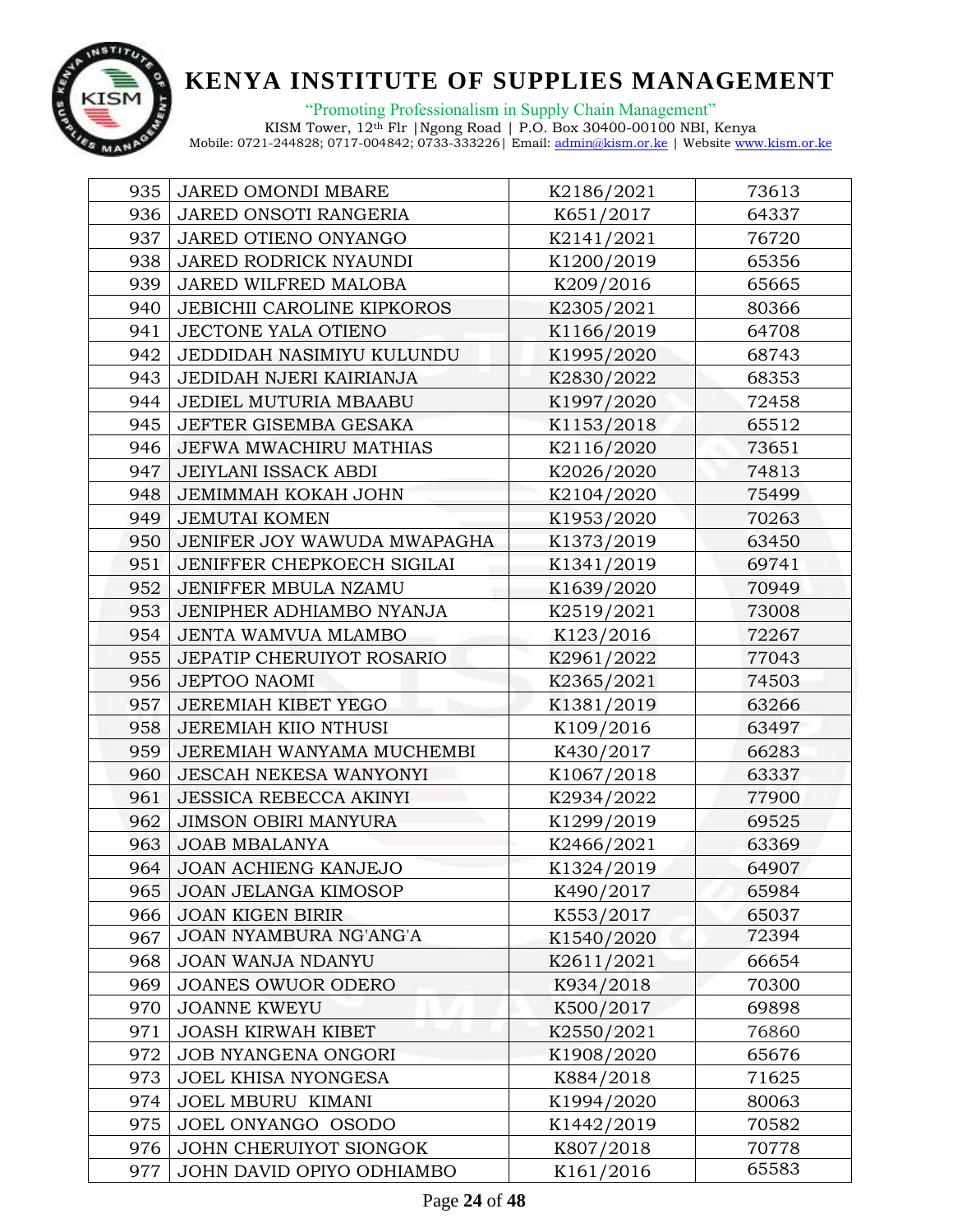| 935 | JARED OMONDI MBARE | K2186/2021 | 73613 |
|---|---|---|---|
| 936 | JARED ONSOTI RANGERIA | K651/2017 | 64337 |
| 937 | JARED OTIENO ONYANGO | K2141/2021 | 76720 |
| 938 | JARED RODRICK NYAUNDI | K1200/2019 | 65356 |
| 939 | JARED WILFRED MALOBA | K209/2016 | 65665 |
| 940 | JEBICHII CAROLINE KIPKOROS | K2305/2021 | 80366 |
| 941 | JECTONE YALA OTIENO | K1166/2019 | 64708 |
| 942 | JEDDIDAH NASIMIYU KULUNDU | K1995/2020 | 68743 |
| 943 | JEDIDAH NJERI KAIRIANJA | K2830/2022 | 68353 |
| 944 | JEDIEL MUTURIA MBAABU | K1997/2020 | 72458 |
| 945 | JEFTER GISEMBA GESAKA | K1153/2018 | 65512 |
| 946 | JEFWA MWACHIRU MATHIAS | K2116/2020 | 73651 |
| 947 | JEIYLANI ISSACK ABDI | K2026/2020 | 74813 |
| 948 | JEMIMMAH KOKAH JOHN | K2104/2020 | 75499 |
| 949 | JEMUTAI KOMEN | K1953/2020 | 70263 |
| 950 | JENIFER JOY WAWUDA MWAPAGHA | K1373/2019 | 63450 |
| 951 | JENIFFER CHEPKOECH SIGILAI | K1341/2019 | 69741 |
| 952 | JENIFFER MBULA NZAMU | K1639/2020 | 70949 |
| 953 | JENIPHER ADHIAMBO NYANJA | K2519/2021 | 73008 |
| 954 | JENTA WAMVUA MLAMBO | K123/2016 | 72267 |
| 955 | JEPATIP CHERUIYOT ROSARIO | K2961/2022 | 77043 |
| 956 | JEPTOO NAOMI | K2365/2021 | 74503 |
| 957 | JEREMIAH KIBET YEGO | K1381/2019 | 63266 |
| 958 | JEREMIAH KIIO NTHUSI | K109/2016 | 63497 |
| 959 | JEREMIAH WANYAMA MUCHEMBI | K430/2017 | 66283 |
| 960 | JESCAH NEKESA WANYONYI | K1067/2018 | 63337 |
| 961 | JESSICA REBECCA AKINYI | K2934/2022 | 77900 |
| 962 | JIMSON OBIRI MANYURA | K1299/2019 | 69525 |
| 963 | JOAB MBALANYA | K2466/2021 | 63369 |
| 964 | JOAN ACHIENG KANJEJO | K1324/2019 | 64907 |
| 965 | JOAN JELANGA KIMOSOP | K490/2017 | 65984 |
| 966 | JOAN KIGEN BIRIR | K553/2017 | 65037 |
| 967 | JOAN NYAMBURA NG'ANG'A | K1540/2020 | 72394 |
| 968 | JOAN WANJA NDANYU | K2611/2021 | 66654 |
| 969 | JOANES OWUOR ODERO | K934/2018 | 70300 |
| 970 | JOANNE KWEYU | K500/2017 | 69898 |
| 971 | JOASH KIRWAH KIBET | K2550/2021 | 76860 |
| 972 | JOB NYANGENA ONGORI | K1908/2020 | 65676 |
| 973 | JOEL KHISA NYONGESA | K884/2018 | 71625 |
| 974 | JOEL MBURU KIMANI | K1994/2020 | 80063 |
| 975 | JOEL ONYANGO OSODO | K1442/2019 | 70582 |
| 976 | JOHN CHERUIYOT SIONGOK | K807/2018 | 70778 |
| 977 | JOHN DAVID OPIYO ODHIAMBO | K161/2016 | 65583 |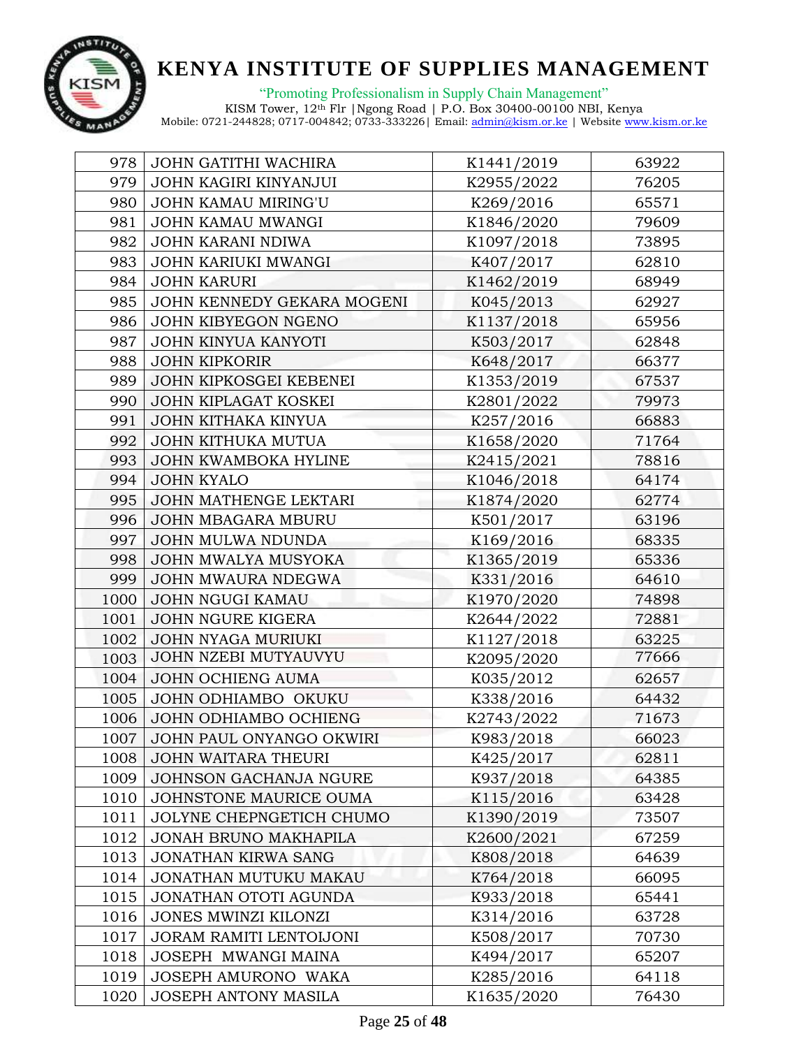| 978 | JOHN GATITHI WACHIRA | K1441/2019 | 63922 |
|---|---|---|---|
| 979 | JOHN KAGIRI KINYANJUI | K2955/2022 | 76205 |
| 980 | JOHN KAMAU MIRING'U | K269/2016 | 65571 |
| 981 | JOHN KAMAU MWANGI | K1846/2020 | 79609 |
| 982 | JOHN KARANI NDIWA | K1097/2018 | 73895 |
| 983 | JOHN KARIUKI MWANGI | K407/2017 | 62810 |
| 984 | JOHN KARURI | K1462/2019 | 68949 |
| 985 | JOHN KENNEDY GEKARA MOGENI | K045/2013 | 62927 |
| 986 | JOHN KIBYEGON NGENO | K1137/2018 | 65956 |
| 987 | JOHN KINYUA KANYOTI | K503/2017 | 62848 |
| 988 | JOHN KIPKORIR | K648/2017 | 66377 |
| 989 | JOHN KIPKOSGEI KEBENEI | K1353/2019 | 67537 |
| 990 | JOHN KIPLAGAT KOSKEI | K2801/2022 | 79973 |
| 991 | JOHN KITHAKA KINYUA | K257/2016 | 66883 |
| 992 | JOHN KITHUKA MUTUA | K1658/2020 | 71764 |
| 993 | JOHN KWAMBOKA HYLINE | K2415/2021 | 78816 |
| 994 | JOHN KYALO | K1046/2018 | 64174 |
| 995 | JOHN MATHENGE LEKTARI | K1874/2020 | 62774 |
| 996 | JOHN MBAGARA MBURU | K501/2017 | 63196 |
| 997 | JOHN MULWA NDUNDA | K169/2016 | 68335 |
| 998 | JOHN MWALYA MUSYOKA | K1365/2019 | 65336 |
| 999 | JOHN MWAURA NDEGWA | K331/2016 | 64610 |
| 1000 | JOHN NGUGI KAMAU | K1970/2020 | 74898 |
| 1001 | JOHN NGURE KIGERA | K2644/2022 | 72881 |
| 1002 | JOHN NYAGA MURIUKI | K1127/2018 | 63225 |
| 1003 | JOHN NZEBI MUTYAUVYU | K2095/2020 | 77666 |
| 1004 | JOHN OCHIENG AUMA | K035/2012 | 62657 |
| 1005 | JOHN ODHIAMBO OKUKU | K338/2016 | 64432 |
| 1006 | JOHN ODHIAMBO OCHIENG | K2743/2022 | 71673 |
| 1007 | JOHN PAUL ONYANGO OKWIRI | K983/2018 | 66023 |
| 1008 | JOHN WAITARA THEURI | K425/2017 | 62811 |
| 1009 | JOHNSON GACHANJA NGURE | K937/2018 | 64385 |
| 1010 | JOHNSTONE MAURICE OUMA | K115/2016 | 63428 |
| 1011 | JOLYNE CHEPNGETICH CHUMO | K1390/2019 | 73507 |
| 1012 | JONAH BRUNO MAKHAPILA | K2600/2021 | 67259 |
| 1013 | JONATHAN KIRWA SANG | K808/2018 | 64639 |
| 1014 | JONATHAN MUTUKU MAKAU | K764/2018 | 66095 |
| 1015 | JONATHAN OTOTI AGUNDA | K933/2018 | 65441 |
| 1016 | JONES MWINZI KILONZI | K314/2016 | 63728 |
| 1017 | JORAM RAMITI LENTOIJONI | K508/2017 | 70730 |
| 1018 | JOSEPH MWANGI MAINA | K494/2017 | 65207 |
| 1019 | JOSEPH AMURONO WAKA | K285/2016 | 64118 |
| 1020 | JOSEPH ANTONY MASILA | K1635/2020 | 76430 |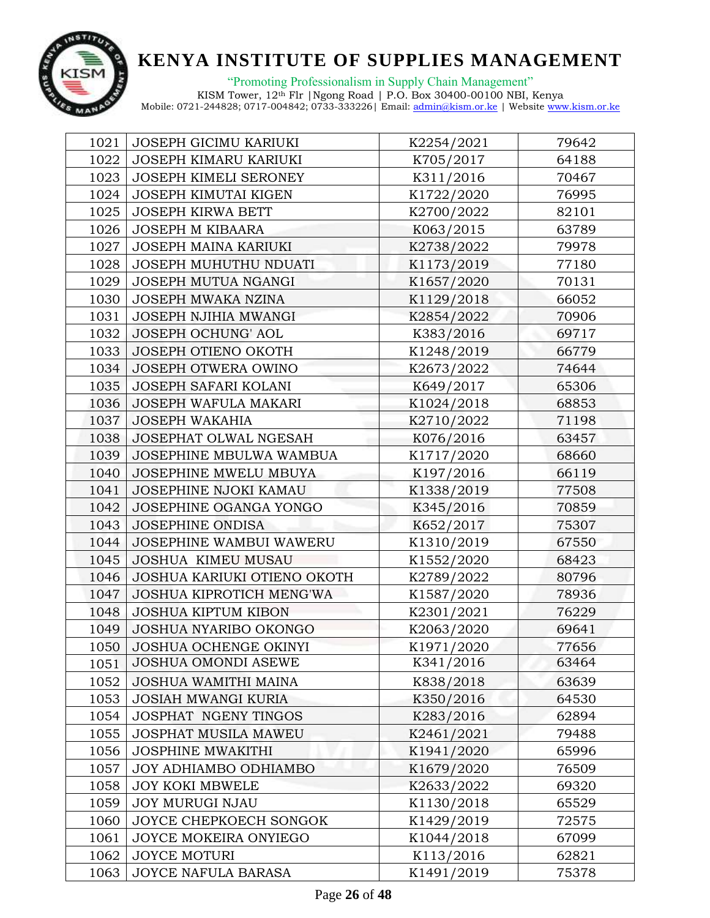| 1021 | JOSEPH GICIMU KARIUKI | K2254/2021 | 79642 |
|---|---|---|---|
| 1022 | JOSEPH KIMARU KARIUKI | K705/2017 | 64188 |
| 1023 | JOSEPH KIMELI SERONEY | K311/2016 | 70467 |
| 1024 | JOSEPH KIMUTAI KIGEN | K1722/2020 | 76995 |
| 1025 | JOSEPH KIRWA BETT | K2700/2022 | 82101 |
| 1026 | JOSEPH M KIBAARA | K063/2015 | 63789 |
| 1027 | JOSEPH MAINA KARIUKI | K2738/2022 | 79978 |
| 1028 | JOSEPH MUHUTHU NDUATI | K1173/2019 | 77180 |
| 1029 | JOSEPH MUTUA NGANGI | K1657/2020 | 70131 |
| 1030 | JOSEPH MWAKA NZINA | K1129/2018 | 66052 |
| 1031 | JOSEPH NJIHIA MWANGI | K2854/2022 | 70906 |
| 1032 | JOSEPH OCHUNG' AOL | K383/2016 | 69717 |
| 1033 | JOSEPH OTIENO OKOTH | K1248/2019 | 66779 |
| 1034 | JOSEPH OTWERA OWINO | K2673/2022 | 74644 |
| 1035 | JOSEPH SAFARI KOLANI | K649/2017 | 65306 |
| 1036 | JOSEPH WAFULA MAKARI | K1024/2018 | 68853 |
| 1037 | JOSEPH WAKAHIA | K2710/2022 | 71198 |
| 1038 | JOSEPHAT OLWAL NGESAH | K076/2016 | 63457 |
| 1039 | JOSEPHINE MBULWA WAMBUA | K1717/2020 | 68660 |
| 1040 | JOSEPHINE MWELU MBUYA | K197/2016 | 66119 |
| 1041 | JOSEPHINE NJOKI KAMAU | K1338/2019 | 77508 |
| 1042 | JOSEPHINE OGANGA YONGO | K345/2016 | 70859 |
| 1043 | JOSEPHINE ONDISA | K652/2017 | 75307 |
| 1044 | JOSEPHINE WAMBUI WAWERU | K1310/2019 | 67550 |
| 1045 | JOSHUA KIMEU MUSAU | K1552/2020 | 68423 |
| 1046 | JOSHUA KARIUKI OTIENO OKOTH | K2789/2022 | 80796 |
| 1047 | JOSHUA KIPROTICH MENG'WA | K1587/2020 | 78936 |
| 1048 | JOSHUA KIPTUM KIBON | K2301/2021 | 76229 |
| 1049 | JOSHUA NYARIBO OKONGO | K2063/2020 | 69641 |
| 1050 | JOSHUA OCHENGE OKINYI | K1971/2020 | 77656 |
| 1051 | JOSHUA OMONDI ASEWE | K341/2016 | 63464 |
| 1052 | JOSHUA WAMITHI MAINA | K838/2018 | 63639 |
| 1053 | JOSIAH MWANGI KURIA | K350/2016 | 64530 |
| 1054 | JOSPHAT NGENY TINGOS | K283/2016 | 62894 |
| 1055 | JOSPHAT MUSILA MAWEU | K2461/2021 | 79488 |
| 1056 | JOSPHINE MWAKITHI | K1941/2020 | 65996 |
| 1057 | JOY ADHIAMBO ODHIAMBO | K1679/2020 | 76509 |
| 1058 | JOY KOKI MBWELE | K2633/2022 | 69320 |
| 1059 | JOY MURUGI NJAU | K1130/2018 | 65529 |
| 1060 | JOYCE CHEPKOECH SONGOK | K1429/2019 | 72575 |
| 1061 | JOYCE MOKEIRA ONYIEGO | K1044/2018 | 67099 |
| 1062 | JOYCE MOTURI | K113/2016 | 62821 |
| 1063 | JOYCE NAFULA BARASA | K1491/2019 | 75378 |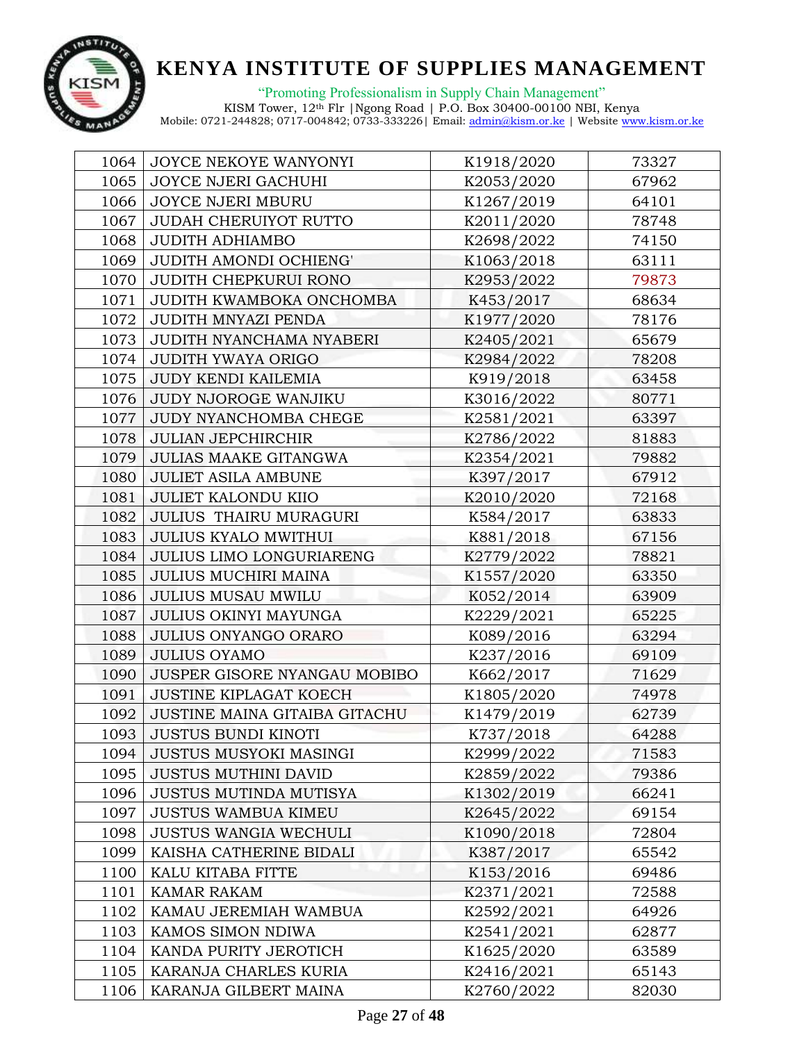| 1064 | JOYCE NEKOYE WANYONYI | K1918/2020 | 73327 |
|---|---|---|---|
| 1065 | JOYCE NJERI GACHUHI | K2053/2020 | 67962 |
| 1066 | JOYCE NJERI MBURU | K1267/2019 | 64101 |
| 1067 | JUDAH CHERUIYOT RUTTO | K2011/2020 | 78748 |
| 1068 | JUDITH ADHIAMBO | K2698/2022 | 74150 |
| 1069 | JUDITH AMONDI OCHIENG' | K1063/2018 | 63111 |
| 1070 | JUDITH CHEPKURUI RONO | K2953/2022 | 79873 |
| 1071 | JUDITH KWAMBOKA ONCHOMBA | K453/2017 | 68634 |
| 1072 | JUDITH MNYAZI PENDA | K1977/2020 | 78176 |
| 1073 | JUDITH NYANCHAMA NYABERI | K2405/2021 | 65679 |
| 1074 | JUDITH YWAYA ORIGO | K2984/2022 | 78208 |
| 1075 | JUDY KENDI KAILEMIA | K919/2018 | 63458 |
| 1076 | JUDY NJOROGE WANJIKU | K3016/2022 | 80771 |
| 1077 | JUDY NYANCHOMBA CHEGE | K2581/2021 | 63397 |
| 1078 | JULIAN JEPCHIRCHIR | K2786/2022 | 81883 |
| 1079 | JULIAS MAAKE GITANGWA | K2354/2021 | 79882 |
| 1080 | JULIET ASILA AMBUNE | K397/2017 | 67912 |
| 1081 | JULIET KALONDU KIIO | K2010/2020 | 72168 |
| 1082 | JULIUS THAIRU MURAGURI | K584/2017 | 63833 |
| 1083 | JULIUS KYALO MWITHUI | K881/2018 | 67156 |
| 1084 | JULIUS LIMO LONGURIARENG | K2779/2022 | 78821 |
| 1085 | JULIUS MUCHIRI MAINA | K1557/2020 | 63350 |
| 1086 | JULIUS MUSAU MWILU | K052/2014 | 63909 |
| 1087 | JULIUS OKINYI MAYUNGA | K2229/2021 | 65225 |
| 1088 | JULIUS ONYANGO ORARO | K089/2016 | 63294 |
| 1089 | JULIUS OYAMO | K237/2016 | 69109 |
| 1090 | JUSPER GISORE NYANGAU MOBIBO | K662/2017 | 71629 |
| 1091 | JUSTINE KIPLAGAT KOECH | K1805/2020 | 74978 |
| 1092 | JUSTINE MAINA GITAIBA GITACHU | K1479/2019 | 62739 |
| 1093 | JUSTUS BUNDI KINOTI | K737/2018 | 64288 |
| 1094 | JUSTUS MUSYOKI MASINGI | K2999/2022 | 71583 |
| 1095 | JUSTUS MUTHINI DAVID | K2859/2022 | 79386 |
| 1096 | JUSTUS MUTINDA MUTISYA | K1302/2019 | 66241 |
| 1097 | JUSTUS WAMBUA KIMEU | K2645/2022 | 69154 |
| 1098 | JUSTUS WANGIA WECHULI | K1090/2018 | 72804 |
| 1099 | KAISHA CATHERINE BIDALI | K387/2017 | 65542 |
| 1100 | KALU KITABA FITTE | K153/2016 | 69486 |
| 1101 | KAMAR RAKAM | K2371/2021 | 72588 |
| 1102 | KAMAU JEREMIAH WAMBUA | K2592/2021 | 64926 |
| 1103 | KAMOS SIMON NDIWA | K2541/2021 | 62877 |
| 1104 | KANDA PURITY JEROTICH | K1625/2020 | 63589 |
| 1105 | KARANJA CHARLES KURIA | K2416/2021 | 65143 |
| 1106 | KARANJA GILBERT MAINA | K2760/2022 | 82030 |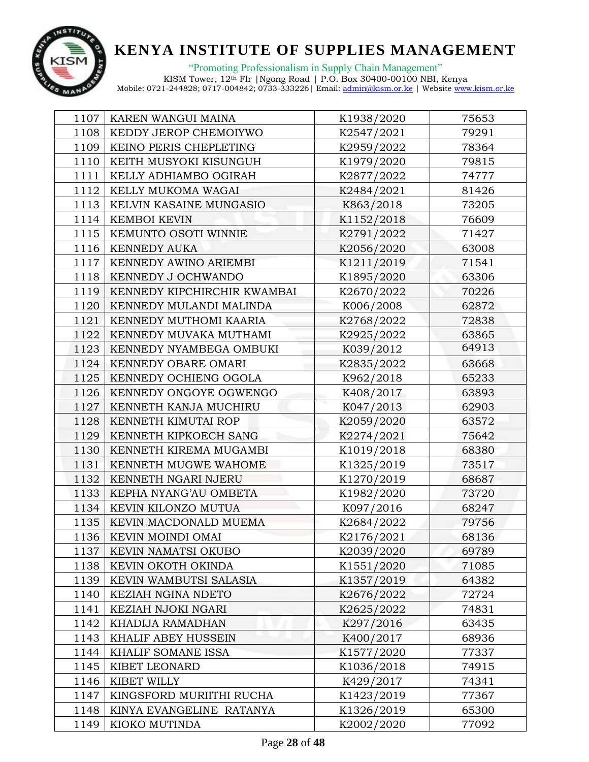| 1107 | KAREN WANGUI MAINA | K1938/2020 | 75653 |
|---|---|---|---|
| 1108 | KEDDY JEROP CHEMOIYWO | K2547/2021 | 79291 |
| 1109 | KEINO PERIS CHEPLETING | K2959/2022 | 78364 |
| 1110 | KEITH MUSYOKI KISUNGUH | K1979/2020 | 79815 |
| 1111 | KELLY ADHIAMBO OGIRAH | K2877/2022 | 74777 |
| 1112 | KELLY MUKOMA WAGAI | K2484/2021 | 81426 |
| 1113 | KELVIN KASAINE MUNGASIO | K863/2018 | 73205 |
| 1114 | KEMBOI KEVIN | K1152/2018 | 76609 |
| 1115 | KEMUNTO OSOTI WINNIE | K2791/2022 | 71427 |
| 1116 | KENNEDY AUKA | K2056/2020 | 63008 |
| 1117 | KENNEDY AWINO ARIEMBI | K1211/2019 | 71541 |
| 1118 | KENNEDY J OCHWANDO | K1895/2020 | 63306 |
| 1119 | KENNEDY KIPCHIRCHIR KWAMBAI | K2670/2022 | 70226 |
| 1120 | KENNEDY MULANDI MALINDA | K006/2008 | 62872 |
| 1121 | KENNEDY MUTHOMI KAARIA | K2768/2022 | 72838 |
| 1122 | KENNEDY MUVAKA MUTHAMI | K2925/2022 | 63865 |
| 1123 | KENNEDY NYAMBEGA OMBUKI | K039/2012 | 64913 |
| 1124 | KENNEDY OBARE OMARI | K2835/2022 | 63668 |
| 1125 | KENNEDY OCHIENG OGOLA | K962/2018 | 65233 |
| 1126 | KENNEDY ONGOYE OGWENGO | K408/2017 | 63893 |
| 1127 | KENNETH KANJA MUCHIRU | K047/2013 | 62903 |
| 1128 | KENNETH KIMUTAI ROP | K2059/2020 | 63572 |
| 1129 | KENNETH KIPKOECH SANG | K2274/2021 | 75642 |
| 1130 | KENNETH KIREMA MUGAMBI | K1019/2018 | 68380 |
| 1131 | KENNETH MUGWE WAHOME | K1325/2019 | 73517 |
| 1132 | KENNETH NGARI NJERU | K1270/2019 | 68687 |
| 1133 | KEPHA NYANG'AU OMBETA | K1982/2020 | 73720 |
| 1134 | KEVIN KILONZO MUTUA | K097/2016 | 68247 |
| 1135 | KEVIN MACDONALD MUEMA | K2684/2022 | 79756 |
| 1136 | KEVIN MOINDI OMAI | K2176/2021 | 68136 |
| 1137 | KEVIN NAMATSI OKUBO | K2039/2020 | 69789 |
| 1138 | KEVIN OKOTH OKINDA | K1551/2020 | 71085 |
| 1139 | KEVIN WAMBUTSI SALASIA | K1357/2019 | 64382 |
| 1140 | KEZIAH NGINA NDETO | K2676/2022 | 72724 |
| 1141 | KEZIAH NJOKI NGARI | K2625/2022 | 74831 |
| 1142 | KHADIJA RAMADHAN | K297/2016 | 63435 |
| 1143 | KHALIF ABEY HUSSEIN | K400/2017 | 68936 |
| 1144 | KHALIF SOMANE ISSA | K1577/2020 | 77337 |
| 1145 | KIBET LEONARD | K1036/2018 | 74915 |
| 1146 | KIBET WILLY | K429/2017 | 74341 |
| 1147 | KINGSFORD MURIITHI RUCHA | K1423/2019 | 77367 |
| 1148 | KINYA EVANGELINE RATANYA | K1326/2019 | 65300 |
| 1149 | KIOKO MUTINDA | K2002/2020 | 77092 |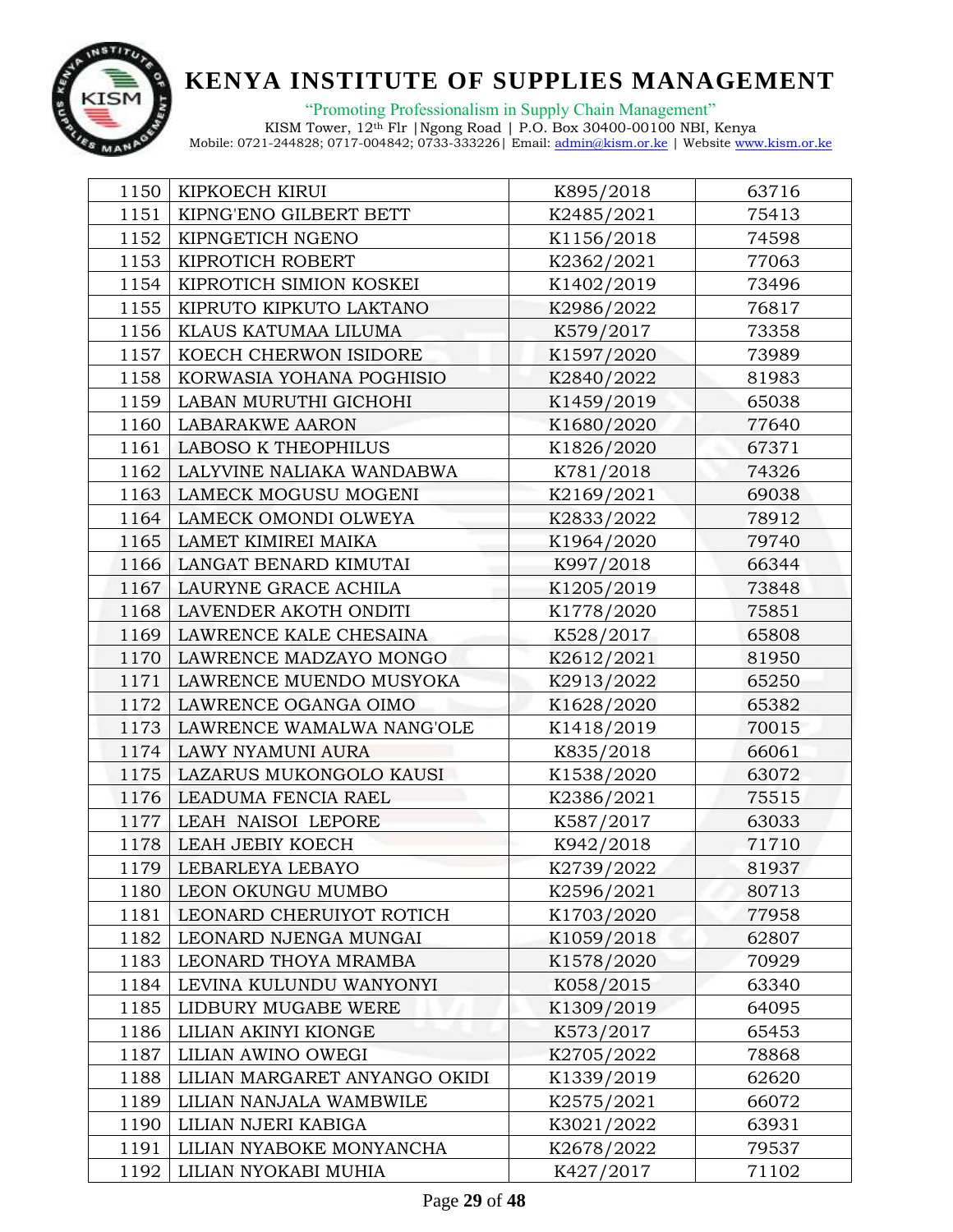| 1150 | KIPKOECH KIRUI | K895/2018 | 63716 |
|---|---|---|---|
| 1151 | KIPNG'ENO GILBERT BETT | K2485/2021 | 75413 |
| 1152 | KIPNGETICH NGENO | K1156/2018 | 74598 |
| 1153 | KIPROTICH ROBERT | K2362/2021 | 77063 |
| 1154 | KIPROTICH SIMION KOSKEI | K1402/2019 | 73496 |
| 1155 | KIPRUTO KIPKUTO LAKTANO | K2986/2022 | 76817 |
| 1156 | KLAUS KATUMAA LILUMA | K579/2017 | 73358 |
| 1157 | KOECH CHERWON ISIDORE | K1597/2020 | 73989 |
| 1158 | KORWASIA YOHANA POGHISIO | K2840/2022 | 81983 |
| 1159 | LABAN MURUTHI GICHOHI | K1459/2019 | 65038 |
| 1160 | LABARAKWE AARON | K1680/2020 | 77640 |
| 1161 | LABOSO K THEOPHILUS | K1826/2020 | 67371 |
| 1162 | LALYVINE NALIAKA WANDABWA | K781/2018 | 74326 |
| 1163 | LAMECK MOGUSU MOGENI | K2169/2021 | 69038 |
| 1164 | LAMECK OMONDI OLWEYA | K2833/2022 | 78912 |
| 1165 | LAMET KIMIREI MAIKA | K1964/2020 | 79740 |
| 1166 | LANGAT BENARD KIMUTAI | K997/2018 | 66344 |
| 1167 | LAURYNE GRACE ACHILA | K1205/2019 | 73848 |
| 1168 | LAVENDER AKOTH ONDITI | K1778/2020 | 75851 |
| 1169 | LAWRENCE KALE CHESAINA | K528/2017 | 65808 |
| 1170 | LAWRENCE MADZAYO MONGO | K2612/2021 | 81950 |
| 1171 | LAWRENCE MUENDO MUSYOKA | K2913/2022 | 65250 |
| 1172 | LAWRENCE OGANGA OIMO | K1628/2020 | 65382 |
| 1173 | LAWRENCE WAMALWA NANG'OLE | K1418/2019 | 70015 |
| 1174 | LAWY NYAMUNI AURA | K835/2018 | 66061 |
| 1175 | LAZARUS MUKONGOLO KAUSI | K1538/2020 | 63072 |
| 1176 | LEADUMA FENCIA RAEL | K2386/2021 | 75515 |
| 1177 | LEAH NAISOI LEPORE | K587/2017 | 63033 |
| 1178 | LEAH JEBIY KOECH | K942/2018 | 71710 |
| 1179 | LEBARLEYA LEBAYO | K2739/2022 | 81937 |
| 1180 | LEON OKUNGU MUMBO | K2596/2021 | 80713 |
| 1181 | LEONARD CHERUIYOT ROTICH | K1703/2020 | 77958 |
| 1182 | LEONARD NJENGA MUNGAI | K1059/2018 | 62807 |
| 1183 | LEONARD THOYA MRAMBA | K1578/2020 | 70929 |
| 1184 | LEVINA KULUNDU WANYONYI | K058/2015 | 63340 |
| 1185 | LIDBURY MUGABE WERE | K1309/2019 | 64095 |
| 1186 | LILIAN AKINYI KIONGE | K573/2017 | 65453 |
| 1187 | LILIAN AWINO OWEGI | K2705/2022 | 78868 |
| 1188 | LILIAN MARGARET ANYANGO OKIDI | K1339/2019 | 62620 |
| 1189 | LILIAN NANJALA WAMBWILE | K2575/2021 | 66072 |
| 1190 | LILIAN NJERI KABIGA | K3021/2022 | 63931 |
| 1191 | LILIAN NYABOKE MONYANCHA | K2678/2022 | 79537 |
| 1192 | LILIAN NYOKABI MUHIA | K427/2017 | 71102 |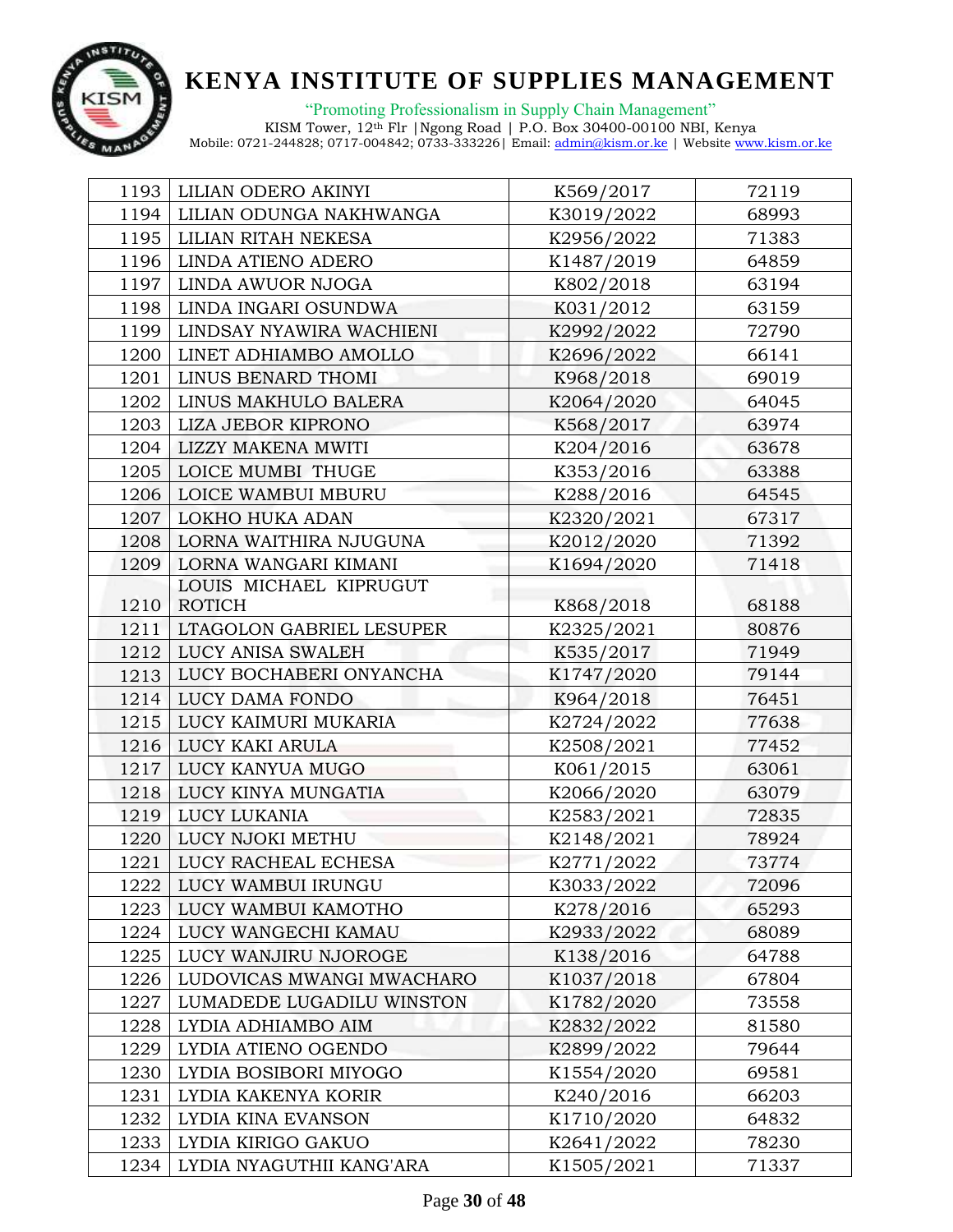| 1193 | LILIAN ODERO AKINYI | K569/2017 | 72119 |
|---|---|---|---|
| 1194 | LILIAN ODUNGA NAKHWANGA | K3019/2022 | 68993 |
| 1195 | LILIAN RITAH NEKESA | K2956/2022 | 71383 |
| 1196 | LINDA ATIENO ADERO | K1487/2019 | 64859 |
| 1197 | LINDA AWUOR NJOGA | K802/2018 | 63194 |
| 1198 | LINDA INGARI OSUNDWA | K031/2012 | 63159 |
| 1199 | LINDSAY NYAWIRA WACHIENI | K2992/2022 | 72790 |
| 1200 | LINET ADHIAMBO AMOLLO | K2696/2022 | 66141 |
| 1201 | LINUS BENARD THOMI | K968/2018 | 69019 |
| 1202 | LINUS MAKHULO BALERA | K2064/2020 | 64045 |
| 1203 | LIZA JEBOR KIPRONO | K568/2017 | 63974 |
| 1204 | LIZZY MAKENA MWITI | K204/2016 | 63678 |
| 1205 | LOICE MUMBI THUGE | K353/2016 | 63388 |
| 1206 | LOICE WAMBUI MBURU | K288/2016 | 64545 |
| 1207 | LOKHO HUKA ADAN | K2320/2021 | 67317 |
| 1208 | LORNA WAITHIRA NJUGUNA | K2012/2020 | 71392 |
| 1209 | LORNA WANGARI KIMANI | K1694/2020 | 71418 |
| 1210 | LOUIS MICHAEL KIPRUGUT ROTICH | K868/2018 | 68188 |
| 1211 | LTAGOLON GABRIEL LESUPER | K2325/2021 | 80876 |
| 1212 | LUCY ANISA SWALEH | K535/2017 | 71949 |
| 1213 | LUCY BOCHABERI ONYANCHA | K1747/2020 | 79144 |
| 1214 | LUCY DAMA FONDO | K964/2018 | 76451 |
| 1215 | LUCY KAIMURI MUKARIA | K2724/2022 | 77638 |
| 1216 | LUCY KAKI ARULA | K2508/2021 | 77452 |
| 1217 | LUCY KANYUA MUGO | K061/2015 | 63061 |
| 1218 | LUCY KINYA MUNGATIA | K2066/2020 | 63079 |
| 1219 | LUCY LUKANIA | K2583/2021 | 72835 |
| 1220 | LUCY NJOKI METHU | K2148/2021 | 78924 |
| 1221 | LUCY RACHEAL ECHESA | K2771/2022 | 73774 |
| 1222 | LUCY WAMBUI IRUNGU | K3033/2022 | 72096 |
| 1223 | LUCY WAMBUI KAMOTHO | K278/2016 | 65293 |
| 1224 | LUCY WANGECHI KAMAU | K2933/2022 | 68089 |
| 1225 | LUCY WANJIRU NJOROGE | K138/2016 | 64788 |
| 1226 | LUDOVICAS MWANGI MWACHARO | K1037/2018 | 67804 |
| 1227 | LUMADEDE LUGADILU WINSTON | K1782/2020 | 73558 |
| 1228 | LYDIA ADHIAMBO AIM | K2832/2022 | 81580 |
| 1229 | LYDIA ATIENO OGENDO | K2899/2022 | 79644 |
| 1230 | LYDIA BOSIBORI MIYOGO | K1554/2020 | 69581 |
| 1231 | LYDIA KAKENYA KORIR | K240/2016 | 66203 |
| 1232 | LYDIA KINA EVANSON | K1710/2020 | 64832 |
| 1233 | LYDIA KIRIGO GAKUO | K2641/2022 | 78230 |
| 1234 | LYDIA NYAGUTHII KANG'ARA | K1505/2021 | 71337 |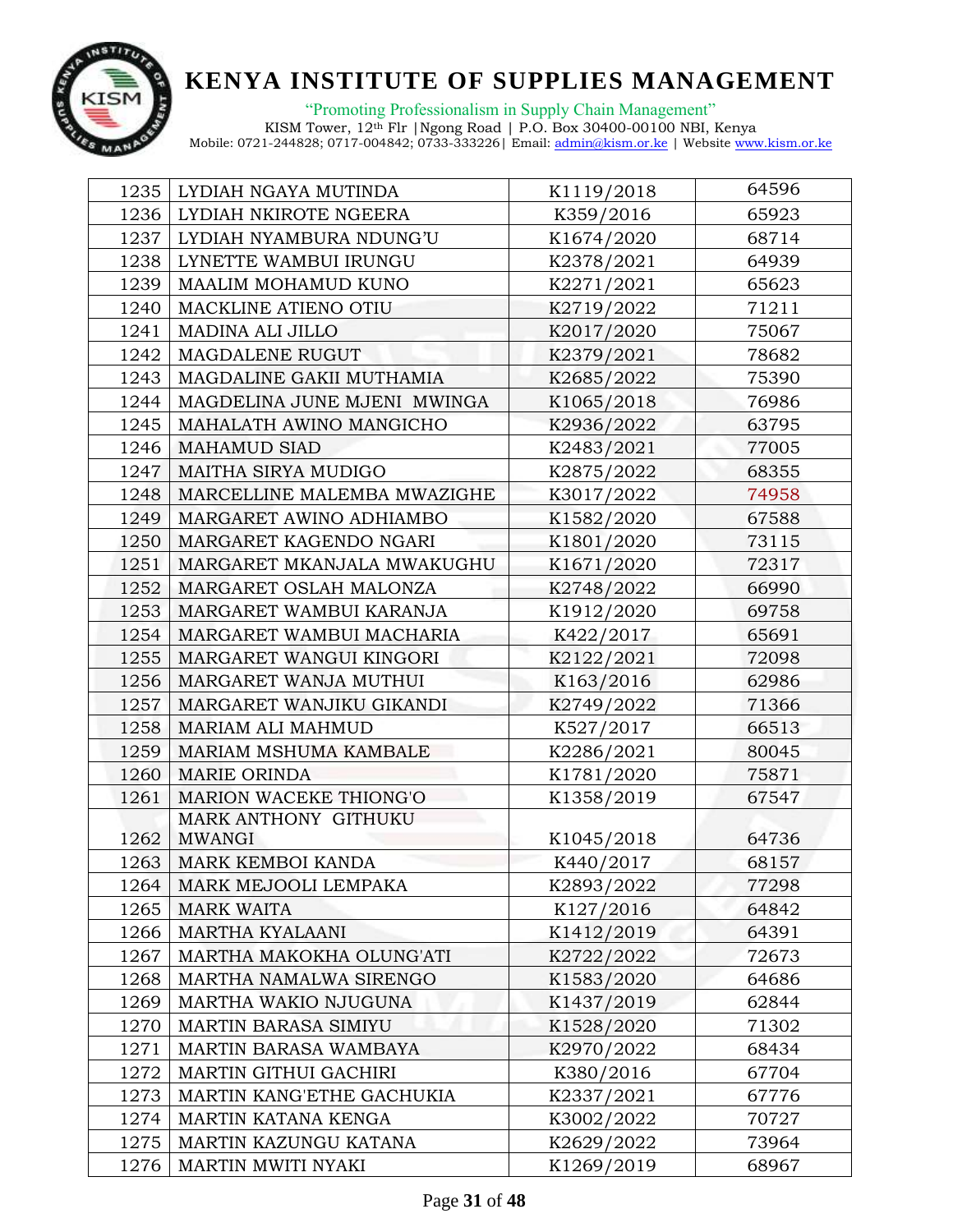| 1235 | LYDIAH NGAYA MUTINDA | K1119/2018 | 64596 |
|---|---|---|---|
| 1236 | LYDIAH NKIROTE NGEERA | K359/2016 | 65923 |
| 1237 | LYDIAH NYAMBURA NDUNG'U | K1674/2020 | 68714 |
| 1238 | LYNETTE WAMBUI IRUNGU | K2378/2021 | 64939 |
| 1239 | MAALIM MOHAMUD KUNO | K2271/2021 | 65623 |
| 1240 | MACKLINE ATIENO OTIU | K2719/2022 | 71211 |
| 1241 | MADINA ALI JILLO | K2017/2020 | 75067 |
| 1242 | MAGDALENE RUGUT | K2379/2021 | 78682 |
| 1243 | MAGDALINE GAKII MUTHAMIA | K2685/2022 | 75390 |
| 1244 | MAGDELINA JUNE MJENI MWINGA | K1065/2018 | 76986 |
| 1245 | MAHALATH AWINO MANGICHO | K2936/2022 | 63795 |
| 1246 | MAHAMUD SIAD | K2483/2021 | 77005 |
| 1247 | MAITHA SIRYA MUDIGO | K2875/2022 | 68355 |
| 1248 | MARCELLINE MALEMBA MWAZIGHE | K3017/2022 | 74958 |
| 1249 | MARGARET AWINO ADHIAMBO | K1582/2020 | 67588 |
| 1250 | MARGARET KAGENDO NGARI | K1801/2020 | 73115 |
| 1251 | MARGARET MKANJALA MWAKUGHU | K1671/2020 | 72317 |
| 1252 | MARGARET OSLAH MALONZA | K2748/2022 | 66990 |
| 1253 | MARGARET WAMBUI KARANJA | K1912/2020 | 69758 |
| 1254 | MARGARET WAMBUI MACHARIA | K422/2017 | 65691 |
| 1255 | MARGARET WANGUI KINGORI | K2122/2021 | 72098 |
| 1256 | MARGARET WANJA MUTHUI | K163/2016 | 62986 |
| 1257 | MARGARET WANJIKU GIKANDI | K2749/2022 | 71366 |
| 1258 | MARIAM ALI MAHMUD | K527/2017 | 66513 |
| 1259 | MARIAM MSHUMA KAMBALE | K2286/2021 | 80045 |
| 1260 | MARIE ORINDA | K1781/2020 | 75871 |
| 1261 | MARION WACEKE THIONG'O | K1358/2019 | 67547 |
| 1262 | MARK ANTHONY GITHUKU MWANGI | K1045/2018 | 64736 |
| 1263 | MARK KEMBOI KANDA | K440/2017 | 68157 |
| 1264 | MARK MEJOOLI LEMPAKA | K2893/2022 | 77298 |
| 1265 | MARK WAITA | K127/2016 | 64842 |
| 1266 | MARTHA KYALAANI | K1412/2019 | 64391 |
| 1267 | MARTHA MAKOKHA OLUNG'ATI | K2722/2022 | 72673 |
| 1268 | MARTHA NAMALWA SIRENGO | K1583/2020 | 64686 |
| 1269 | MARTHA WAKIO NJUGUNA | K1437/2019 | 62844 |
| 1270 | MARTIN BARASA SIMIYU | K1528/2020 | 71302 |
| 1271 | MARTIN BARASA WAMBAYA | K2970/2022 | 68434 |
| 1272 | MARTIN GITHUI GACHIRI | K380/2016 | 67704 |
| 1273 | MARTIN KANG'ETHE GACHUKIA | K2337/2021 | 67776 |
| 1274 | MARTIN KATANA KENGA | K3002/2022 | 70727 |
| 1275 | MARTIN KAZUNGU KATANA | K2629/2022 | 73964 |
| 1276 | MARTIN MWITI NYAKI | K1269/2019 | 68967 |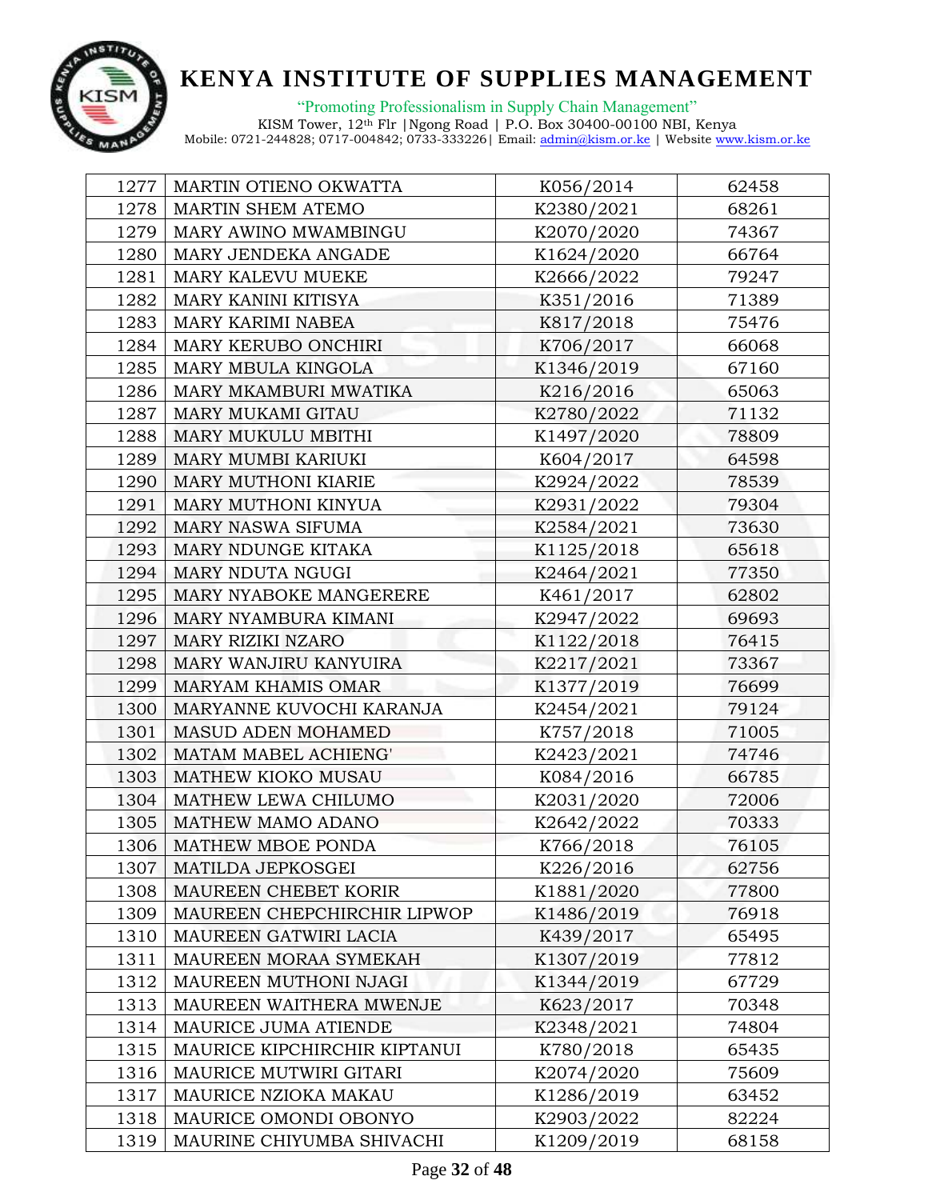| 1277 | MARTIN OTIENO OKWATTA | K056/2014 | 62458 |
|---|---|---|---|
| 1278 | MARTIN SHEM ATEMO | K2380/2021 | 68261 |
| 1279 | MARY AWINO MWAMBINGU | K2070/2020 | 74367 |
| 1280 | MARY JENDEKA ANGADE | K1624/2020 | 66764 |
| 1281 | MARY KALEVU MUEKE | K2666/2022 | 79247 |
| 1282 | MARY KANINI KITISYA | K351/2016 | 71389 |
| 1283 | MARY KARIMI NABEA | K817/2018 | 75476 |
| 1284 | MARY KERUBO ONCHIRI | K706/2017 | 66068 |
| 1285 | MARY MBULA KINGOLA | K1346/2019 | 67160 |
| 1286 | MARY MKAMBURI MWATIKA | K216/2016 | 65063 |
| 1287 | MARY MUKAMI GITAU | K2780/2022 | 71132 |
| 1288 | MARY MUKULU MBITHI | K1497/2020 | 78809 |
| 1289 | MARY MUMBI KARIUKI | K604/2017 | 64598 |
| 1290 | MARY MUTHONI KIARIE | K2924/2022 | 78539 |
| 1291 | MARY MUTHONI KINYUA | K2931/2022 | 79304 |
| 1292 | MARY NASWA SIFUMA | K2584/2021 | 73630 |
| 1293 | MARY NDUNGE KITAKA | K1125/2018 | 65618 |
| 1294 | MARY NDUTA NGUGI | K2464/2021 | 77350 |
| 1295 | MARY NYABOKE MANGERERE | K461/2017 | 62802 |
| 1296 | MARY NYAMBURA KIMANI | K2947/2022 | 69693 |
| 1297 | MARY RIZIKI NZARO | K1122/2018 | 76415 |
| 1298 | MARY WANJIRU KANYUIRA | K2217/2021 | 73367 |
| 1299 | MARYAM KHAMIS OMAR | K1377/2019 | 76699 |
| 1300 | MARYANNE KUVOCHI KARANJA | K2454/2021 | 79124 |
| 1301 | MASUD ADEN MOHAMED | K757/2018 | 71005 |
| 1302 | MATAM MABEL ACHIENG' | K2423/2021 | 74746 |
| 1303 | MATHEW KIOKO MUSAU | K084/2016 | 66785 |
| 1304 | MATHEW LEWA CHILUMO | K2031/2020 | 72006 |
| 1305 | MATHEW MAMO ADANO | K2642/2022 | 70333 |
| 1306 | MATHEW MBOE PONDA | K766/2018 | 76105 |
| 1307 | MATILDA JEPKOSGEI | K226/2016 | 62756 |
| 1308 | MAUREEN CHEBET KORIR | K1881/2020 | 77800 |
| 1309 | MAUREEN CHEPCHIRCHIR LIPWOP | K1486/2019 | 76918 |
| 1310 | MAUREEN GATWIRI LACIA | K439/2017 | 65495 |
| 1311 | MAUREEN MORAA SYMEKAH | K1307/2019 | 77812 |
| 1312 | MAUREEN MUTHONI NJAGI | K1344/2019 | 67729 |
| 1313 | MAUREEN WAITHERA MWENJE | K623/2017 | 70348 |
| 1314 | MAURICE JUMA ATIENDE | K2348/2021 | 74804 |
| 1315 | MAURICE KIPCHIRCHIR KIPTANUI | K780/2018 | 65435 |
| 1316 | MAURICE MUTWIRI GITARI | K2074/2020 | 75609 |
| 1317 | MAURICE NZIOKA MAKAU | K1286/2019 | 63452 |
| 1318 | MAURICE OMONDI OBONYO | K2903/2022 | 82224 |
| 1319 | MAURINE CHIYUMBA SHIVACHI | K1209/2019 | 68158 |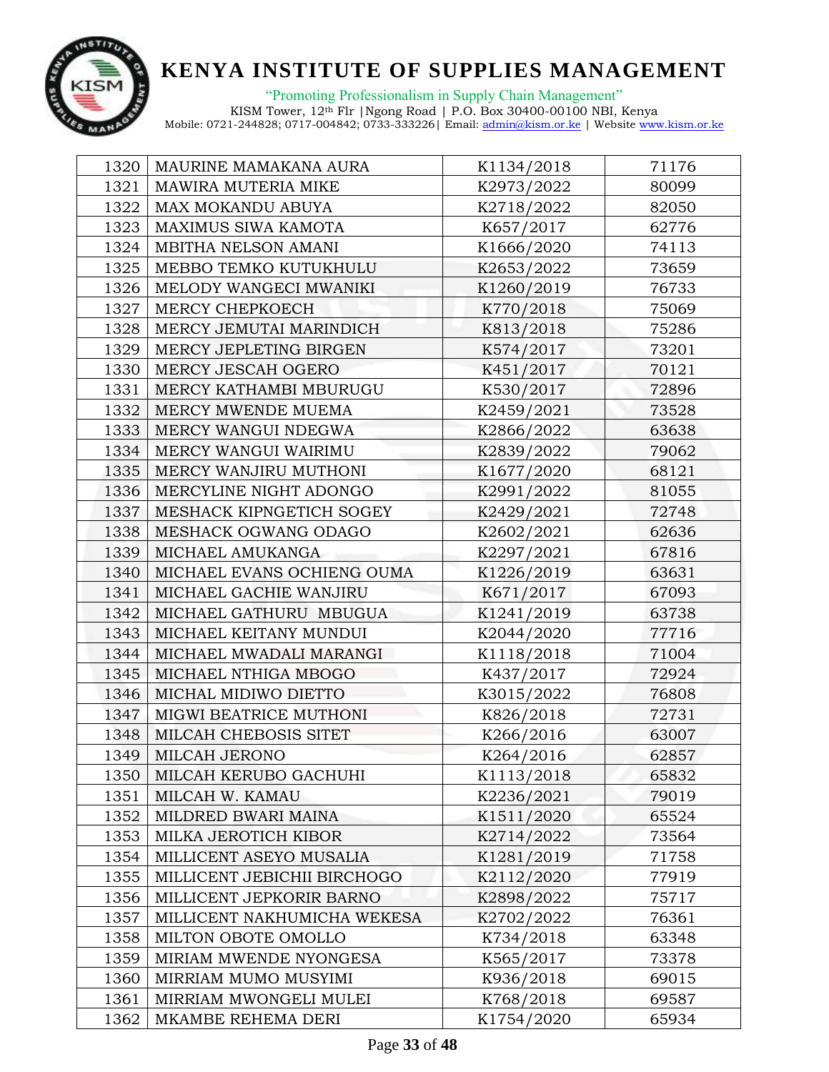| 1320 | MAURINE MAMAKANA AURA | K1134/2018 | 71176 |
|---|---|---|---|
| 1321 | MAWIRA MUTERIA MIKE | K2973/2022 | 80099 |
| 1322 | MAX MOKANDU ABUYA | K2718/2022 | 82050 |
| 1323 | MAXIMUS SIWA KAMOTA | K657/2017 | 62776 |
| 1324 | MBITHA NELSON AMANI | K1666/2020 | 74113 |
| 1325 | MEBBO TEMKO KUTUKHULU | K2653/2022 | 73659 |
| 1326 | MELODY WANGECI MWANIKI | K1260/2019 | 76733 |
| 1327 | MERCY CHEPKOECH | K770/2018 | 75069 |
| 1328 | MERCY JEMUTAI MARINDICH | K813/2018 | 75286 |
| 1329 | MERCY JEPLETING BIRGEN | K574/2017 | 73201 |
| 1330 | MERCY JESCAH OGERO | K451/2017 | 70121 |
| 1331 | MERCY KATHAMBI MBURUGU | K530/2017 | 72896 |
| 1332 | MERCY MWENDE MUEMA | K2459/2021 | 73528 |
| 1333 | MERCY WANGUI NDEGWA | K2866/2022 | 63638 |
| 1334 | MERCY WANGUI WAIRIMU | K2839/2022 | 79062 |
| 1335 | MERCY WANJIRU MUTHONI | K1677/2020 | 68121 |
| 1336 | MERCYLINE NIGHT ADONGO | K2991/2022 | 81055 |
| 1337 | MESHACK KIPNGETICH SOGEY | K2429/2021 | 72748 |
| 1338 | MESHACK OGWANG ODAGO | K2602/2021 | 62636 |
| 1339 | MICHAEL AMUKANGA | K2297/2021 | 67816 |
| 1340 | MICHAEL EVANS OCHIENG OUMA | K1226/2019 | 63631 |
| 1341 | MICHAEL GACHIE WANJIRU | K671/2017 | 67093 |
| 1342 | MICHAEL GATHURU MBUGUA | K1241/2019 | 63738 |
| 1343 | MICHAEL KEITANY MUNDUI | K2044/2020 | 77716 |
| 1344 | MICHAEL MWADALI MARANGI | K1118/2018 | 71004 |
| 1345 | MICHAEL NTHIGA MBOGO | K437/2017 | 72924 |
| 1346 | MICHAL MIDIWO DIETTO | K3015/2022 | 76808 |
| 1347 | MIGWI BEATRICE MUTHONI | K826/2018 | 72731 |
| 1348 | MILCAH CHEBOSIS SITET | K266/2016 | 63007 |
| 1349 | MILCAH JERONO | K264/2016 | 62857 |
| 1350 | MILCAH KERUBO GACHUHI | K1113/2018 | 65832 |
| 1351 | MILCAH W. KAMAU | K2236/2021 | 79019 |
| 1352 | MILDRED BWARI MAINA | K1511/2020 | 65524 |
| 1353 | MILKA JEROTICH KIBOR | K2714/2022 | 73564 |
| 1354 | MILLICENT ASEYO MUSALIA | K1281/2019 | 71758 |
| 1355 | MILLICENT JEBICHII BIRCHOGO | K2112/2020 | 77919 |
| 1356 | MILLICENT JEPKORIR BARNO | K2898/2022 | 75717 |
| 1357 | MILLICENT NAKHUMICHA WEKESA | K2702/2022 | 76361 |
| 1358 | MILTON OBOTE OMOLLO | K734/2018 | 63348 |
| 1359 | MIRIAM MWENDE NYONGESA | K565/2017 | 73378 |
| 1360 | MIRRIAM MUMO MUSYIMI | K936/2018 | 69015 |
| 1361 | MIRRIAM MWONGELI MULEI | K768/2018 | 69587 |
| 1362 | MKAMBE REHEMA DERI | K1754/2020 | 65934 |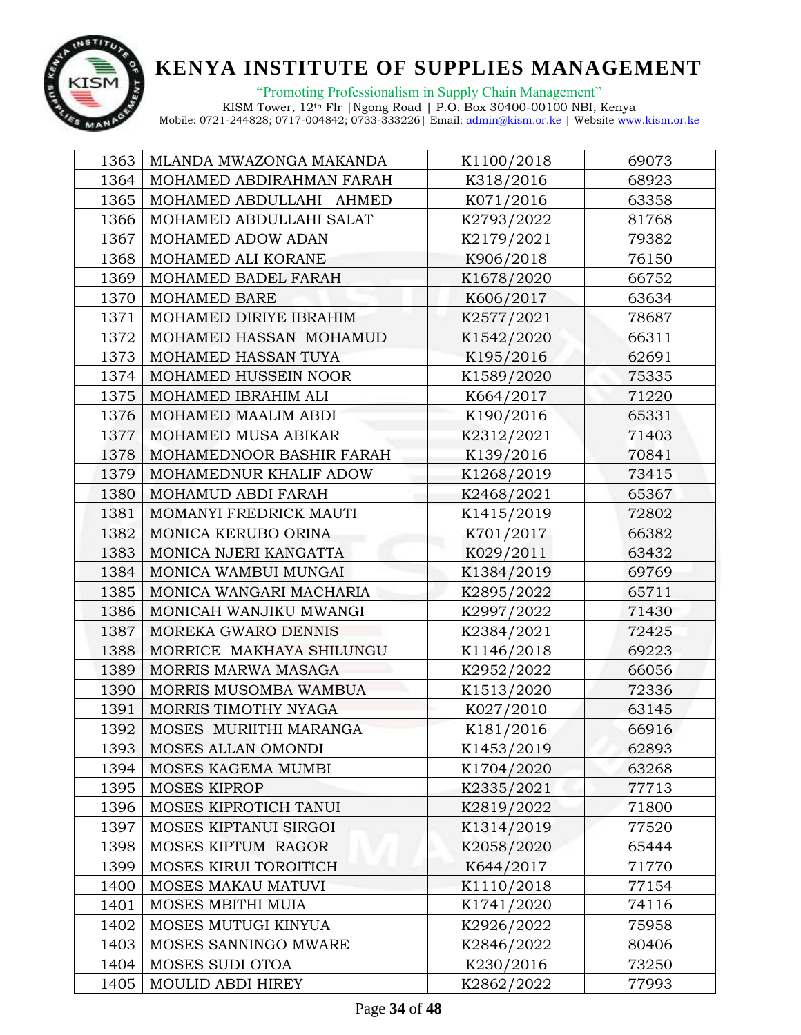# KENYA INSTITUTE OF SUPPLIES MANAGEMENT

"Promoting Professionalism in Supply Chain Management"

KISM Tower, 12th Flr |Ngong Road | P.O. Box 30400-00100 NBI, Kenya
Mobile: 0721-244828; 0717-004842; 0733-333226| Email: admin@kism.or.ke | Website www.kism.or.ke

| | | | |
|---|---|---|---|
| 1363 | MLANDA MWAZONGA MAKANDA | K1100/2018 | 69073 |
| 1364 | MOHAMED ABDIRAHMAN FARAH | K318/2016 | 68923 |
| 1365 | MOHAMED ABDULLAHI AHMED | K071/2016 | 63358 |
| 1366 | MOHAMED ABDULLAHI SALAT | K2793/2022 | 81768 |
| 1367 | MOHAMED ADOW ADAN | K2179/2021 | 79382 |
| 1368 | MOHAMED ALI KORANE | K906/2018 | 76150 |
| 1369 | MOHAMED BADEL FARAH | K1678/2020 | 66752 |
| 1370 | MOHAMED BARE | K606/2017 | 63634 |
| 1371 | MOHAMED DIRIYE IBRAHIM | K2577/2021 | 78687 |
| 1372 | MOHAMED HASSAN MOHAMUD | K1542/2020 | 66311 |
| 1373 | MOHAMED HASSAN TUYA | K195/2016 | 62691 |
| 1374 | MOHAMED HUSSEIN NOOR | K1589/2020 | 75335 |
| 1375 | MOHAMED IBRAHIM ALI | K664/2017 | 71220 |
| 1376 | MOHAMED MAALIM ABDI | K190/2016 | 65331 |
| 1377 | MOHAMED MUSA ABIKAR | K2312/2021 | 71403 |
| 1378 | MOHAMEDNOOR BASHIR FARAH | K139/2016 | 70841 |
| 1379 | MOHAMEDNUR KHALIF ADOW | K1268/2019 | 73415 |
| 1380 | MOHAMUD ABDI FARAH | K2468/2021 | 65367 |
| 1381 | MOMANYI FREDRICK MAUTI | K1415/2019 | 72802 |
| 1382 | MONICA KERUBO ORINA | K701/2017 | 66382 |
| 1383 | MONICA NJERI KANGATTA | K029/2011 | 63432 |
| 1384 | MONICA WAMBUI MUNGAI | K1384/2019 | 69769 |
| 1385 | MONICA WANGARI MACHARIA | K2895/2022 | 65711 |
| 1386 | MONICAH WANJIKU MWANGI | K2997/2022 | 71430 |
| 1387 | MOREKA GWARO DENNIS | K2384/2021 | 72425 |
| 1388 | MORRICE MAKHAYA SHILUNGU | K1146/2018 | 69223 |
| 1389 | MORRIS MARWA MASAGA | K2952/2022 | 66056 |
| 1390 | MORRIS MUSOMBA WAMBUA | K1513/2020 | 72336 |
| 1391 | MORRIS TIMOTHY NYAGA | K027/2010 | 63145 |
| 1392 | MOSES MURIITHI MARANGA | K181/2016 | 66916 |
| 1393 | MOSES ALLAN OMONDI | K1453/2019 | 62893 |
| 1394 | MOSES KAGEMA MUMBI | K1704/2020 | 63268 |
| 1395 | MOSES KIPROP | K2335/2021 | 77713 |
| 1396 | MOSES KIPROTICH TANUI | K2819/2022 | 71800 |
| 1397 | MOSES KIPTANUI SIRGOI | K1314/2019 | 77520 |
| 1398 | MOSES KIPTUM RAGOR | K2058/2020 | 65444 |
| 1399 | MOSES KIRUI TOROITICH | K644/2017 | 71770 |
| 1400 | MOSES MAKAU MATUVI | K1110/2018 | 77154 |
| 1401 | MOSES MBITHI MUIA | K1741/2020 | 74116 |
| 1402 | MOSES MUTUGI KINYUA | K2926/2022 | 75958 |
| 1403 | MOSES SANNINGO MWARE | K2846/2022 | 80406 |
| 1404 | MOSES SUDI OTOA | K230/2016 | 73250 |
| 1405 | MOULID ABDI HIREY | K2862/2022 | 77993 |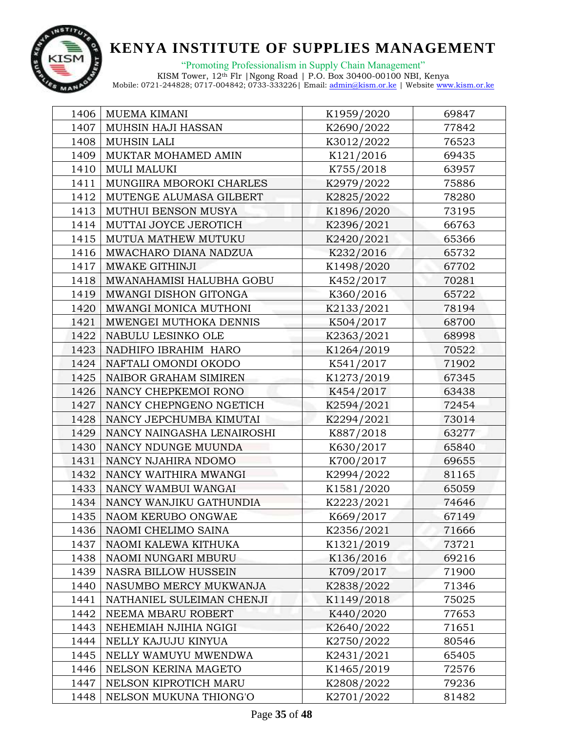# KENYA INSTITUTE OF SUPPLIES MANAGEMENT

"Promoting Professionalism in Supply Chain Management"

KISM Tower, 12th Flr |Ngong Road | P.O. Box 30400-00100 NBI, Kenya

Mobile: 0721-244828; 0717-004842; 0733-333226| Email: admin@kism.or.ke | Website www.kism.or.ke

| | | | |
|---|---|---|---|
| 1406 | MUEMA KIMANI | K1959/2020 | 69847 |
| 1407 | MUHSIN HAJI HASSAN | K2690/2022 | 77842 |
| 1408 | MUHSIN LALI | K3012/2022 | 76523 |
| 1409 | MUKTAR MOHAMED AMIN | K121/2016 | 69435 |
| 1410 | MULI MALUKI | K755/2018 | 63957 |
| 1411 | MUNGIIRA MBOROKI CHARLES | K2979/2022 | 75886 |
| 1412 | MUTENGE ALUMASA GILBERT | K2825/2022 | 78280 |
| 1413 | MUTHUI BENSON MUSYA | K1896/2020 | 73195 |
| 1414 | MUTTAI JOYCE JEROTICH | K2396/2021 | 66763 |
| 1415 | MUTUA MATHEW MUTUKU | K2420/2021 | 65366 |
| 1416 | MWACHARO DIANA NADZUA | K232/2016 | 65732 |
| 1417 | MWAKE GITHINJI | K1498/2020 | 67702 |
| 1418 | MWANAHAMISI HALUBHA GOBU | K452/2017 | 70281 |
| 1419 | MWANGI DISHON GITONGA | K360/2016 | 65722 |
| 1420 | MWANGI MONICA MUTHONI | K2133/2021 | 78194 |
| 1421 | MWENGEI MUTHOKA DENNIS | K504/2017 | 68700 |
| 1422 | NABULU LESINKO OLE | K2363/2021 | 68998 |
| 1423 | NADHIFO IBRAHIM HARO | K1264/2019 | 70522 |
| 1424 | NAFTALI OMONDI OKODO | K541/2017 | 71902 |
| 1425 | NAIBOR GRAHAM SIMIREN | K1273/2019 | 67345 |
| 1426 | NANCY CHEPKEMOI RONO | K454/2017 | 63438 |
| 1427 | NANCY CHEPNGENO NGETICH | K2594/2021 | 72454 |
| 1428 | NANCY JEPCHUMBA KIMUTAI | K2294/2021 | 73014 |
| 1429 | NANCY NAINGASHA LENAIROSHI | K887/2018 | 63277 |
| 1430 | NANCY NDUNGE MUUNDA | K630/2017 | 65840 |
| 1431 | NANCY NJAHIRA NDOMO | K700/2017 | 69655 |
| 1432 | NANCY WAITHIRA MWANGI | K2994/2022 | 81165 |
| 1433 | NANCY WAMBUI WANGAI | K1581/2020 | 65059 |
| 1434 | NANCY WANJIKU GATHUNDIA | K2223/2021 | 74646 |
| 1435 | NAOM KERUBO ONGWAE | K669/2017 | 67149 |
| 1436 | NAOMI CHELIMO SAINA | K2356/2021 | 71666 |
| 1437 | NAOMI KALEWA KITHUKA | K1321/2019 | 73721 |
| 1438 | NAOMI NUNGARI MBURU | K136/2016 | 69216 |
| 1439 | NASRA BILLOW HUSSEIN | K709/2017 | 71900 |
| 1440 | NASUMBO MERCY MUKWANJA | K2838/2022 | 71346 |
| 1441 | NATHANIEL SULEIMAN CHENJI | K1149/2018 | 75025 |
| 1442 | NEEMA MBARU ROBERT | K440/2020 | 77653 |
| 1443 | NEHEMIAH NJIHIA NGIGI | K2640/2022 | 71651 |
| 1444 | NELLY KAJUJU KINYUA | K2750/2022 | 80546 |
| 1445 | NELLY WAMUYU MWENDWA | K2431/2021 | 65405 |
| 1446 | NELSON KERINA MAGETO | K1465/2019 | 72576 |
| 1447 | NELSON KIPROTICH MARU | K2808/2022 | 79236 |
| 1448 | NELSON MUKUNA THIONG'O | K2701/2022 | 81482 |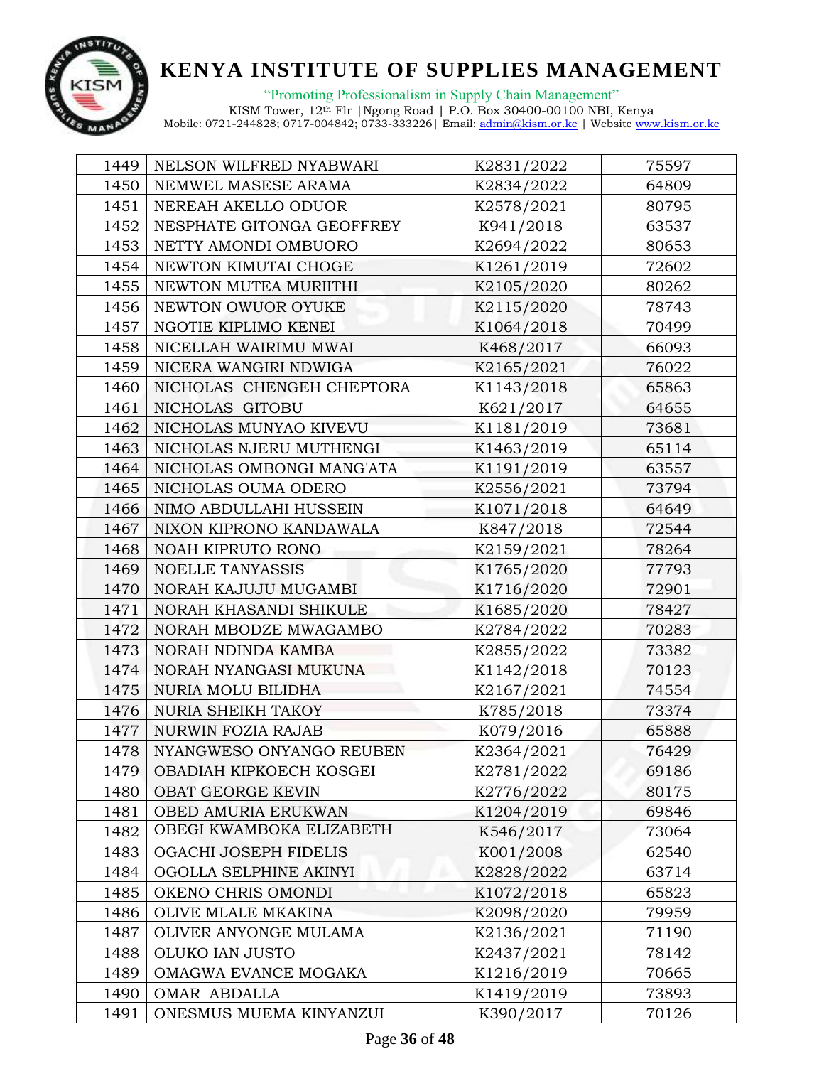| 1449 | NELSON WILFRED NYABWARI | K2831/2022 | 75597 |
|---|---|---|---|
| 1450 | NEMWEL MASESE ARAMA | K2834/2022 | 64809 |
| 1451 | NEREAH AKELLO ODUOR | K2578/2021 | 80795 |
| 1452 | NESPHATE GITONGA GEOFFREY | K941/2018 | 63537 |
| 1453 | NETTY AMONDI OMBUORO | K2694/2022 | 80653 |
| 1454 | NEWTON KIMUTAI CHOGE | K1261/2019 | 72602 |
| 1455 | NEWTON MUTEA MURIITHI | K2105/2020 | 80262 |
| 1456 | NEWTON OWUOR OYUKE | K2115/2020 | 78743 |
| 1457 | NGOTIE KIPLIMO KENEI | K1064/2018 | 70499 |
| 1458 | NICELLAH WAIRIMU MWAI | K468/2017 | 66093 |
| 1459 | NICERA WANGIRI NDWIGA | K2165/2021 | 76022 |
| 1460 | NICHOLAS CHENGEH CHEPTORA | K1143/2018 | 65863 |
| 1461 | NICHOLAS GITOBU | K621/2017 | 64655 |
| 1462 | NICHOLAS MUNYAO KIVEVU | K1181/2019 | 73681 |
| 1463 | NICHOLAS NJERU MUTHENGI | K1463/2019 | 65114 |
| 1464 | NICHOLAS OMBONGI MANG'ATA | K1191/2019 | 63557 |
| 1465 | NICHOLAS OUMA ODERO | K2556/2021 | 73794 |
| 1466 | NIMO ABDULLAHI HUSSEIN | K1071/2018 | 64649 |
| 1467 | NIXON KIPRONO KANDAWALA | K847/2018 | 72544 |
| 1468 | NOAH KIPRUTO RONO | K2159/2021 | 78264 |
| 1469 | NOELLE TANYASSIS | K1765/2020 | 77793 |
| 1470 | NORAH KAJUJU MUGAMBI | K1716/2020 | 72901 |
| 1471 | NORAH KHASANDI SHIKULE | K1685/2020 | 78427 |
| 1472 | NORAH MBODZE MWAGAMBO | K2784/2022 | 70283 |
| 1473 | NORAH NDINDA KAMBA | K2855/2022 | 73382 |
| 1474 | NORAH NYANGASI MUKUNA | K1142/2018 | 70123 |
| 1475 | NURIA MOLU BILIDHA | K2167/2021 | 74554 |
| 1476 | NURIA SHEIKH TAKOY | K785/2018 | 73374 |
| 1477 | NURWIN FOZIA RAJAB | K079/2016 | 65888 |
| 1478 | NYANGWESO ONYANGO REUBEN | K2364/2021 | 76429 |
| 1479 | OBADIAH KIPKOECH KOSGEI | K2781/2022 | 69186 |
| 1480 | OBAT GEORGE KEVIN | K2776/2022 | 80175 |
| 1481 | OBED AMURIA ERUKWAN | K1204/2019 | 69846 |
| 1482 | OBEGI KWAMBOKA ELIZABETH | K546/2017 | 73064 |
| 1483 | OGACHI JOSEPH FIDELIS | K001/2008 | 62540 |
| 1484 | OGOLLA SELPHINE AKINYI | K2828/2022 | 63714 |
| 1485 | OKENO CHRIS OMONDI | K1072/2018 | 65823 |
| 1486 | OLIVE MLALE MKAKINA | K2098/2020 | 79959 |
| 1487 | OLIVER ANYONGE MULAMA | K2136/2021 | 71190 |
| 1488 | OLUKO IAN JUSTO | K2437/2021 | 78142 |
| 1489 | OMAGWA EVANCE MOGAKA | K1216/2019 | 70665 |
| 1490 | OMAR ABDALLA | K1419/2019 | 73893 |
| 1491 | ONESMUS MUEMA KINYANZUI | K390/2017 | 70126 |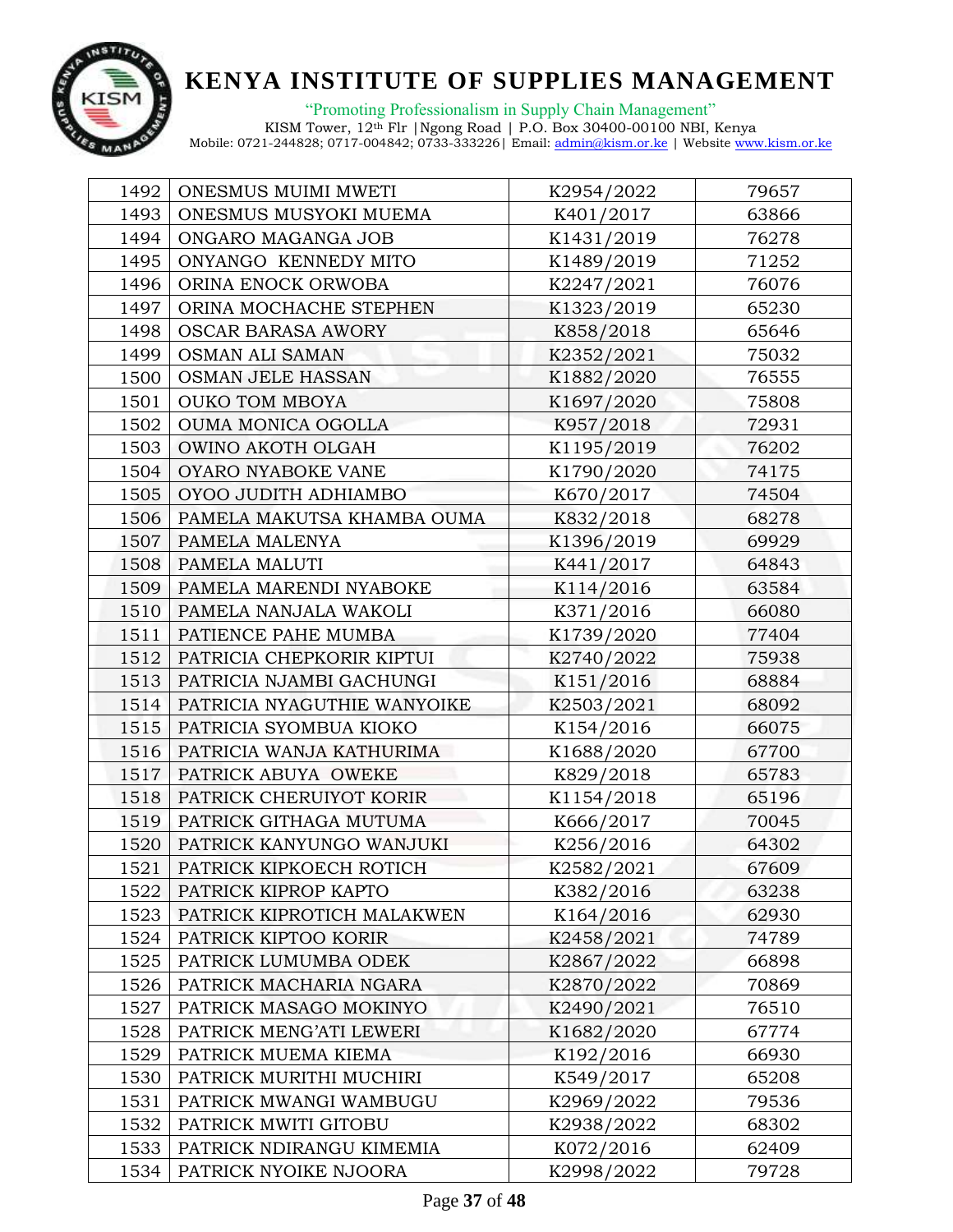| 1492 | ONESMUS MUIMI MWETI | K2954/2022 | 79657 |
|---|---|---|---|
| 1493 | ONESMUS MUSYOKI MUEMA | K401/2017 | 63866 |
| 1494 | ONGARO MAGANGA JOB | K1431/2019 | 76278 |
| 1495 | ONYANGO KENNEDY MITO | K1489/2019 | 71252 |
| 1496 | ORINA ENOCK ORWOBA | K2247/2021 | 76076 |
| 1497 | ORINA MOCHACHE STEPHEN | K1323/2019 | 65230 |
| 1498 | OSCAR BARASA AWORY | K858/2018 | 65646 |
| 1499 | OSMAN ALI SAMAN | K2352/2021 | 75032 |
| 1500 | OSMAN JELE HASSAN | K1882/2020 | 76555 |
| 1501 | OUKO TOM MBOYA | K1697/2020 | 75808 |
| 1502 | OUMA MONICA OGOLLA | K957/2018 | 72931 |
| 1503 | OWINO AKOTH OLGAH | K1195/2019 | 76202 |
| 1504 | OYARO NYABOKE VANE | K1790/2020 | 74175 |
| 1505 | OYOO JUDITH ADHIAMBO | K670/2017 | 74504 |
| 1506 | PAMELA MAKUTSA KHAMBA OUMA | K832/2018 | 68278 |
| 1507 | PAMELA MALENYA | K1396/2019 | 69929 |
| 1508 | PAMELA MALUTI | K441/2017 | 64843 |
| 1509 | PAMELA MARENDI NYABOKE | K114/2016 | 63584 |
| 1510 | PAMELA NANJALA WAKOLI | K371/2016 | 66080 |
| 1511 | PATIENCE PAHE MUMBA | K1739/2020 | 77404 |
| 1512 | PATRICIA CHEPKORIR KIPTUI | K2740/2022 | 75938 |
| 1513 | PATRICIA NJAMBI GACHUNGI | K151/2016 | 68884 |
| 1514 | PATRICIA NYAGUTHIE WANYOIKE | K2503/2021 | 68092 |
| 1515 | PATRICIA SYOMBUA KIOKO | K154/2016 | 66075 |
| 1516 | PATRICIA WANJA KATHURIMA | K1688/2020 | 67700 |
| 1517 | PATRICK ABUYA OWEKE | K829/2018 | 65783 |
| 1518 | PATRICK CHERUIYOT KORIR | K1154/2018 | 65196 |
| 1519 | PATRICK GITHAGA MUTUMA | K666/2017 | 70045 |
| 1520 | PATRICK KANYUNGO WANJUKI | K256/2016 | 64302 |
| 1521 | PATRICK KIPKOECH ROTICH | K2582/2021 | 67609 |
| 1522 | PATRICK KIPROP KAPTO | K382/2016 | 63238 |
| 1523 | PATRICK KIPROTICH MALAKWEN | K164/2016 | 62930 |
| 1524 | PATRICK KIPTOO KORIR | K2458/2021 | 74789 |
| 1525 | PATRICK LUMUMBA ODEK | K2867/2022 | 66898 |
| 1526 | PATRICK MACHARIA NGARA | K2870/2022 | 70869 |
| 1527 | PATRICK MASAGO MOKINYO | K2490/2021 | 76510 |
| 1528 | PATRICK MENG'ATI LEWERI | K1682/2020 | 67774 |
| 1529 | PATRICK MUEMA KIEMA | K192/2016 | 66930 |
| 1530 | PATRICK MURITHI MUCHIRI | K549/2017 | 65208 |
| 1531 | PATRICK MWANGI WAMBUGU | K2969/2022 | 79536 |
| 1532 | PATRICK MWITI GITOBU | K2938/2022 | 68302 |
| 1533 | PATRICK NDIRANGU KIMEMIA | K072/2016 | 62409 |
| 1534 | PATRICK NYOIKE NJOORA | K2998/2022 | 79728 |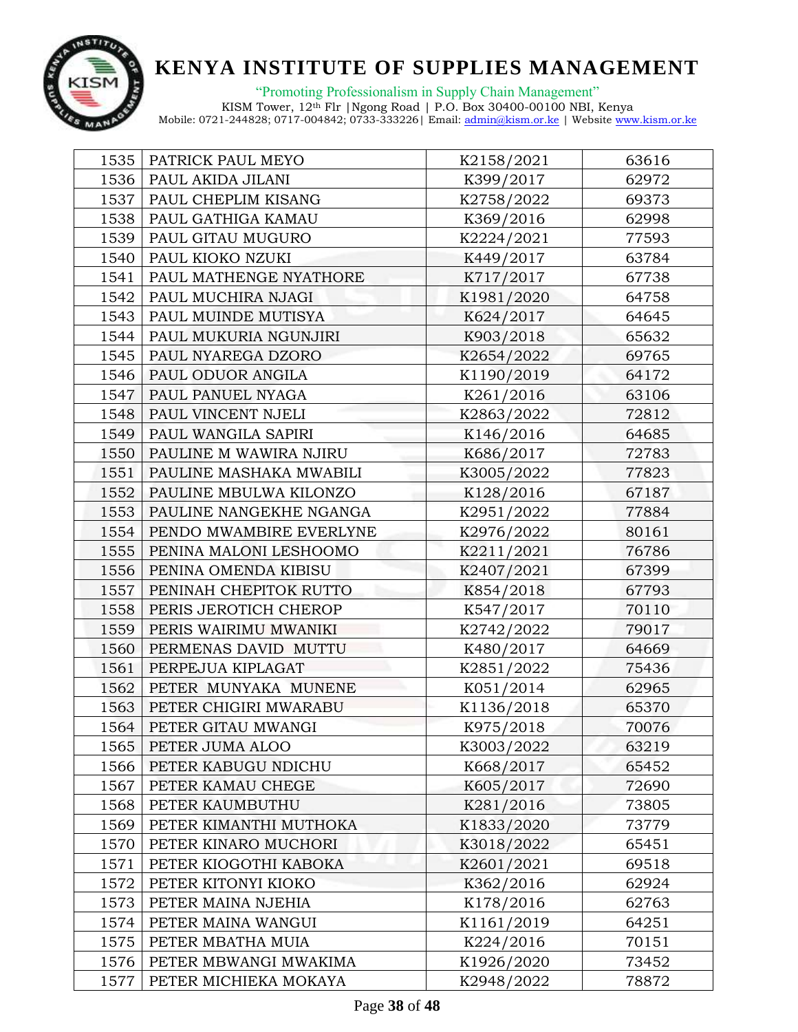# KENYA INSTITUTE OF SUPPLIES MANAGEMENT

"Promoting Professionalism in Supply Chain Management"

KISM Tower, 12th Flr |Ngong Road | P.O. Box 30400-00100 NBI, Kenya
Mobile: 0721-244828; 0717-004842; 0733-333226| Email: admin@kism.or.ke | Website www.kism.or.ke

| | | | |
|---|---|---|---|
| 1535 | PATRICK PAUL MEYO | K2158/2021 | 63616 |
| 1536 | PAUL AKIDA JILANI | K399/2017 | 62972 |
| 1537 | PAUL CHEPLIM KISANG | K2758/2022 | 69373 |
| 1538 | PAUL GATHIGA KAMAU | K369/2016 | 62998 |
| 1539 | PAUL GITAU MUGURO | K2224/2021 | 77593 |
| 1540 | PAUL KIOKO NZUKI | K449/2017 | 63784 |
| 1541 | PAUL MATHENGE NYATHORE | K717/2017 | 67738 |
| 1542 | PAUL MUCHIRA NJAGI | K1981/2020 | 64758 |
| 1543 | PAUL MUINDE MUTISYA | K624/2017 | 64645 |
| 1544 | PAUL MUKURIA NGUNJIRI | K903/2018 | 65632 |
| 1545 | PAUL NYAREGA DZORO | K2654/2022 | 69765 |
| 1546 | PAUL ODUOR ANGILA | K1190/2019 | 64172 |
| 1547 | PAUL PANUEL NYAGA | K261/2016 | 63106 |
| 1548 | PAUL VINCENT NJELI | K2863/2022 | 72812 |
| 1549 | PAUL WANGILA SAPIRI | K146/2016 | 64685 |
| 1550 | PAULINE M WAWIRA NJIRU | K686/2017 | 72783 |
| 1551 | PAULINE MASHAKA MWABILI | K3005/2022 | 77823 |
| 1552 | PAULINE MBULWA KILONZO | K128/2016 | 67187 |
| 1553 | PAULINE NANGEKHE NGANGA | K2951/2022 | 77884 |
| 1554 | PENDO MWAMBIRE EVERLYNE | K2976/2022 | 80161 |
| 1555 | PENINA MALONI LESHOOMO | K2211/2021 | 76786 |
| 1556 | PENINA OMENDA KIBISU | K2407/2021 | 67399 |
| 1557 | PENINAH CHEPITOK RUTTO | K854/2018 | 67793 |
| 1558 | PERIS JEROTICH CHEROP | K547/2017 | 70110 |
| 1559 | PERIS WAIRIMU MWANIKI | K2742/2022 | 79017 |
| 1560 | PERMENAS DAVID MUTTU | K480/2017 | 64669 |
| 1561 | PERPEJUA KIPLAGAT | K2851/2022 | 75436 |
| 1562 | PETER MUNYAKA MUNENE | K051/2014 | 62965 |
| 1563 | PETER CHIGIRI MWARABU | K1136/2018 | 65370 |
| 1564 | PETER GITAU MWANGI | K975/2018 | 70076 |
| 1565 | PETER JUMA ALOO | K3003/2022 | 63219 |
| 1566 | PETER KABUGU NDICHU | K668/2017 | 65452 |
| 1567 | PETER KAMAU CHEGE | K605/2017 | 72690 |
| 1568 | PETER KAUMBUTHU | K281/2016 | 73805 |
| 1569 | PETER KIMANTHI MUTHOKA | K1833/2020 | 73779 |
| 1570 | PETER KINARO MUCHORI | K3018/2022 | 65451 |
| 1571 | PETER KIOGOTHI KABOKA | K2601/2021 | 69518 |
| 1572 | PETER KITONYI KIOKO | K362/2016 | 62924 |
| 1573 | PETER MAINA NJEHIA | K178/2016 | 62763 |
| 1574 | PETER MAINA WANGUI | K1161/2019 | 64251 |
| 1575 | PETER MBATHA MUIA | K224/2016 | 70151 |
| 1576 | PETER MBWANGI MWAKIMA | K1926/2020 | 73452 |
| 1577 | PETER MICHIEKA MOKAYA | K2948/2022 | 78872 |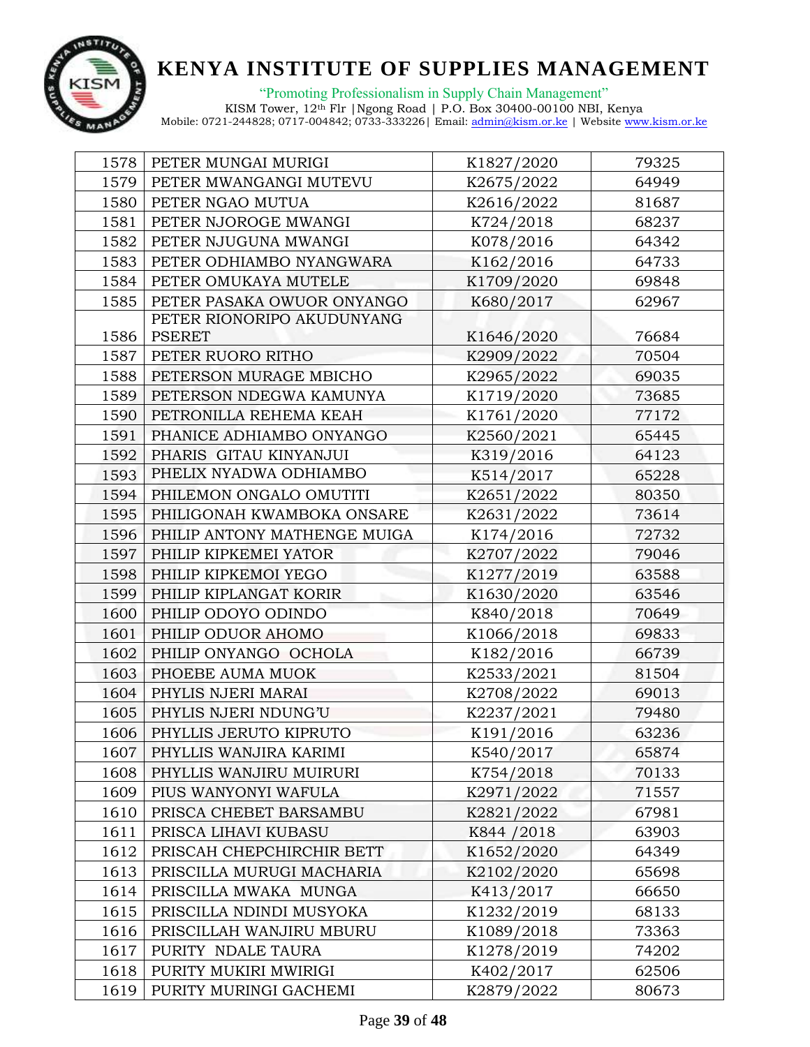# KENYA INSTITUTE OF SUPPLIES MANAGEMENT

"Promoting Professionalism in Supply Chain Management"

KISM Tower, 12th Flr |Ngong Road | P.O. Box 30400-00100 NBI, Kenya
Mobile: 0721-244828; 0717-004842; 0733-333226| Email: admin@kism.or.ke | Website www.kism.or.ke

| | | | |
|---|---|---|---|
| 1578 | PETER MUNGAI MURIGI | K1827/2020 | 79325 |
| 1579 | PETER MWANGANGI MUTEVU | K2675/2022 | 64949 |
| 1580 | PETER NGAO MUTUA | K2616/2022 | 81687 |
| 1581 | PETER NJOROGE MWANGI | K724/2018 | 68237 |
| 1582 | PETER NJUGUNA MWANGI | K078/2016 | 64342 |
| 1583 | PETER ODHIAMBO NYANGWARA | K162/2016 | 64733 |
| 1584 | PETER OMUKAYA MUTELE | K1709/2020 | 69848 |
| 1585 | PETER PASAKA OWUOR ONYANGO | K680/2017 | 62967 |
| 1586 | PETER RIONORIPO AKUDUNYANG PSERET | K1646/2020 | 76684 |
| 1587 | PETER RUORO RITHO | K2909/2022 | 70504 |
| 1588 | PETERSON MURAGE MBICHO | K2965/2022 | 69035 |
| 1589 | PETERSON NDEGWA KAMUNYA | K1719/2020 | 73685 |
| 1590 | PETRONILLA REHEMA KEAH | K1761/2020 | 77172 |
| 1591 | PHANICE ADHIAMBO ONYANGO | K2560/2021 | 65445 |
| 1592 | PHARIS GITAU KINYANJUI | K319/2016 | 64123 |
| 1593 | PHELIX NYADWA ODHIAMBO | K514/2017 | 65228 |
| 1594 | PHILEMON ONGALO OMUTITI | K2651/2022 | 80350 |
| 1595 | PHILIGONAH KWAMBOKA ONSARE | K2631/2022 | 73614 |
| 1596 | PHILIP ANTONY MATHENGE MUIGA | K174/2016 | 72732 |
| 1597 | PHILIP KIPKEMEI YATOR | K2707/2022 | 79046 |
| 1598 | PHILIP KIPKEMOI YEGO | K1277/2019 | 63588 |
| 1599 | PHILIP KIPLANGAT KORIR | K1630/2020 | 63546 |
| 1600 | PHILIP ODOYO ODINDO | K840/2018 | 70649 |
| 1601 | PHILIP ODUOR AHOMO | K1066/2018 | 69833 |
| 1602 | PHILIP ONYANGO OCHOLA | K182/2016 | 66739 |
| 1603 | PHOEBE AUMA MUOK | K2533/2021 | 81504 |
| 1604 | PHYLIS NJERI MARAI | K2708/2022 | 69013 |
| 1605 | PHYLIS NJERI NDUNG'U | K2237/2021 | 79480 |
| 1606 | PHYLLIS JERUTO KIPRUTO | K191/2016 | 63236 |
| 1607 | PHYLLIS WANJIRA KARIMI | K540/2017 | 65874 |
| 1608 | PHYLLIS WANJIRU MUIRURI | K754/2018 | 70133 |
| 1609 | PIUS WANYONYI WAFULA | K2971/2022 | 71557 |
| 1610 | PRISCA CHEBET BARSAMBU | K2821/2022 | 67981 |
| 1611 | PRISCA LIHAVI KUBASU | K844 /2018 | 63903 |
| 1612 | PRISCAH CHEPCHIRCHIR BETT | K1652/2020 | 64349 |
| 1613 | PRISCILLA MURUGI MACHARIA | K2102/2020 | 65698 |
| 1614 | PRISCILLA MWAKA MUNGA | K413/2017 | 66650 |
| 1615 | PRISCILLA NDINDI MUSYOKA | K1232/2019 | 68133 |
| 1616 | PRISCILLAH WANJIRU MBURU | K1089/2018 | 73363 |
| 1617 | PURITY NDALE TAURA | K1278/2019 | 74202 |
| 1618 | PURITY MUKIRI MWIRIGI | K402/2017 | 62506 |
| 1619 | PURITY MURINGI GACHEMI | K2879/2022 | 80673 |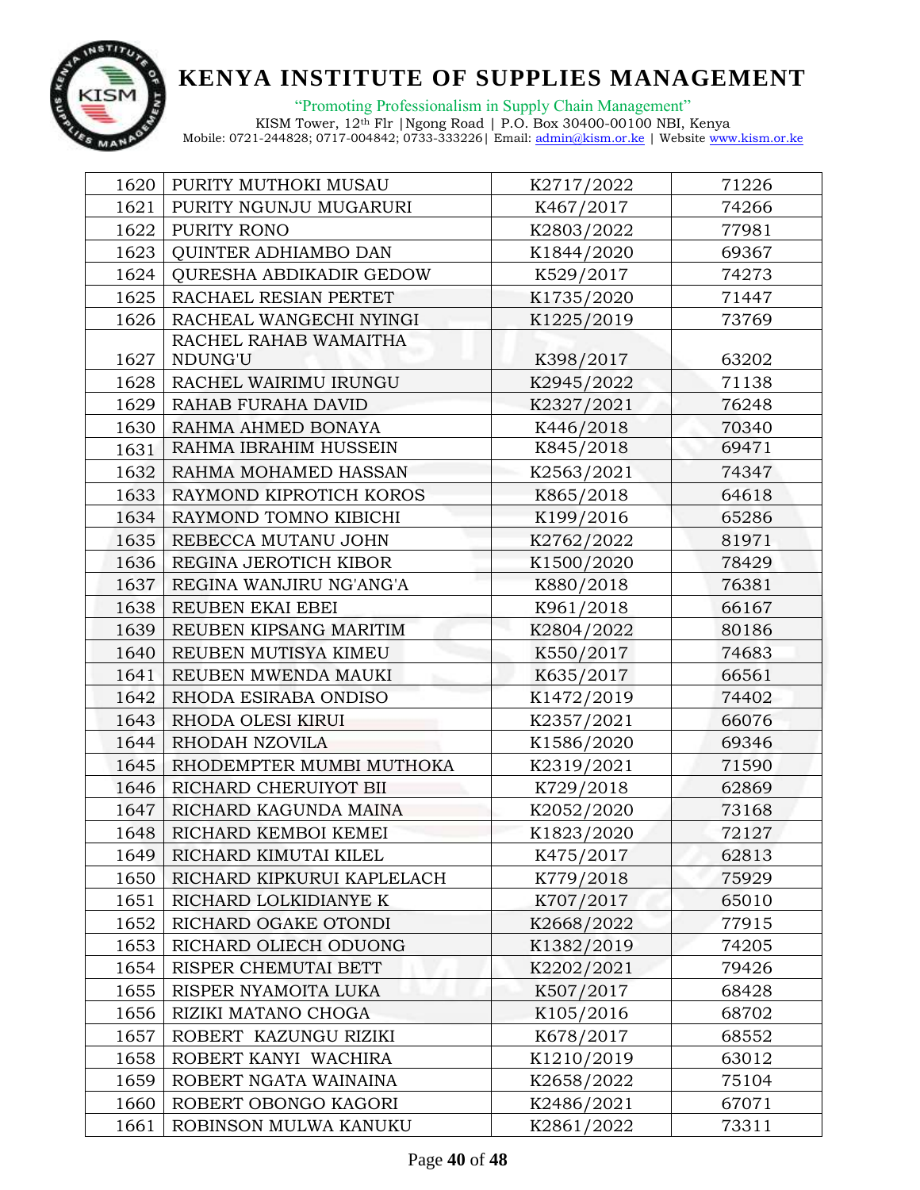| 1620 | PURITY MUTHOKI MUSAU | K2717/2022 | 71226 |
|---|---|---|---|
| 1621 | PURITY NGUNJU MUGARURI | K467/2017 | 74266 |
| 1622 | PURITY RONO | K2803/2022 | 77981 |
| 1623 | QUINTER ADHIAMBO DAN | K1844/2020 | 69367 |
| 1624 | QURESHA ABDIKADIR GEDOW | K529/2017 | 74273 |
| 1625 | RACHAEL RESIAN PERTET | K1735/2020 | 71447 |
| 1626 | RACHEAL WANGECHI NYINGI | K1225/2019 | 73769 |
| 1627 | RACHEL RAHAB WAMAITHA NDUNG'U | K398/2017 | 63202 |
| 1628 | RACHEL WAIRIMU IRUNGU | K2945/2022 | 71138 |
| 1629 | RAHAB FURAHA DAVID | K2327/2021 | 76248 |
| 1630 | RAHMA AHMED BONAYA | K446/2018 | 70340 |
| 1631 | RAHMA IBRAHIM HUSSEIN | K845/2018 | 69471 |
| 1632 | RAHMA MOHAMED HASSAN | K2563/2021 | 74347 |
| 1633 | RAYMOND KIPROTICH KOROS | K865/2018 | 64618 |
| 1634 | RAYMOND TOMNO KIBICHI | K199/2016 | 65286 |
| 1635 | REBECCA MUTANU JOHN | K2762/2022 | 81971 |
| 1636 | REGINA JEROTICH KIBOR | K1500/2020 | 78429 |
| 1637 | REGINA WANJIRU NG'ANG'A | K880/2018 | 76381 |
| 1638 | REUBEN EKAI EBEI | K961/2018 | 66167 |
| 1639 | REUBEN KIPSANG MARITIM | K2804/2022 | 80186 |
| 1640 | REUBEN MUTISYA KIMEU | K550/2017 | 74683 |
| 1641 | REUBEN MWENDA MAUKI | K635/2017 | 66561 |
| 1642 | RHODA ESIRABA ONDISO | K1472/2019 | 74402 |
| 1643 | RHODA OLESI KIRUI | K2357/2021 | 66076 |
| 1644 | RHODAH NZOVILA | K1586/2020 | 69346 |
| 1645 | RHODEMPTER MUMBI MUTHOKA | K2319/2021 | 71590 |
| 1646 | RICHARD CHERUIYOT BII | K729/2018 | 62869 |
| 1647 | RICHARD KAGUNDA MAINA | K2052/2020 | 73168 |
| 1648 | RICHARD KEMBOI KEMEI | K1823/2020 | 72127 |
| 1649 | RICHARD KIMUTAI KILEL | K475/2017 | 62813 |
| 1650 | RICHARD KIPKURUI KAPLELACH | K779/2018 | 75929 |
| 1651 | RICHARD LOLKIDIANYE K | K707/2017 | 65010 |
| 1652 | RICHARD OGAKE OTONDI | K2668/2022 | 77915 |
| 1653 | RICHARD OLIECH ODUONG | K1382/2019 | 74205 |
| 1654 | RISPER CHEMUTAI BETT | K2202/2021 | 79426 |
| 1655 | RISPER NYAMOITA LUKA | K507/2017 | 68428 |
| 1656 | RIZIKI MATANO CHOGA | K105/2016 | 68702 |
| 1657 | ROBERT KAZUNGU RIZIKI | K678/2017 | 68552 |
| 1658 | ROBERT KANYI WACHIRA | K1210/2019 | 63012 |
| 1659 | ROBERT NGATA WAINAINA | K2658/2022 | 75104 |
| 1660 | ROBERT OBONGO KAGORI | K2486/2021 | 67071 |
| 1661 | ROBINSON MULWA KANUKU | K2861/2022 | 73311 |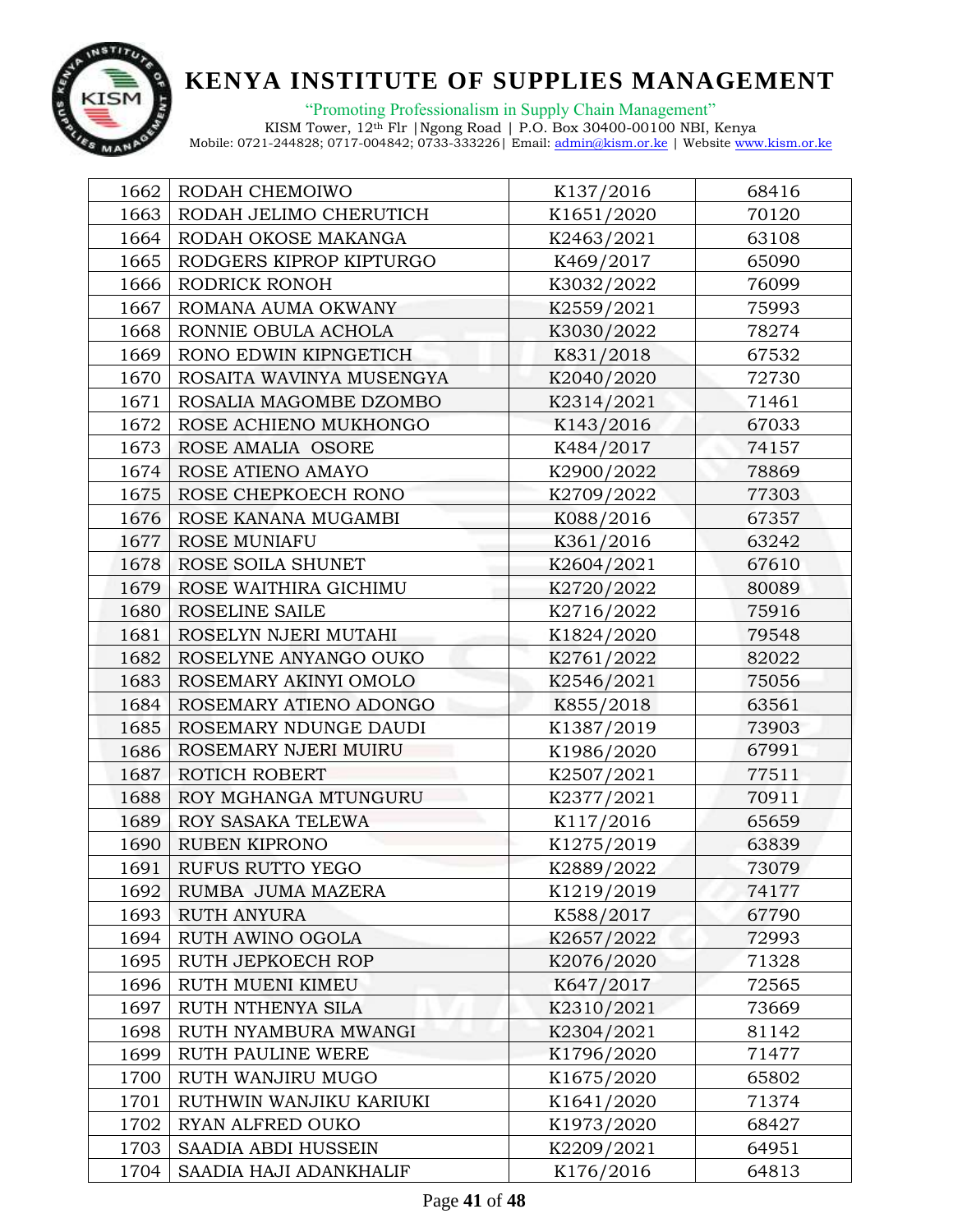| 1662 | RODAH CHEMOIWO | K137/2016 | 68416 |
|---|---|---|---|
| 1663 | RODAH JELIMO CHERUTICH | K1651/2020 | 70120 |
| 1664 | RODAH OKOSE MAKANGA | K2463/2021 | 63108 |
| 1665 | RODGERS KIPROP KIPTURGO | K469/2017 | 65090 |
| 1666 | RODRICK RONOH | K3032/2022 | 76099 |
| 1667 | ROMANA AUMA OKWANY | K2559/2021 | 75993 |
| 1668 | RONNIE OBULA ACHOLA | K3030/2022 | 78274 |
| 1669 | RONO EDWIN KIPNGETICH | K831/2018 | 67532 |
| 1670 | ROSAITA WAVINYA MUSENGYA | K2040/2020 | 72730 |
| 1671 | ROSALIA MAGOMBE DZOMBO | K2314/2021 | 71461 |
| 1672 | ROSE ACHIENO MUKHONGO | K143/2016 | 67033 |
| 1673 | ROSE AMALIA OSORE | K484/2017 | 74157 |
| 1674 | ROSE ATIENO AMAYO | K2900/2022 | 78869 |
| 1675 | ROSE CHEPKOECH RONO | K2709/2022 | 77303 |
| 1676 | ROSE KANANA MUGAMBI | K088/2016 | 67357 |
| 1677 | ROSE MUNIAFU | K361/2016 | 63242 |
| 1678 | ROSE SOILA SHUNET | K2604/2021 | 67610 |
| 1679 | ROSE WAITHIRA GICHIMU | K2720/2022 | 80089 |
| 1680 | ROSELINE SAILE | K2716/2022 | 75916 |
| 1681 | ROSELYN NJERI MUTAHI | K1824/2020 | 79548 |
| 1682 | ROSELYNE ANYANGO OUKO | K2761/2022 | 82022 |
| 1683 | ROSEMARY AKINYI OMOLO | K2546/2021 | 75056 |
| 1684 | ROSEMARY ATIENO ADONGO | K855/2018 | 63561 |
| 1685 | ROSEMARY NDUNGE DAUDI | K1387/2019 | 73903 |
| 1686 | ROSEMARY NJERI MUIRU | K1986/2020 | 67991 |
| 1687 | ROTICH ROBERT | K2507/2021 | 77511 |
| 1688 | ROY MGHANGA MTUNGURU | K2377/2021 | 70911 |
| 1689 | ROY SASAKA TELEWA | K117/2016 | 65659 |
| 1690 | RUBEN KIPRONO | K1275/2019 | 63839 |
| 1691 | RUFUS RUTTO YEGO | K2889/2022 | 73079 |
| 1692 | RUMBA JUMA MAZERA | K1219/2019 | 74177 |
| 1693 | RUTH ANYURA | K588/2017 | 67790 |
| 1694 | RUTH AWINO OGOLA | K2657/2022 | 72993 |
| 1695 | RUTH JEPKOECH ROP | K2076/2020 | 71328 |
| 1696 | RUTH MUENI KIMEU | K647/2017 | 72565 |
| 1697 | RUTH NTHENYA SILA | K2310/2021 | 73669 |
| 1698 | RUTH NYAMBURA MWANGI | K2304/2021 | 81142 |
| 1699 | RUTH PAULINE WERE | K1796/2020 | 71477 |
| 1700 | RUTH WANJIRU MUGO | K1675/2020 | 65802 |
| 1701 | RUTHWIN WANJIKU KARIUKI | K1641/2020 | 71374 |
| 1702 | RYAN ALFRED OUKO | K1973/2020 | 68427 |
| 1703 | SAADIA ABDI HUSSEIN | K2209/2021 | 64951 |
| 1704 | SAADIA HAJI ADANKHALIF | K176/2016 | 64813 |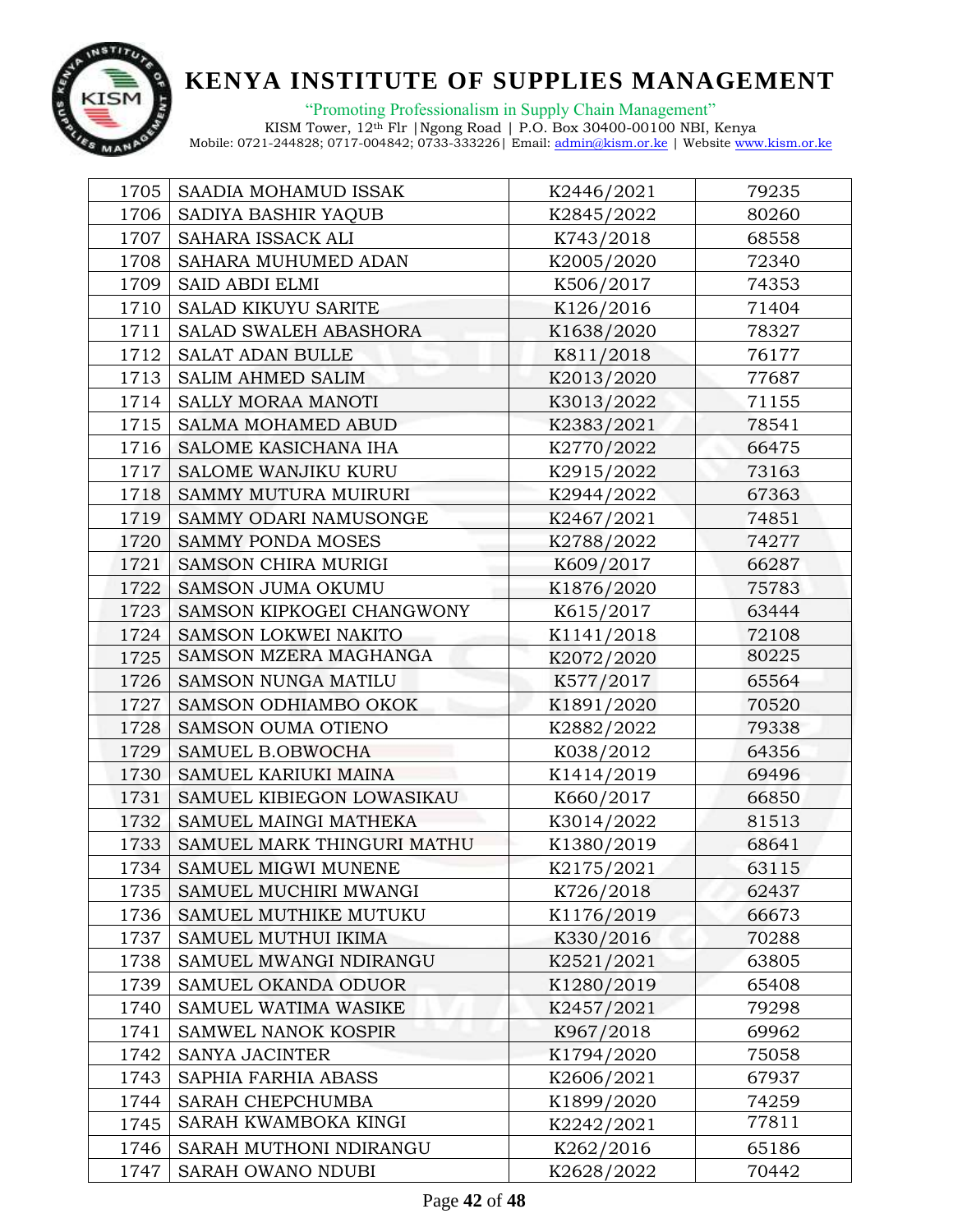| 1705 | SAADIA MOHAMUD ISSAK | K2446/2021 | 79235 |
|---|---|---|---|
| 1706 | SADIYA BASHIR YAQUB | K2845/2022 | 80260 |
| 1707 | SAHARA ISSACK ALI | K743/2018 | 68558 |
| 1708 | SAHARA MUHUMED ADAN | K2005/2020 | 72340 |
| 1709 | SAID ABDI ELMI | K506/2017 | 74353 |
| 1710 | SALAD KIKUYU SARITE | K126/2016 | 71404 |
| 1711 | SALAD SWALEH ABASHORA | K1638/2020 | 78327 |
| 1712 | SALAT ADAN BULLE | K811/2018 | 76177 |
| 1713 | SALIM AHMED SALIM | K2013/2020 | 77687 |
| 1714 | SALLY MORAA MANOTI | K3013/2022 | 71155 |
| 1715 | SALMA MOHAMED ABUD | K2383/2021 | 78541 |
| 1716 | SALOME KASICHANA IHA | K2770/2022 | 66475 |
| 1717 | SALOME WANJIKU KURU | K2915/2022 | 73163 |
| 1718 | SAMMY MUTURA MUIRURI | K2944/2022 | 67363 |
| 1719 | SAMMY ODARI NAMUSONGE | K2467/2021 | 74851 |
| 1720 | SAMMY PONDA MOSES | K2788/2022 | 74277 |
| 1721 | SAMSON CHIRA MURIGI | K609/2017 | 66287 |
| 1722 | SAMSON JUMA OKUMU | K1876/2020 | 75783 |
| 1723 | SAMSON KIPKOGEI CHANGWONY | K615/2017 | 63444 |
| 1724 | SAMSON LOKWEI NAKITO | K1141/2018 | 72108 |
| 1725 | SAMSON MZERA MAGHANGA | K2072/2020 | 80225 |
| 1726 | SAMSON NUNGA MATILU | K577/2017 | 65564 |
| 1727 | SAMSON ODHIAMBO OKOK | K1891/2020 | 70520 |
| 1728 | SAMSON OUMA OTIENO | K2882/2022 | 79338 |
| 1729 | SAMUEL B.OBWOCHA | K038/2012 | 64356 |
| 1730 | SAMUEL KARIUKI MAINA | K1414/2019 | 69496 |
| 1731 | SAMUEL KIBIEGON LOWASIKAU | K660/2017 | 66850 |
| 1732 | SAMUEL MAINGI MATHEKA | K3014/2022 | 81513 |
| 1733 | SAMUEL MARK THINGURI MATHU | K1380/2019 | 68641 |
| 1734 | SAMUEL MIGWI MUNENE | K2175/2021 | 63115 |
| 1735 | SAMUEL MUCHIRI MWANGI | K726/2018 | 62437 |
| 1736 | SAMUEL MUTHIKE MUTUKU | K1176/2019 | 66673 |
| 1737 | SAMUEL MUTHUI IKIMA | K330/2016 | 70288 |
| 1738 | SAMUEL MWANGI NDIRANGU | K2521/2021 | 63805 |
| 1739 | SAMUEL OKANDA ODUOR | K1280/2019 | 65408 |
| 1740 | SAMUEL WATIMA WASIKE | K2457/2021 | 79298 |
| 1741 | SAMWEL NANOK KOSPIR | K967/2018 | 69962 |
| 1742 | SANYA JACINTER | K1794/2020 | 75058 |
| 1743 | SAPHIA FARHIA ABASS | K2606/2021 | 67937 |
| 1744 | SARAH CHEPCHUMBA | K1899/2020 | 74259 |
| 1745 | SARAH KWAMBOKA KINGI | K2242/2021 | 77811 |
| 1746 | SARAH MUTHONI NDIRANGU | K262/2016 | 65186 |
| 1747 | SARAH OWANO NDUBI | K2628/2022 | 70442 |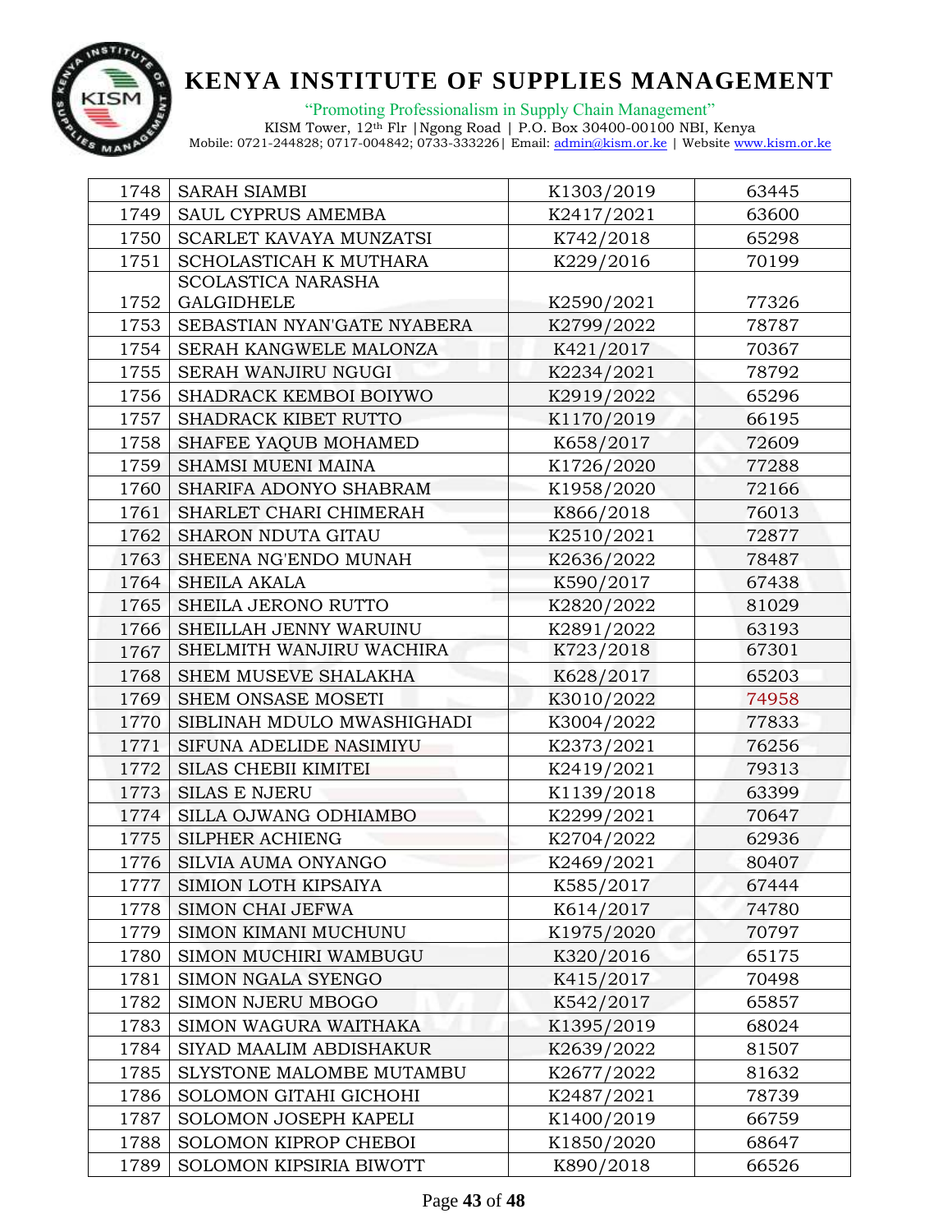# KENYA INSTITUTE OF SUPPLIES MANAGEMENT

"Promoting Professionalism in Supply Chain Management"

KISM Tower, 12th Flr |Ngong Road | P.O. Box 30400-00100 NBI, Kenya
Mobile: 0721-244828; 0717-004842; 0733-333226| Email: admin@kism.or.ke | Website www.kism.or.ke

| | | | |
|---|---|---|---|
| 1748 | SARAH SIAMBI | K1303/2019 | 63445 |
| 1749 | SAUL CYPRUS AMEMBA | K2417/2021 | 63600 |
| 1750 | SCARLET KAVAYA MUNZATSI | K742/2018 | 65298 |
| 1751 | SCHOLASTICAH K MUTHARA | K229/2016 | 70199 |
| 1752 | SCOLASTICA NARASHA GALGIDHELE | K2590/2021 | 77326 |
| 1753 | SEBASTIAN NYAN'GATE NYABERA | K2799/2022 | 78787 |
| 1754 | SERAH KANGWELE MALONZA | K421/2017 | 70367 |
| 1755 | SERAH WANJIRU NGUGI | K2234/2021 | 78792 |
| 1756 | SHADRACK KEMBOI BOIYWO | K2919/2022 | 65296 |
| 1757 | SHADRACK KIBET RUTTO | K1170/2019 | 66195 |
| 1758 | SHAFEE YAQUB MOHAMED | K658/2017 | 72609 |
| 1759 | SHAMSI MUENI MAINA | K1726/2020 | 77288 |
| 1760 | SHARIFA ADONYO SHABRAM | K1958/2020 | 72166 |
| 1761 | SHARLET CHARI CHIMERAH | K866/2018 | 76013 |
| 1762 | SHARON NDUTA GITAU | K2510/2021 | 72877 |
| 1763 | SHEENA NG'ENDO MUNAH | K2636/2022 | 78487 |
| 1764 | SHEILA AKALA | K590/2017 | 67438 |
| 1765 | SHEILA JERONO RUTTO | K2820/2022 | 81029 |
| 1766 | SHEILLAH JENNY WARUINU | K2891/2022 | 63193 |
| 1767 | SHELMITH WANJIRU WACHIRA | K723/2018 | 67301 |
| 1768 | SHEM MUSEVE SHALAKHA | K628/2017 | 65203 |
| 1769 | SHEM ONSASE MOSETI | K3010/2022 | 74958 |
| 1770 | SIBLINAH MDULO MWASHIGHADI | K3004/2022 | 77833 |
| 1771 | SIFUNA ADELIDE NASIMIYU | K2373/2021 | 76256 |
| 1772 | SILAS CHEBII KIMITEI | K2419/2021 | 79313 |
| 1773 | SILAS E NJERU | K1139/2018 | 63399 |
| 1774 | SILLA OJWANG ODHIAMBO | K2299/2021 | 70647 |
| 1775 | SILPHER ACHIENG | K2704/2022 | 62936 |
| 1776 | SILVIA AUMA ONYANGO | K2469/2021 | 80407 |
| 1777 | SIMION LOTH KIPSAIYA | K585/2017 | 67444 |
| 1778 | SIMON CHAI JEFWA | K614/2017 | 74780 |
| 1779 | SIMON KIMANI MUCHUNU | K1975/2020 | 70797 |
| 1780 | SIMON MUCHIRI WAMBUGU | K320/2016 | 65175 |
| 1781 | SIMON NGALA SYENGO | K415/2017 | 70498 |
| 1782 | SIMON NJERU MBOGO | K542/2017 | 65857 |
| 1783 | SIMON WAGURA WAITHAKA | K1395/2019 | 68024 |
| 1784 | SIYAD MAALIM ABDISHAKUR | K2639/2022 | 81507 |
| 1785 | SLYSTONE MALOMBE MUTAMBU | K2677/2022 | 81632 |
| 1786 | SOLOMON GITAHI GICHOHI | K2487/2021 | 78739 |
| 1787 | SOLOMON JOSEPH KAPELI | K1400/2019 | 66759 |
| 1788 | SOLOMON KIPROP CHEBOI | K1850/2020 | 68647 |
| 1789 | SOLOMON KIPSIRIA BIWOTT | K890/2018 | 66526 |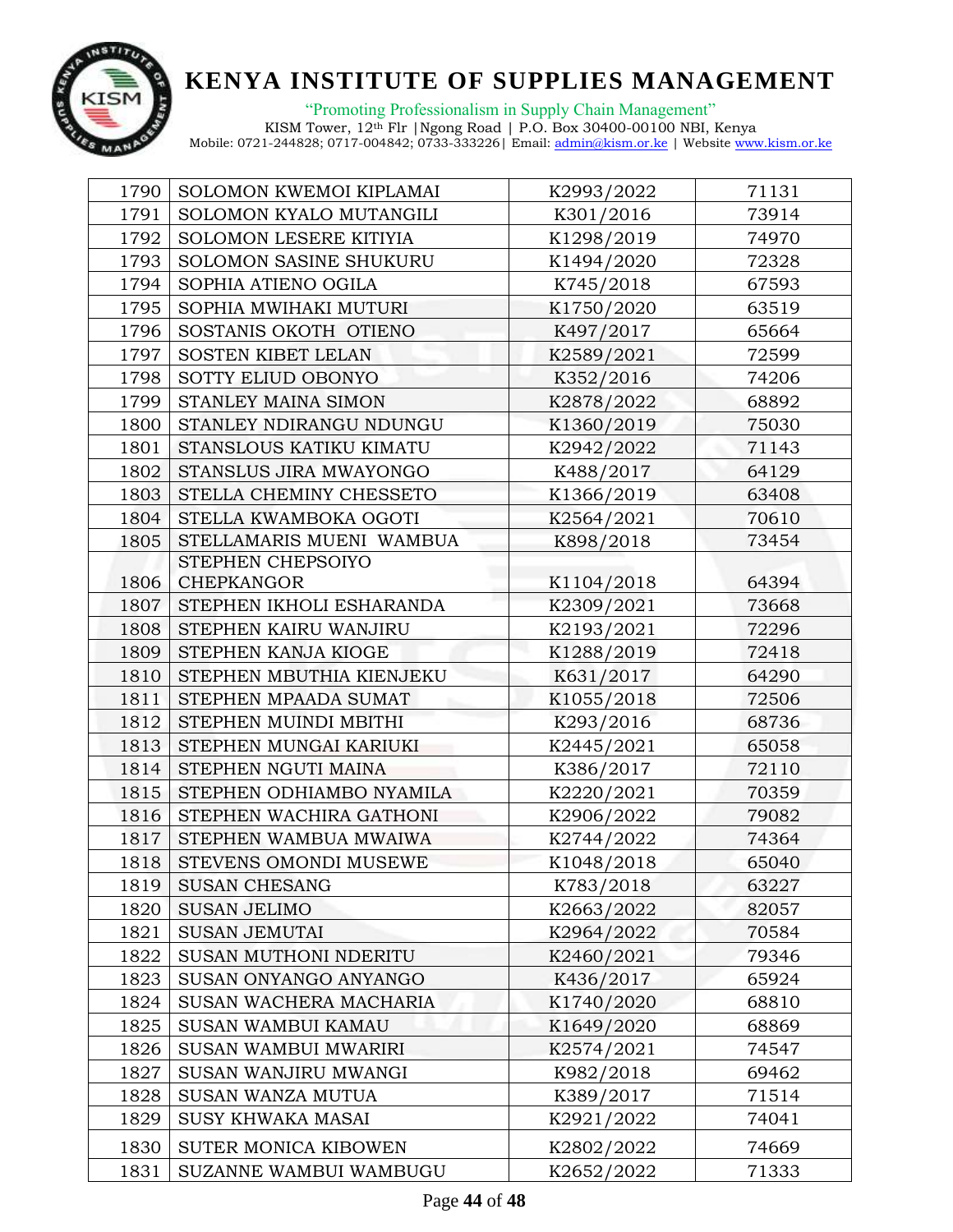| 1790 | SOLOMON KWEMOI KIPLAMAI | K2993/2022 | 71131 |
|---|---|---|---|
| 1791 | SOLOMON KYALO MUTANGILI | K301/2016 | 73914 |
| 1792 | SOLOMON LESERE KITIYIA | K1298/2019 | 74970 |
| 1793 | SOLOMON SASINE SHUKURU | K1494/2020 | 72328 |
| 1794 | SOPHIA ATIENO OGILA | K745/2018 | 67593 |
| 1795 | SOPHIA MWIHAKI MUTURI | K1750/2020 | 63519 |
| 1796 | SOSTANIS OKOTH OTIENO | K497/2017 | 65664 |
| 1797 | SOSTEN KIBET LELAN | K2589/2021 | 72599 |
| 1798 | SOTTY ELIUD OBONYO | K352/2016 | 74206 |
| 1799 | STANLEY MAINA SIMON | K2878/2022 | 68892 |
| 1800 | STANLEY NDIRANGU NDUNGU | K1360/2019 | 75030 |
| 1801 | STANSLOUS KATIKU KIMATU | K2942/2022 | 71143 |
| 1802 | STANSLUS JIRA MWAYONGO | K488/2017 | 64129 |
| 1803 | STELLA CHEMINY CHESSETO | K1366/2019 | 63408 |
| 1804 | STELLA KWAMBOKA OGOTI | K2564/2021 | 70610 |
| 1805 | STELLAMARIS MUENI WAMBUA | K898/2018 | 73454 |
| 1806 | STEPHEN CHEPSOIYO CHEPKANGOR | K1104/2018 | 64394 |
| 1807 | STEPHEN IKHOLI ESHARANDA | K2309/2021 | 73668 |
| 1808 | STEPHEN KAIRU WANJIRU | K2193/2021 | 72296 |
| 1809 | STEPHEN KANJA KIOGE | K1288/2019 | 72418 |
| 1810 | STEPHEN MBUTHIA KIENJEKU | K631/2017 | 64290 |
| 1811 | STEPHEN MPAADA SUMAT | K1055/2018 | 72506 |
| 1812 | STEPHEN MUINDI MBITHI | K293/2016 | 68736 |
| 1813 | STEPHEN MUNGAI KARIUKI | K2445/2021 | 65058 |
| 1814 | STEPHEN NGUTI MAINA | K386/2017 | 72110 |
| 1815 | STEPHEN ODHIAMBO NYAMILA | K2220/2021 | 70359 |
| 1816 | STEPHEN WACHIRA GATHONI | K2906/2022 | 79082 |
| 1817 | STEPHEN WAMBUA MWAIWA | K2744/2022 | 74364 |
| 1818 | STEVENS OMONDI MUSEWE | K1048/2018 | 65040 |
| 1819 | SUSAN CHESANG | K783/2018 | 63227 |
| 1820 | SUSAN JELIMO | K2663/2022 | 82057 |
| 1821 | SUSAN JEMUTAI | K2964/2022 | 70584 |
| 1822 | SUSAN MUTHONI NDERITU | K2460/2021 | 79346 |
| 1823 | SUSAN ONYANGO ANYANGO | K436/2017 | 65924 |
| 1824 | SUSAN WACHERA MACHARIA | K1740/2020 | 68810 |
| 1825 | SUSAN WAMBUI KAMAU | K1649/2020 | 68869 |
| 1826 | SUSAN WAMBUI MWARIRI | K2574/2021 | 74547 |
| 1827 | SUSAN WANJIRU MWANGI | K982/2018 | 69462 |
| 1828 | SUSAN WANZA MUTUA | K389/2017 | 71514 |
| 1829 | SUSY KHWAKA MASAI | K2921/2022 | 74041 |
| 1830 | SUTER MONICA KIBOWEN | K2802/2022 | 74669 |
| 1831 | SUZANNE WAMBUI WAMBUGU | K2652/2022 | 71333 |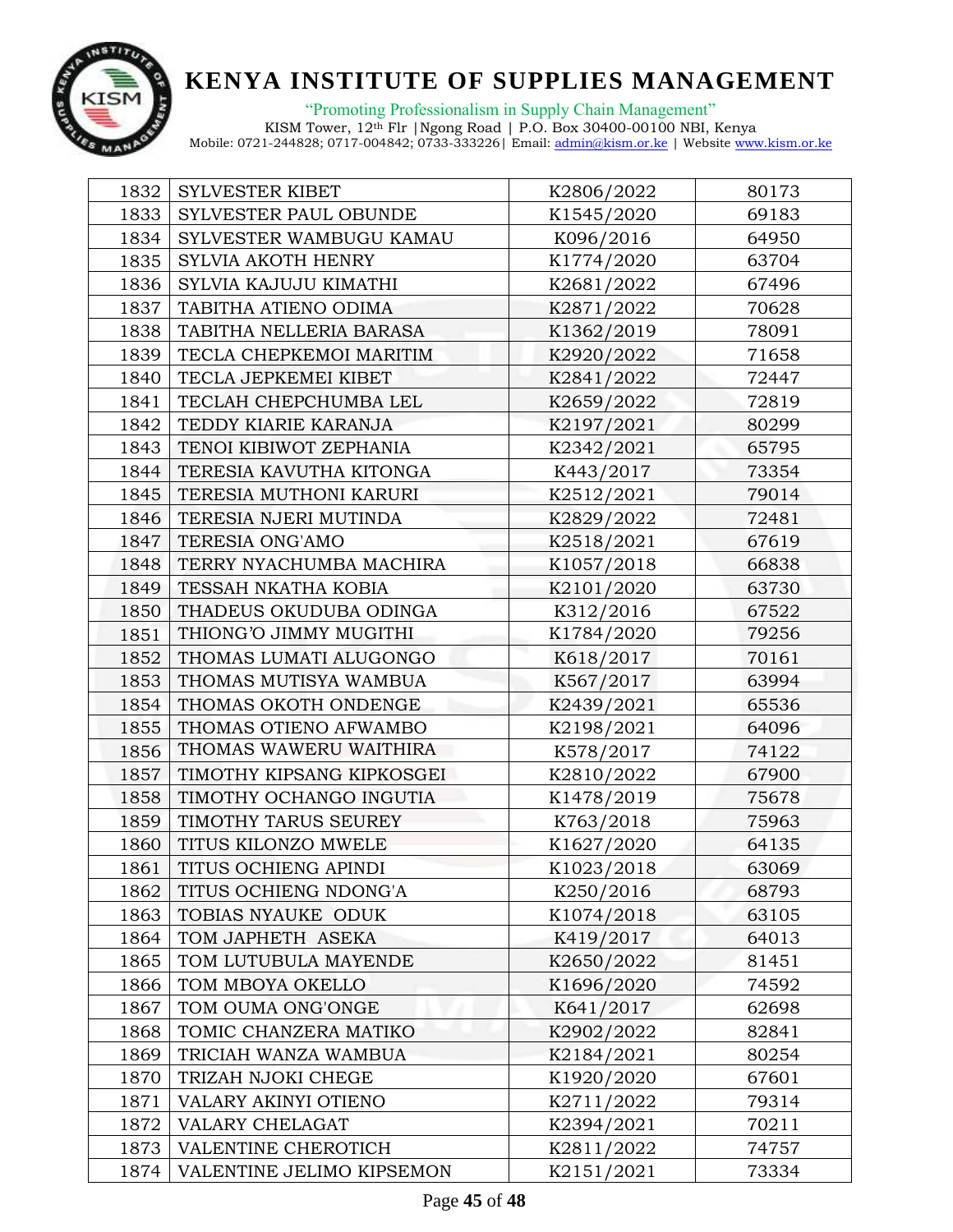# KENYA INSTITUTE OF SUPPLIES MANAGEMENT

"Promoting Professionalism in Supply Chain Management"

KISM Tower, 12th Flr |Ngong Road | P.O. Box 30400-00100 NBI, Kenya
Mobile: 0721-244828; 0717-004842; 0733-333226| Email: admin@kism.or.ke | Website www.kism.or.ke

| | | | |
|---|---|---|---|
| 1832 | SYLVESTER KIBET | K2806/2022 | 80173 |
| 1833 | SYLVESTER PAUL OBUNDE | K1545/2020 | 69183 |
| 1834 | SYLVESTER WAMBUGU KAMAU | K096/2016 | 64950 |
| 1835 | SYLVIA AKOTH HENRY | K1774/2020 | 63704 |
| 1836 | SYLVIA KAJUJU KIMATHI | K2681/2022 | 67496 |
| 1837 | TABITHA ATIENO ODIMA | K2871/2022 | 70628 |
| 1838 | TABITHA NELLERIA BARASA | K1362/2019 | 78091 |
| 1839 | TECLA CHEPKEMOI MARITIM | K2920/2022 | 71658 |
| 1840 | TECLA JEPKEMEI KIBET | K2841/2022 | 72447 |
| 1841 | TECLAH CHEPCHUMBA LEL | K2659/2022 | 72819 |
| 1842 | TEDDY KIARIE KARANJA | K2197/2021 | 80299 |
| 1843 | TENOI KIBIWOT ZEPHANIA | K2342/2021 | 65795 |
| 1844 | TERESIA KAVUTHA KITONGA | K443/2017 | 73354 |
| 1845 | TERESIA MUTHONI KARURI | K2512/2021 | 79014 |
| 1846 | TERESIA NJERI MUTINDA | K2829/2022 | 72481 |
| 1847 | TERESIA ONG'AMO | K2518/2021 | 67619 |
| 1848 | TERRY NYACHUMBA MACHIRA | K1057/2018 | 66838 |
| 1849 | TESSAH NKATHA KOBIA | K2101/2020 | 63730 |
| 1850 | THADEUS OKUDUBA ODINGA | K312/2016 | 67522 |
| 1851 | THIONG'O JIMMY MUGITHI | K1784/2020 | 79256 |
| 1852 | THOMAS LUMATI ALUGONGO | K618/2017 | 70161 |
| 1853 | THOMAS MUTISYA WAMBUA | K567/2017 | 63994 |
| 1854 | THOMAS OKOTH ONDENGE | K2439/2021 | 65536 |
| 1855 | THOMAS OTIENO AFWAMBO | K2198/2021 | 64096 |
| 1856 | THOMAS WAWERU WAITHIRA | K578/2017 | 74122 |
| 1857 | TIMOTHY KIPSANG KIPKOSGEI | K2810/2022 | 67900 |
| 1858 | TIMOTHY OCHANGO INGUTIA | K1478/2019 | 75678 |
| 1859 | TIMOTHY TARUS SEUREY | K763/2018 | 75963 |
| 1860 | TITUS KILONZO MWELE | K1627/2020 | 64135 |
| 1861 | TITUS OCHIENG APINDI | K1023/2018 | 63069 |
| 1862 | TITUS OCHIENG NDONG'A | K250/2016 | 68793 |
| 1863 | TOBIAS NYAUKE ODUK | K1074/2018 | 63105 |
| 1864 | TOM JAPHETH ASEKA | K419/2017 | 64013 |
| 1865 | TOM LUTUBULA MAYENDE | K2650/2022 | 81451 |
| 1866 | TOM MBOYA OKELLO | K1696/2020 | 74592 |
| 1867 | TOM OUMA ONG'ONGE | K641/2017 | 62698 |
| 1868 | TOMIC CHANZERA MATIKO | K2902/2022 | 82841 |
| 1869 | TRICIAH WANZA WAMBUA | K2184/2021 | 80254 |
| 1870 | TRIZAH NJOKI CHEGE | K1920/2020 | 67601 |
| 1871 | VALARY AKINYI OTIENO | K2711/2022 | 79314 |
| 1872 | VALARY CHELAGAT | K2394/2021 | 70211 |
| 1873 | VALENTINE CHEROTICH | K2811/2022 | 74757 |
| 1874 | VALENTINE JELIMO KIPSEMON | K2151/2021 | 73334 |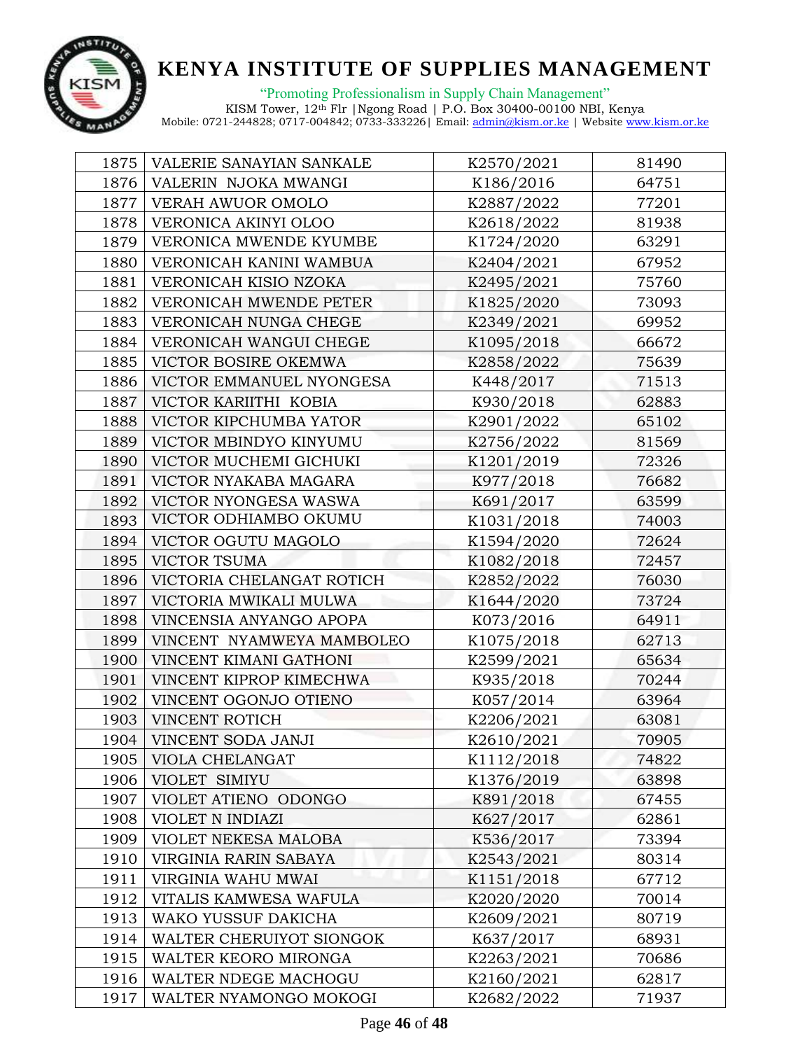| 1875 | VALERIE SANAYIAN SANKALE | K2570/2021 | 81490 |
|---|---|---|---|
| 1876 | VALERIN NJOKA MWANGI | K186/2016 | 64751 |
| 1877 | VERAH AWUOR OMOLO | K2887/2022 | 77201 |
| 1878 | VERONICA AKINYI OLOO | K2618/2022 | 81938 |
| 1879 | VERONICA MWENDE KYUMBE | K1724/2020 | 63291 |
| 1880 | VERONICAH KANINI WAMBUA | K2404/2021 | 67952 |
| 1881 | VERONICAH KISIO NZOKA | K2495/2021 | 75760 |
| 1882 | VERONICAH MWENDE PETER | K1825/2020 | 73093 |
| 1883 | VERONICAH NUNGA CHEGE | K2349/2021 | 69952 |
| 1884 | VERONICAH WANGUI CHEGE | K1095/2018 | 66672 |
| 1885 | VICTOR BOSIRE OKEMWA | K2858/2022 | 75639 |
| 1886 | VICTOR EMMANUEL NYONGESA | K448/2017 | 71513 |
| 1887 | VICTOR KARIITHI KOBIA | K930/2018 | 62883 |
| 1888 | VICTOR KIPCHUMBA YATOR | K2901/2022 | 65102 |
| 1889 | VICTOR MBINDYO KINYUMU | K2756/2022 | 81569 |
| 1890 | VICTOR MUCHEMI GICHUKI | K1201/2019 | 72326 |
| 1891 | VICTOR NYAKABA MAGARA | K977/2018 | 76682 |
| 1892 | VICTOR NYONGESA WASWA | K691/2017 | 63599 |
| 1893 | VICTOR ODHIAMBO OKUMU | K1031/2018 | 74003 |
| 1894 | VICTOR OGUTU MAGOLO | K1594/2020 | 72624 |
| 1895 | VICTOR TSUMA | K1082/2018 | 72457 |
| 1896 | VICTORIA CHELANGAT ROTICH | K2852/2022 | 76030 |
| 1897 | VICTORIA MWIKALI MULWA | K1644/2020 | 73724 |
| 1898 | VINCENSIA ANYANGO APOPA | K073/2016 | 64911 |
| 1899 | VINCENT NYAMWEYA MAMBOLEO | K1075/2018 | 62713 |
| 1900 | VINCENT KIMANI GATHONI | K2599/2021 | 65634 |
| 1901 | VINCENT KIPROP KIMECHWA | K935/2018 | 70244 |
| 1902 | VINCENT OGONJO OTIENO | K057/2014 | 63964 |
| 1903 | VINCENT ROTICH | K2206/2021 | 63081 |
| 1904 | VINCENT SODA JANJI | K2610/2021 | 70905 |
| 1905 | VIOLA CHELANGAT | K1112/2018 | 74822 |
| 1906 | VIOLET SIMIYU | K1376/2019 | 63898 |
| 1907 | VIOLET ATIENO ODONGO | K891/2018 | 67455 |
| 1908 | VIOLET N INDIAZI | K627/2017 | 62861 |
| 1909 | VIOLET NEKESA MALOBA | K536/2017 | 73394 |
| 1910 | VIRGINIA RARIN SABAYA | K2543/2021 | 80314 |
| 1911 | VIRGINIA WAHU MWAI | K1151/2018 | 67712 |
| 1912 | VITALIS KAMWESA WAFULA | K2020/2020 | 70014 |
| 1913 | WAKO YUSSUF DAKICHA | K2609/2021 | 80719 |
| 1914 | WALTER CHERUIYOT SIONGOK | K637/2017 | 68931 |
| 1915 | WALTER KEORO MIRONGA | K2263/2021 | 70686 |
| 1916 | WALTER NDEGE MACHOGU | K2160/2021 | 62817 |
| 1917 | WALTER NYAMONGO MOKOGI | K2682/2022 | 71937 |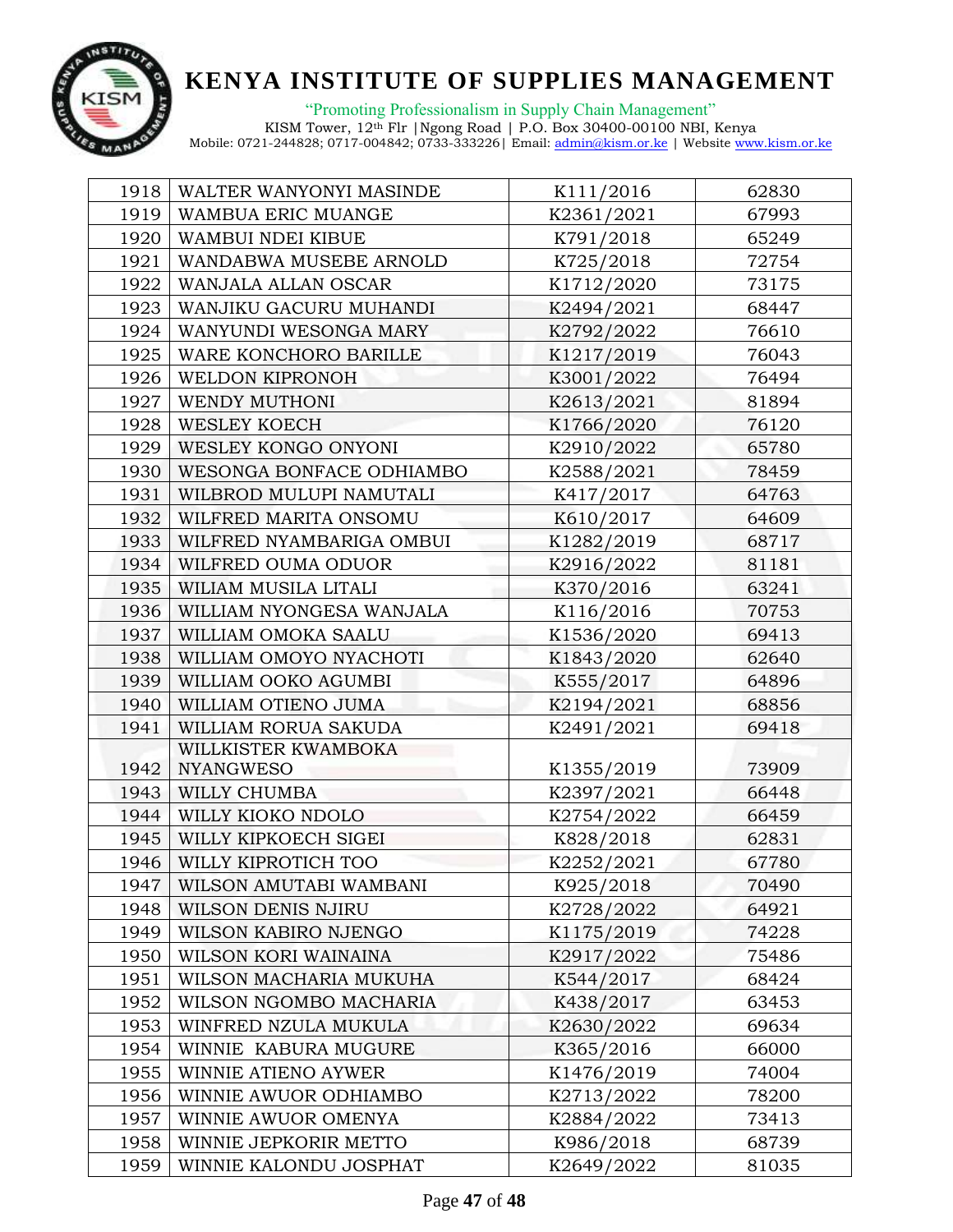| | | | |
|---|---|---|---|
| 1918 | WALTER WANYONYI MASINDE | K111/2016 | 62830 |
| 1919 | WAMBUA ERIC MUANGE | K2361/2021 | 67993 |
| 1920 | WAMBUI NDEI KIBUE | K791/2018 | 65249 |
| 1921 | WANDABWA MUSEBE ARNOLD | K725/2018 | 72754 |
| 1922 | WANJALA ALLAN OSCAR | K1712/2020 | 73175 |
| 1923 | WANJIKU GACURU MUHANDI | K2494/2021 | 68447 |
| 1924 | WANYUNDI WESONGA MARY | K2792/2022 | 76610 |
| 1925 | WARE KONCHORO BARILLE | K1217/2019 | 76043 |
| 1926 | WELDON KIPRONOH | K3001/2022 | 76494 |
| 1927 | WENDY MUTHONI | K2613/2021 | 81894 |
| 1928 | WESLEY KOECH | K1766/2020 | 76120 |
| 1929 | WESLEY KONGO ONYONI | K2910/2022 | 65780 |
| 1930 | WESONGA BONFACE ODHIAMBO | K2588/2021 | 78459 |
| 1931 | WILBROD MULUPI NAMUTALI | K417/2017 | 64763 |
| 1932 | WILFRED MARITA ONSOMU | K610/2017 | 64609 |
| 1933 | WILFRED NYAMBARIGA OMBUI | K1282/2019 | 68717 |
| 1934 | WILFRED OUMA ODUOR | K2916/2022 | 81181 |
| 1935 | WILIAM MUSILA LITALI | K370/2016 | 63241 |
| 1936 | WILLIAM NYONGESA WANJALA | K116/2016 | 70753 |
| 1937 | WILLIAM OMOKA SAALU | K1536/2020 | 69413 |
| 1938 | WILLIAM OMOYO NYACHOTI | K1843/2020 | 62640 |
| 1939 | WILLIAM OOKO AGUMBI | K555/2017 | 64896 |
| 1940 | WILLIAM OTIENO JUMA | K2194/2021 | 68856 |
| 1941 | WILLIAM RORUA SAKUDA | K2491/2021 | 69418 |
| 1942 | WILLKISTER KWAMBOKA NYANGWESO | K1355/2019 | 73909 |
| 1943 | WILLY CHUMBA | K2397/2021 | 66448 |
| 1944 | WILLY KIOKO NDOLO | K2754/2022 | 66459 |
| 1945 | WILLY KIPKOECH SIGEI | K828/2018 | 62831 |
| 1946 | WILLY KIPROTICH TOO | K2252/2021 | 67780 |
| 1947 | WILSON AMUTABI WAMBANI | K925/2018 | 70490 |
| 1948 | WILSON DENIS NJIRU | K2728/2022 | 64921 |
| 1949 | WILSON KABIRO NJENGO | K1175/2019 | 74228 |
| 1950 | WILSON KORI WAINAINA | K2917/2022 | 75486 |
| 1951 | WILSON MACHARIA MUKUHA | K544/2017 | 68424 |
| 1952 | WILSON NGOMBO MACHARIA | K438/2017 | 63453 |
| 1953 | WINFRED NZULA MUKULA | K2630/2022 | 69634 |
| 1954 | WINNIE KABURA MUGURE | K365/2016 | 66000 |
| 1955 | WINNIE ATIENO AYWER | K1476/2019 | 74004 |
| 1956 | WINNIE AWUOR ODHIAMBO | K2713/2022 | 78200 |
| 1957 | WINNIE AWUOR OMENYA | K2884/2022 | 73413 |
| 1958 | WINNIE JEPKORIR METTO | K986/2018 | 68739 |
| 1959 | WINNIE KALONDU JOSPHAT | K2649/2022 | 81035 |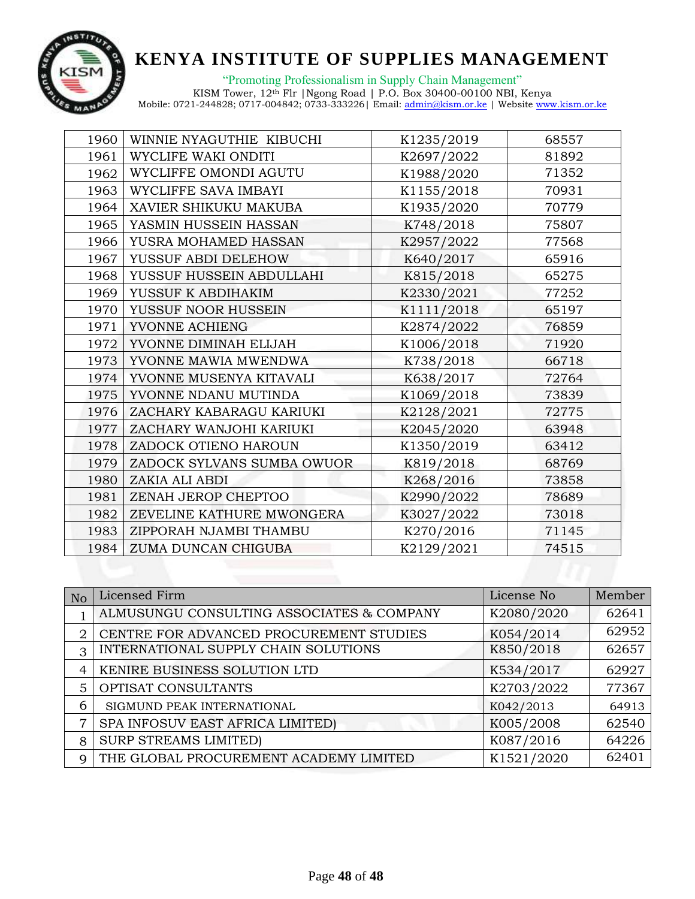# KENYA INSTITUTE OF SUPPLIES MANAGEMENT

"Promoting Professionalism in Supply Chain Management"

KISM Tower, 12th Flr |Ngong Road | P.O. Box 30400-00100 NBI, Kenya
Mobile: 0721-244828; 0717-004842; 0733-333226| Email: admin@kism.or.ke | Website www.kism.or.ke

| | | | |
|---|---|---|---|
| 1960 | WINNIE NYAGUTHIE KIBUCHI | K1235/2019 | 68557 |
| 1961 | WYCLIFE WAKI ONDITI | K2697/2022 | 81892 |
| 1962 | WYCLIFFE OMONDI AGUTU | K1988/2020 | 71352 |
| 1963 | WYCLIFFE SAVA IMBAYI | K1155/2018 | 70931 |
| 1964 | XAVIER SHIKUKU MAKUBA | K1935/2020 | 70779 |
| 1965 | YASMIN HUSSEIN HASSAN | K748/2018 | 75807 |
| 1966 | YUSRA MOHAMED HASSAN | K2957/2022 | 77568 |
| 1967 | YUSSUF ABDI DELEHOW | K640/2017 | 65916 |
| 1968 | YUSSUF HUSSEIN ABDULLAHI | K815/2018 | 65275 |
| 1969 | YUSSUF K ABDIHAKIM | K2330/2021 | 77252 |
| 1970 | YUSSUF NOOR HUSSEIN | K1111/2018 | 65197 |
| 1971 | YVONNE ACHIENG | K2874/2022 | 76859 |
| 1972 | YVONNE DIMINAH ELIJAH | K1006/2018 | 71920 |
| 1973 | YVONNE MAWIA MWENDWA | K738/2018 | 66718 |
| 1974 | YVONNE MUSENYA KITAVALI | K638/2017 | 72764 |
| 1975 | YVONNE NDANU MUTINDA | K1069/2018 | 73839 |
| 1976 | ZACHARY KABARAGU KARIUKI | K2128/2021 | 72775 |
| 1977 | ZACHARY WANJOHI KARIUKI | K2045/2020 | 63948 |
| 1978 | ZADOCK OTIENO HAROUN | K1350/2019 | 63412 |
| 1979 | ZADOCK SYLVANS SUMBA OWUOR | K819/2018 | 68769 |
| 1980 | ZAKIA ALI ABDI | K268/2016 | 73858 |
| 1981 | ZENAH JEROP CHEPTOO | K2990/2022 | 78689 |
| 1982 | ZEVELINE KATHURE MWONGERA | K3027/2022 | 73018 |
| 1983 | ZIPPORAH NJAMBI THAMBU | K270/2016 | 71145 |
| 1984 | ZUMA DUNCAN CHIGUBA | K2129/2021 | 74515 |

| No | Licensed Firm | License No | Member |
|---|---|---|---|
| 1 | ALMUSUNGU CONSULTING ASSOCIATES & COMPANY | K2080/2020 | 62641 |
| 2 | CENTRE FOR ADVANCED PROCUREMENT STUDIES | K054/2014 | 62952 |
| 3 | INTERNATIONAL SUPPLY CHAIN SOLUTIONS | K850/2018 | 62657 |
| 4 | KENIRE BUSINESS SOLUTION LTD | K534/2017 | 62927 |
| 5 | OPTISAT CONSULTANTS | K2703/2022 | 77367 |
| 6 | SIGMUND PEAK INTERNATIONAL | K042/2013 | 64913 |
| 7 | SPA INFOSUV EAST AFRICA LIMITED) | K005/2008 | 62540 |
| 8 | SURP STREAMS LIMITED) | K087/2016 | 64226 |
| 9 | THE GLOBAL PROCUREMENT ACADEMY LIMITED | K1521/2020 | 62401 |